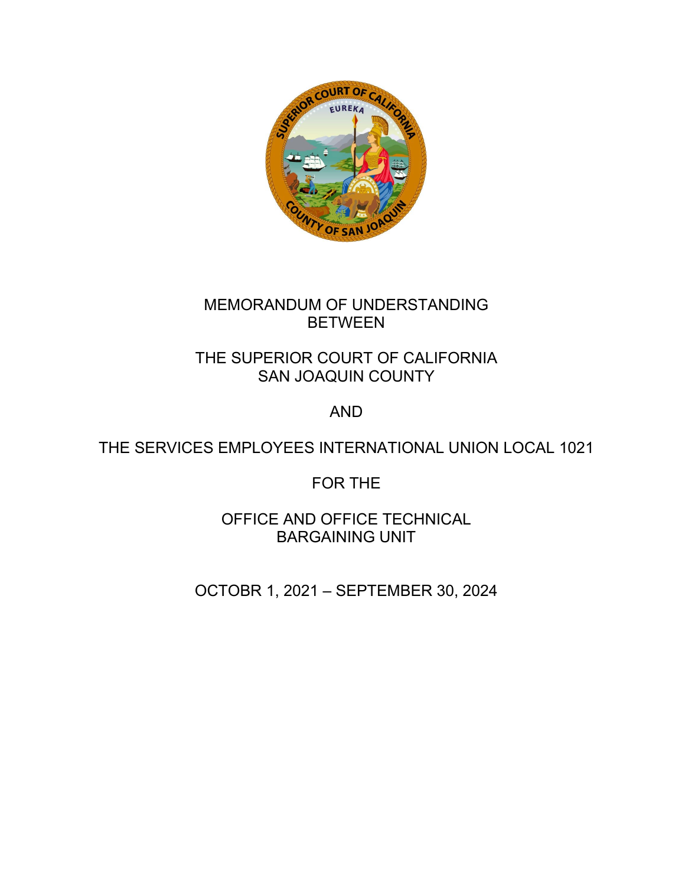# MEMORANDUM OF UNDERSTANDING BETWEEN

# THE SUPERIOR COURT OF CALIFORNIA SAN JOAQUIN COUNTY

# AND

# THE SERVICES EMPLOYEES INTERNATIONAL UNION LOCAL 1021

# FOR THE

# OFFICE AND OFFICE TECHNICAL BARGAINING UNIT

OCTOBR 1, 2021 – SEPTEMBER 30, 2024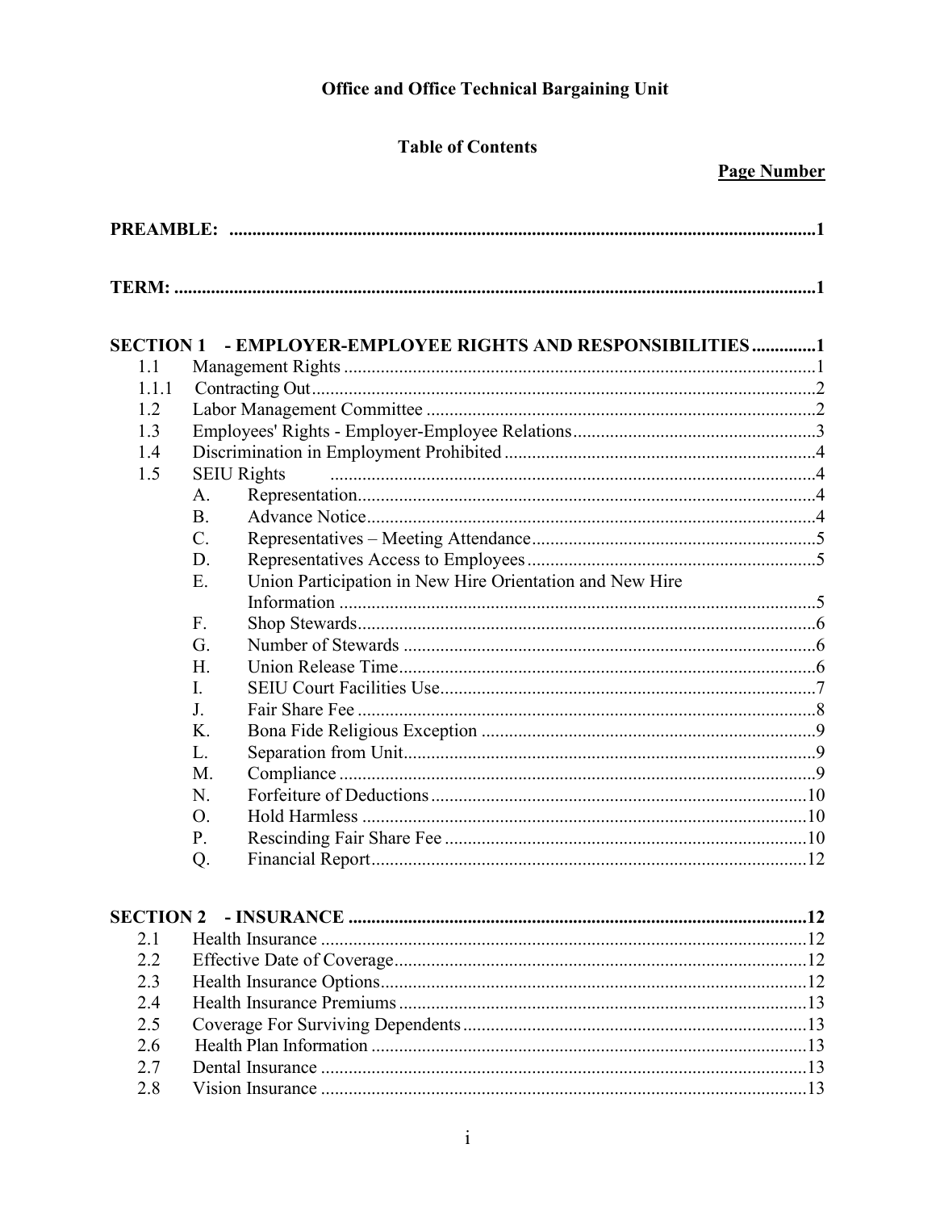# Office and Office Technical Bargaining Unit

## Table of Contents

**Page Number**

**PREAMBLE:** .......... **1**

**TERM:** .......... **1**

**SECTION 1 - EMPLOYER-EMPLOYEE RIGHTS AND RESPONSIBILITIES** .......... **1**

| | | | |
|---|---|---|---|
| 1.1 | Management Rights | | 1 |
| 1.1.1 | Contracting Out | | 2 |
| 1.2 | Labor Management Committee | | 2 |
| 1.3 | Employees' Rights - Employer-Employee Relations | | 3 |
| 1.4 | Discrimination in Employment Prohibited | | 4 |
| 1.5 | SEIU Rights | | 4 |
| | A. | Representation | 4 |
| | B. | Advance Notice | 4 |
| | C. | Representatives – Meeting Attendance | 5 |
| | D. | Representatives Access to Employees | 5 |
| | E. | Union Participation in New Hire Orientation and New Hire Information | 5 |
| | F. | Shop Stewards | 6 |
| | G. | Number of Stewards | 6 |
| | H. | Union Release Time | 6 |
| | I. | SEIU Court Facilities Use | 7 |
| | J. | Fair Share Fee | 8 |
| | K. | Bona Fide Religious Exception | 9 |
| | L. | Separation from Unit | 9 |
| | M. | Compliance | 9 |
| | N. | Forfeiture of Deductions | 10 |
| | O. | Hold Harmless | 10 |
| | P. | Rescinding Fair Share Fee | 10 |
| | Q. | Financial Report | 12 |

**SECTION 2 - INSURANCE** .......... **12**

| | | |
|---|---|---|
| 2.1 | Health Insurance | 12 |
| 2.2 | Effective Date of Coverage | 12 |
| 2.3 | Health Insurance Options | 12 |
| 2.4 | Health Insurance Premiums | 13 |
| 2.5 | Coverage For Surviving Dependents | 13 |
| 2.6 | Health Plan Information | 13 |
| 2.7 | Dental Insurance | 13 |
| 2.8 | Vision Insurance | 13 |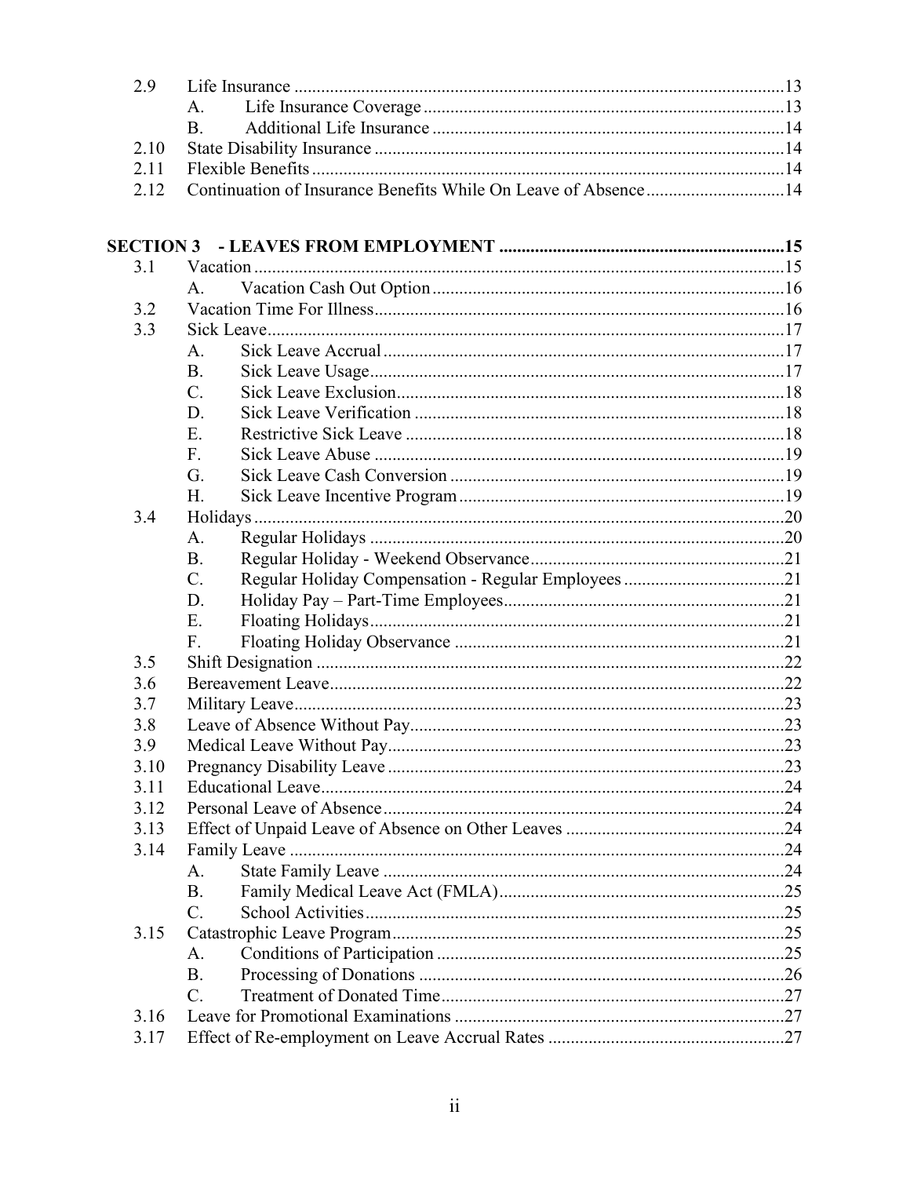| | | | |
|---|---|---|---|
| 2.9 | Life Insurance | | 13 |
| | A. | Life Insurance Coverage | 13 |
| | B. | Additional Life Insurance | 14 |
| 2.10 | State Disability Insurance | | 14 |
| 2.11 | Flexible Benefits | | 14 |
| 2.12 | Continuation of Insurance Benefits While On Leave of Absence | | 14 |

**SECTION 3 - LEAVES FROM EMPLOYMENT** ..... **15**

| | | | |
|---|---|---|---|
| 3.1 | Vacation | | 15 |
| | A. | Vacation Cash Out Option | 16 |
| 3.2 | Vacation Time For Illness | | 16 |
| 3.3 | Sick Leave | | 17 |
| | A. | Sick Leave Accrual | 17 |
| | B. | Sick Leave Usage | 17 |
| | C. | Sick Leave Exclusion | 18 |
| | D. | Sick Leave Verification | 18 |
| | E. | Restrictive Sick Leave | 18 |
| | F. | Sick Leave Abuse | 19 |
| | G. | Sick Leave Cash Conversion | 19 |
| | H. | Sick Leave Incentive Program | 19 |
| 3.4 | Holidays | | 20 |
| | A. | Regular Holidays | 20 |
| | B. | Regular Holiday - Weekend Observance | 21 |
| | C. | Regular Holiday Compensation - Regular Employees | 21 |
| | D. | Holiday Pay – Part-Time Employees | 21 |
| | E. | Floating Holidays | 21 |
| | F. | Floating Holiday Observance | 21 |
| 3.5 | Shift Designation | | 22 |
| 3.6 | Bereavement Leave | | 22 |
| 3.7 | Military Leave | | 23 |
| 3.8 | Leave of Absence Without Pay | | 23 |
| 3.9 | Medical Leave Without Pay | | 23 |
| 3.10 | Pregnancy Disability Leave | | 23 |
| 3.11 | Educational Leave | | 24 |
| 3.12 | Personal Leave of Absence | | 24 |
| 3.13 | Effect of Unpaid Leave of Absence on Other Leaves | | 24 |
| 3.14 | Family Leave | | 24 |
| | A. | State Family Leave | 24 |
| | B. | Family Medical Leave Act (FMLA) | 25 |
| | C. | School Activities | 25 |
| 3.15 | Catastrophic Leave Program | | 25 |
| | A. | Conditions of Participation | 25 |
| | B. | Processing of Donations | 26 |
| | C. | Treatment of Donated Time | 27 |
| 3.16 | Leave for Promotional Examinations | | 27 |
| 3.17 | Effect of Re-employment on Leave Accrual Rates | | 27 |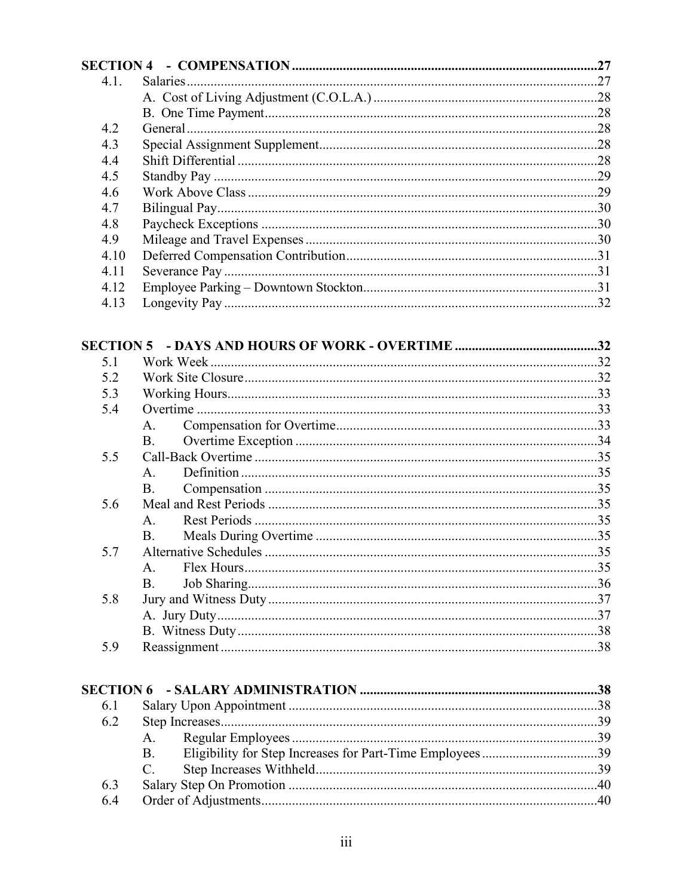**SECTION 4 - COMPENSATION** .......... 27

- 4.1. Salaries .......... 27
  - A. Cost of Living Adjustment (C.O.L.A.) .......... 28
  - B. One Time Payment .......... 28
- 4.2 General .......... 28
- 4.3 Special Assignment Supplement .......... 28
- 4.4 Shift Differential .......... 28
- 4.5 Standby Pay .......... 29
- 4.6 Work Above Class .......... 29
- 4.7 Bilingual Pay .......... 30
- 4.8 Paycheck Exceptions .......... 30
- 4.9 Mileage and Travel Expenses .......... 30
- 4.10 Deferred Compensation Contribution .......... 31
- 4.11 Severance Pay .......... 31
- 4.12 Employee Parking – Downtown Stockton .......... 31
- 4.13 Longevity Pay .......... 32

**SECTION 5 - DAYS AND HOURS OF WORK - OVERTIME** .......... 32

- 5.1 Work Week .......... 32
- 5.2 Work Site Closure .......... 32
- 5.3 Working Hours .......... 33
- 5.4 Overtime .......... 33
  - A. Compensation for Overtime .......... 33
  - B. Overtime Exception .......... 34
- 5.5 Call-Back Overtime .......... 35
  - A. Definition .......... 35
  - B. Compensation .......... 35
- 5.6 Meal and Rest Periods .......... 35
  - A. Rest Periods .......... 35
  - B. Meals During Overtime .......... 35
- 5.7 Alternative Schedules .......... 35
  - A. Flex Hours .......... 35
  - B. Job Sharing .......... 36
- 5.8 Jury and Witness Duty .......... 37
  - A. Jury Duty .......... 37
  - B. Witness Duty .......... 38
- 5.9 Reassignment .......... 38

**SECTION 6 - SALARY ADMINISTRATION** .......... 38

- 6.1 Salary Upon Appointment .......... 38
- 6.2 Step Increases .......... 39
  - A. Regular Employees .......... 39
  - B. Eligibility for Step Increases for Part-Time Employees .......... 39
  - C. Step Increases Withheld .......... 39
- 6.3 Salary Step On Promotion .......... 40
- 6.4 Order of Adjustments .......... 40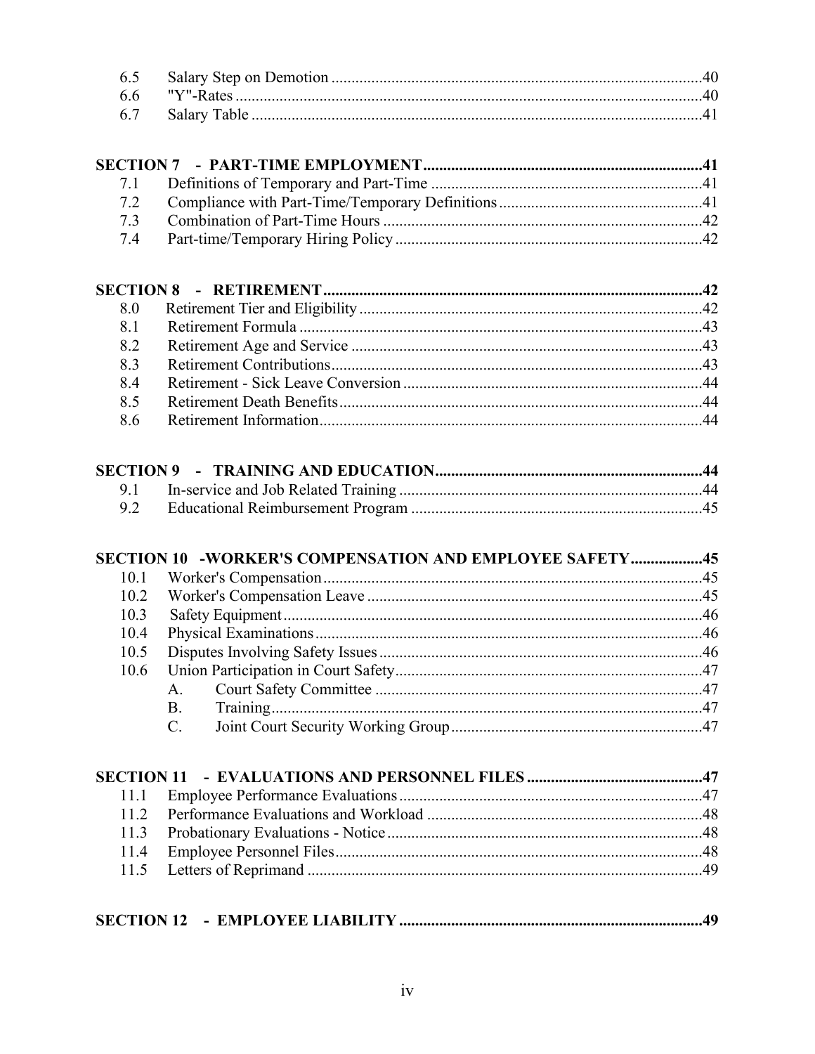6.5 Salary Step on Demotion ........................................................................................40
6.6 "Y"-Rates ................................................................................................................40
6.7 Salary Table ............................................................................................................41

**SECTION 7 - PART-TIME EMPLOYMENT......................................................................41**

7.1 Definitions of Temporary and Part-Time ..................................................................41
7.2 Compliance with Part-Time/Temporary Definitions ..................................................41
7.3 Combination of Part-Time Hours ..............................................................................42
7.4 Part-time/Temporary Hiring Policy ............................................................................42

**SECTION 8 - RETIREMENT ...............................................................................................42**

8.0 Retirement Tier and Eligibility ....................................................................................42
8.1 Retirement Formula ....................................................................................................43
8.2 Retirement Age and Service .......................................................................................43
8.3 Retirement Contributions............................................................................................43
8.4 Retirement - Sick Leave Conversion ..........................................................................44
8.5 Retirement Death Benefits..........................................................................................44
8.6 Retirement Information...............................................................................................44

**SECTION 9 - TRAINING AND EDUCATION..................................................................44**

9.1 In-service and Job Related Training ...........................................................................44
9.2 Educational Reimbursement Program ........................................................................45

**SECTION 10 -WORKER'S COMPENSATION AND EMPLOYEE SAFETY.................45**

10.1 Worker's Compensation..............................................................................................45
10.2 Worker's Compensation Leave ...................................................................................45
10.3 Safety Equipment........................................................................................................46
10.4 Physical Examinations................................................................................................46
10.5 Disputes Involving Safety Issues ................................................................................46
10.6 Union Participation in Court Safety............................................................................47
  A. Court Safety Committee ...........................................................................................47
  B. Training.....................................................................................................................47
  C. Joint Court Security Working Group .........................................................................47

**SECTION 11 - EVALUATIONS AND PERSONNEL FILES ...........................................47**

11.1 Employee Performance Evaluations...........................................................................47
11.2 Performance Evaluations and Workload ....................................................................48
11.3 Probationary Evaluations - Notice..............................................................................48
11.4 Employee Personnel Files...........................................................................................48
11.5 Letters of Reprimand ..................................................................................................49

**SECTION 12 - EMPLOYEE LIABILITY ...........................................................................49**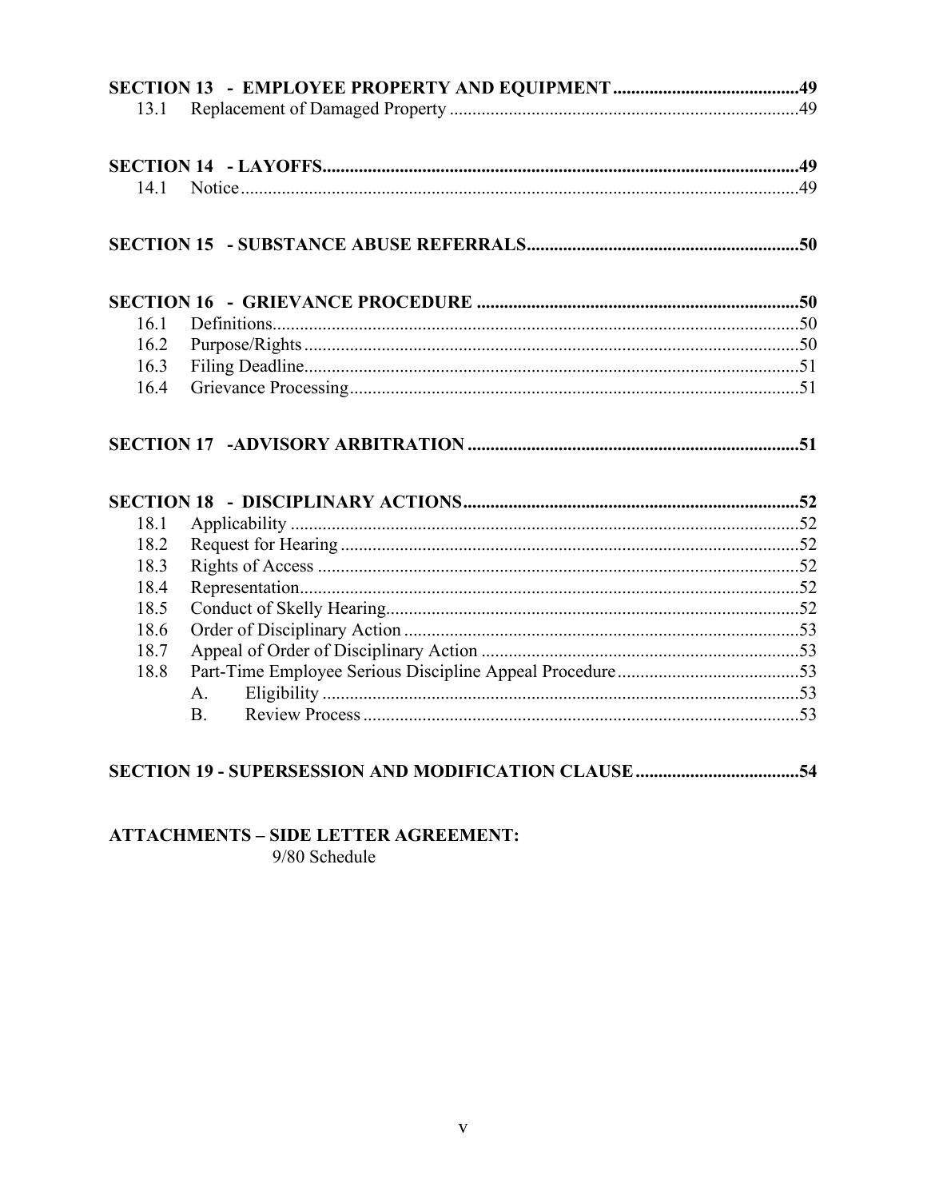**SECTION 13 - EMPLOYEE PROPERTY AND EQUIPMENT** .......... 49

13.1 Replacement of Damaged Property .......... 49

**SECTION 14 - LAYOFFS** .......... 49

14.1 Notice .......... 49

**SECTION 15 - SUBSTANCE ABUSE REFERRALS** .......... 50

**SECTION 16 - GRIEVANCE PROCEDURE** .......... 50

16.1 Definitions .......... 50
16.2 Purpose/Rights .......... 50
16.3 Filing Deadline .......... 51
16.4 Grievance Processing .......... 51

**SECTION 17 -ADVISORY ARBITRATION** .......... 51

**SECTION 18 - DISCIPLINARY ACTIONS** .......... 52

18.1 Applicability .......... 52
18.2 Request for Hearing .......... 52
18.3 Rights of Access .......... 52
18.4 Representation .......... 52
18.5 Conduct of Skelly Hearing .......... 52
18.6 Order of Disciplinary Action .......... 53
18.7 Appeal of Order of Disciplinary Action .......... 53
18.8 Part-Time Employee Serious Discipline Appeal Procedure .......... 53
  A. Eligibility .......... 53
  B. Review Process .......... 53

**SECTION 19 - SUPERSESSION AND MODIFICATION CLAUSE** .......... 54

**ATTACHMENTS – SIDE LETTER AGREEMENT:**
9/80 Schedule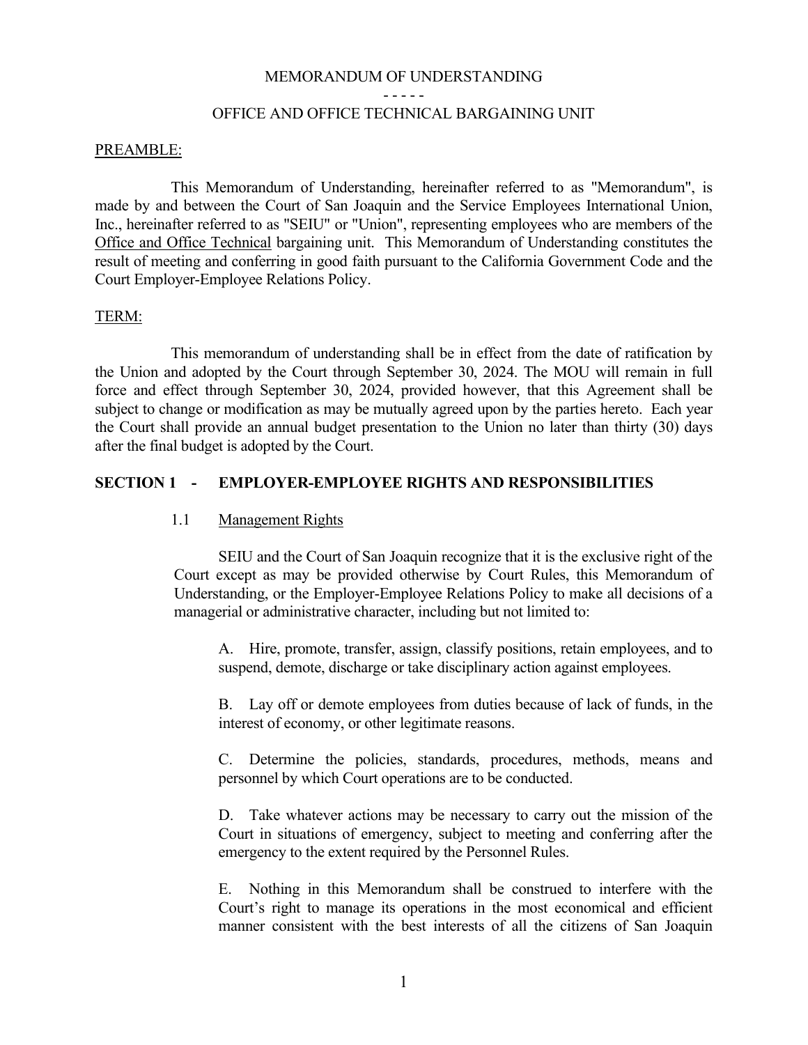MEMORANDUM OF UNDERSTANDING

- - - - -

OFFICE AND OFFICE TECHNICAL BARGAINING UNIT

PREAMBLE:

This Memorandum of Understanding, hereinafter referred to as "Memorandum", is made by and between the Court of San Joaquin and the Service Employees International Union, Inc., hereinafter referred to as "SEIU" or "Union", representing employees who are members of the Office and Office Technical bargaining unit. This Memorandum of Understanding constitutes the result of meeting and conferring in good faith pursuant to the California Government Code and the Court Employer-Employee Relations Policy.

TERM:

This memorandum of understanding shall be in effect from the date of ratification by the Union and adopted by the Court through September 30, 2024. The MOU will remain in full force and effect through September 30, 2024, provided however, that this Agreement shall be subject to change or modification as may be mutually agreed upon by the parties hereto. Each year the Court shall provide an annual budget presentation to the Union no later than thirty (30) days after the final budget is adopted by the Court.

## SECTION 1 - EMPLOYER-EMPLOYEE RIGHTS AND RESPONSIBILITIES

1.1 Management Rights

SEIU and the Court of San Joaquin recognize that it is the exclusive right of the Court except as may be provided otherwise by Court Rules, this Memorandum of Understanding, or the Employer-Employee Relations Policy to make all decisions of a managerial or administrative character, including but not limited to:

A. Hire, promote, transfer, assign, classify positions, retain employees, and to suspend, demote, discharge or take disciplinary action against employees.

B. Lay off or demote employees from duties because of lack of funds, in the interest of economy, or other legitimate reasons.

C. Determine the policies, standards, procedures, methods, means and personnel by which Court operations are to be conducted.

D. Take whatever actions may be necessary to carry out the mission of the Court in situations of emergency, subject to meeting and conferring after the emergency to the extent required by the Personnel Rules.

E. Nothing in this Memorandum shall be construed to interfere with the Court's right to manage its operations in the most economical and efficient manner consistent with the best interests of all the citizens of San Joaquin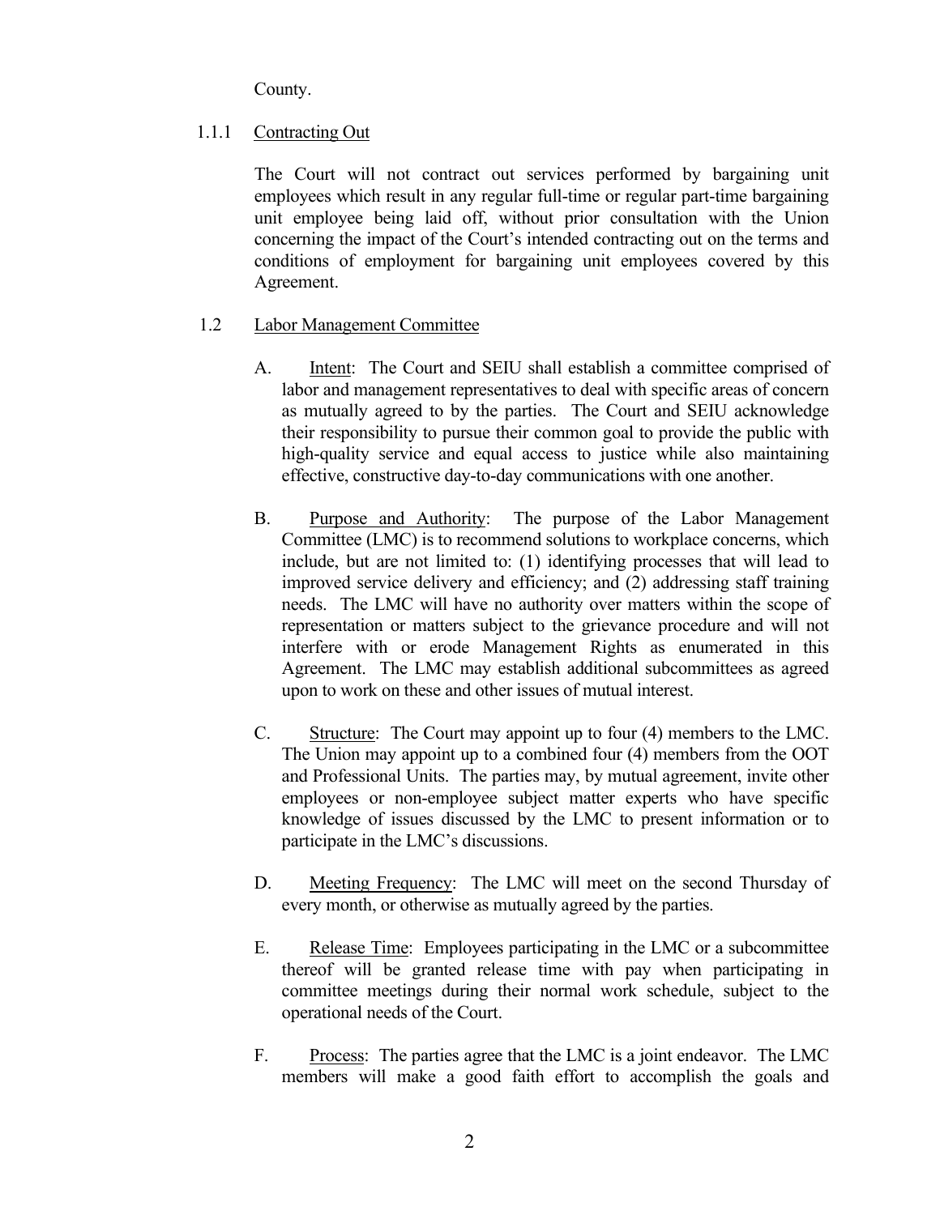County.

1.1.1 Contracting Out

The Court will not contract out services performed by bargaining unit employees which result in any regular full-time or regular part-time bargaining unit employee being laid off, without prior consultation with the Union concerning the impact of the Court's intended contracting out on the terms and conditions of employment for bargaining unit employees covered by this Agreement.

1.2 Labor Management Committee

A. Intent: The Court and SEIU shall establish a committee comprised of labor and management representatives to deal with specific areas of concern as mutually agreed to by the parties. The Court and SEIU acknowledge their responsibility to pursue their common goal to provide the public with high-quality service and equal access to justice while also maintaining effective, constructive day-to-day communications with one another.

B. Purpose and Authority: The purpose of the Labor Management Committee (LMC) is to recommend solutions to workplace concerns, which include, but are not limited to: (1) identifying processes that will lead to improved service delivery and efficiency; and (2) addressing staff training needs. The LMC will have no authority over matters within the scope of representation or matters subject to the grievance procedure and will not interfere with or erode Management Rights as enumerated in this Agreement. The LMC may establish additional subcommittees as agreed upon to work on these and other issues of mutual interest.

C. Structure: The Court may appoint up to four (4) members to the LMC. The Union may appoint up to a combined four (4) members from the OOT and Professional Units. The parties may, by mutual agreement, invite other employees or non-employee subject matter experts who have specific knowledge of issues discussed by the LMC to present information or to participate in the LMC's discussions.

D. Meeting Frequency: The LMC will meet on the second Thursday of every month, or otherwise as mutually agreed by the parties.

E. Release Time: Employees participating in the LMC or a subcommittee thereof will be granted release time with pay when participating in committee meetings during their normal work schedule, subject to the operational needs of the Court.

F. Process: The parties agree that the LMC is a joint endeavor. The LMC members will make a good faith effort to accomplish the goals and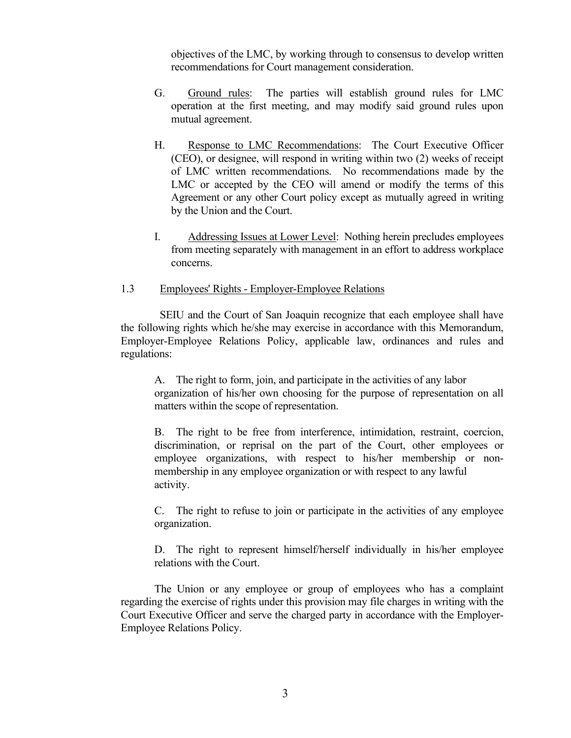objectives of the LMC, by working through to consensus to develop written recommendations for Court management consideration.

G. Ground rules: The parties will establish ground rules for LMC operation at the first meeting, and may modify said ground rules upon mutual agreement.

H. Response to LMC Recommendations: The Court Executive Officer (CEO), or designee, will respond in writing within two (2) weeks of receipt of LMC written recommendations. No recommendations made by the LMC or accepted by the CEO will amend or modify the terms of this Agreement or any other Court policy except as mutually agreed in writing by the Union and the Court.

I. Addressing Issues at Lower Level: Nothing herein precludes employees from meeting separately with management in an effort to address workplace concerns.

## 1.3 Employees' Rights - Employer-Employee Relations

SEIU and the Court of San Joaquin recognize that each employee shall have the following rights which he/she may exercise in accordance with this Memorandum, Employer-Employee Relations Policy, applicable law, ordinances and rules and regulations:

A. The right to form, join, and participate in the activities of any labor organization of his/her own choosing for the purpose of representation on all matters within the scope of representation.

B. The right to be free from interference, intimidation, restraint, coercion, discrimination, or reprisal on the part of the Court, other employees or employee organizations, with respect to his/her membership or non-membership in any employee organization or with respect to any lawful activity.

C. The right to refuse to join or participate in the activities of any employee organization.

D. The right to represent himself/herself individually in his/her employee relations with the Court.

The Union or any employee or group of employees who has a complaint regarding the exercise of rights under this provision may file charges in writing with the Court Executive Officer and serve the charged party in accordance with the Employer-Employee Relations Policy.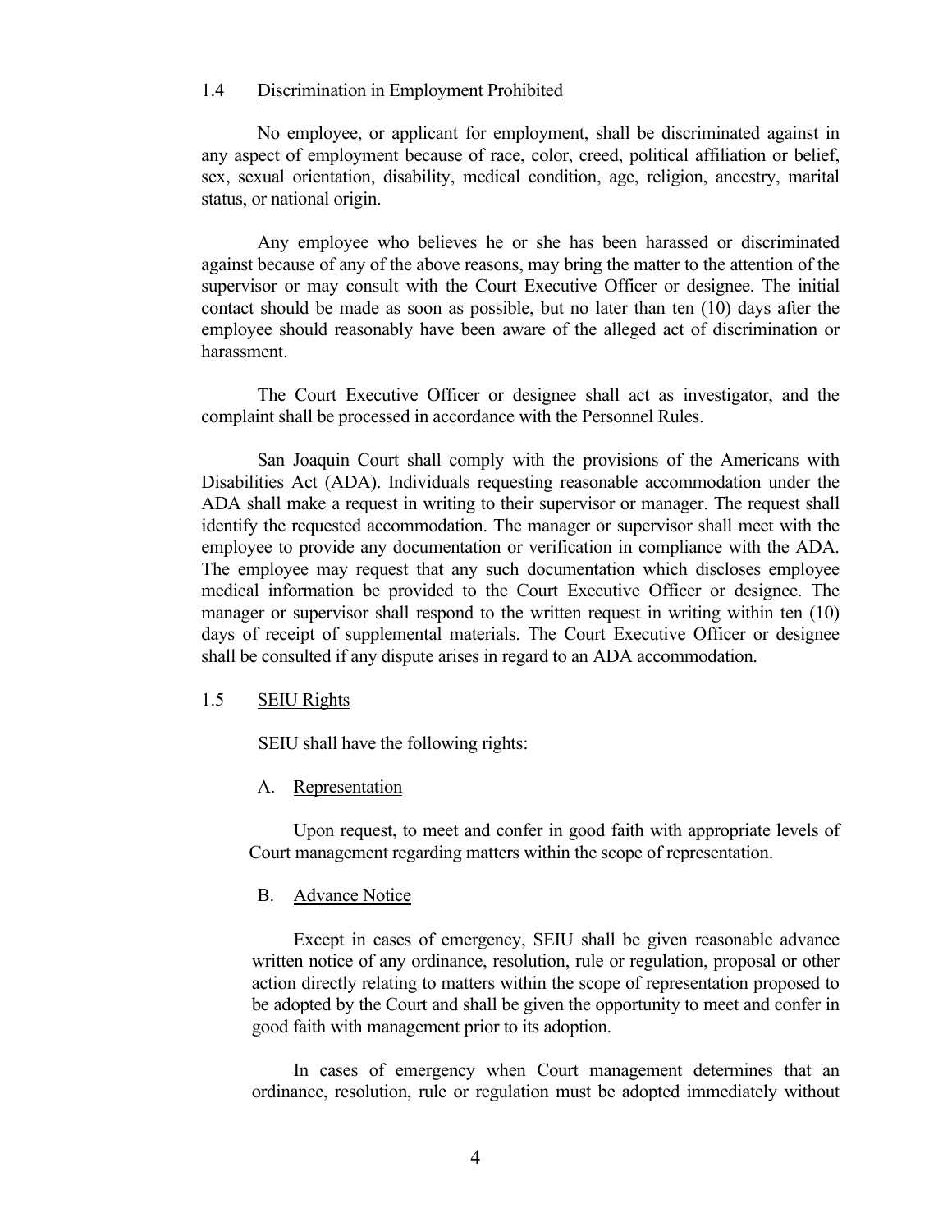### 1.4 Discrimination in Employment Prohibited

No employee, or applicant for employment, shall be discriminated against in any aspect of employment because of race, color, creed, political affiliation or belief, sex, sexual orientation, disability, medical condition, age, religion, ancestry, marital status, or national origin.

Any employee who believes he or she has been harassed or discriminated against because of any of the above reasons, may bring the matter to the attention of the supervisor or may consult with the Court Executive Officer or designee. The initial contact should be made as soon as possible, but no later than ten (10) days after the employee should reasonably have been aware of the alleged act of discrimination or harassment.

The Court Executive Officer or designee shall act as investigator, and the complaint shall be processed in accordance with the Personnel Rules.

San Joaquin Court shall comply with the provisions of the Americans with Disabilities Act (ADA). Individuals requesting reasonable accommodation under the ADA shall make a request in writing to their supervisor or manager. The request shall identify the requested accommodation. The manager or supervisor shall meet with the employee to provide any documentation or verification in compliance with the ADA. The employee may request that any such documentation which discloses employee medical information be provided to the Court Executive Officer or designee. The manager or supervisor shall respond to the written request in writing within ten (10) days of receipt of supplemental materials. The Court Executive Officer or designee shall be consulted if any dispute arises in regard to an ADA accommodation.

### 1.5 SEIU Rights

SEIU shall have the following rights:

#### A. Representation

Upon request, to meet and confer in good faith with appropriate levels of Court management regarding matters within the scope of representation.

#### B. Advance Notice

Except in cases of emergency, SEIU shall be given reasonable advance written notice of any ordinance, resolution, rule or regulation, proposal or other action directly relating to matters within the scope of representation proposed to be adopted by the Court and shall be given the opportunity to meet and confer in good faith with management prior to its adoption.

In cases of emergency when Court management determines that an ordinance, resolution, rule or regulation must be adopted immediately without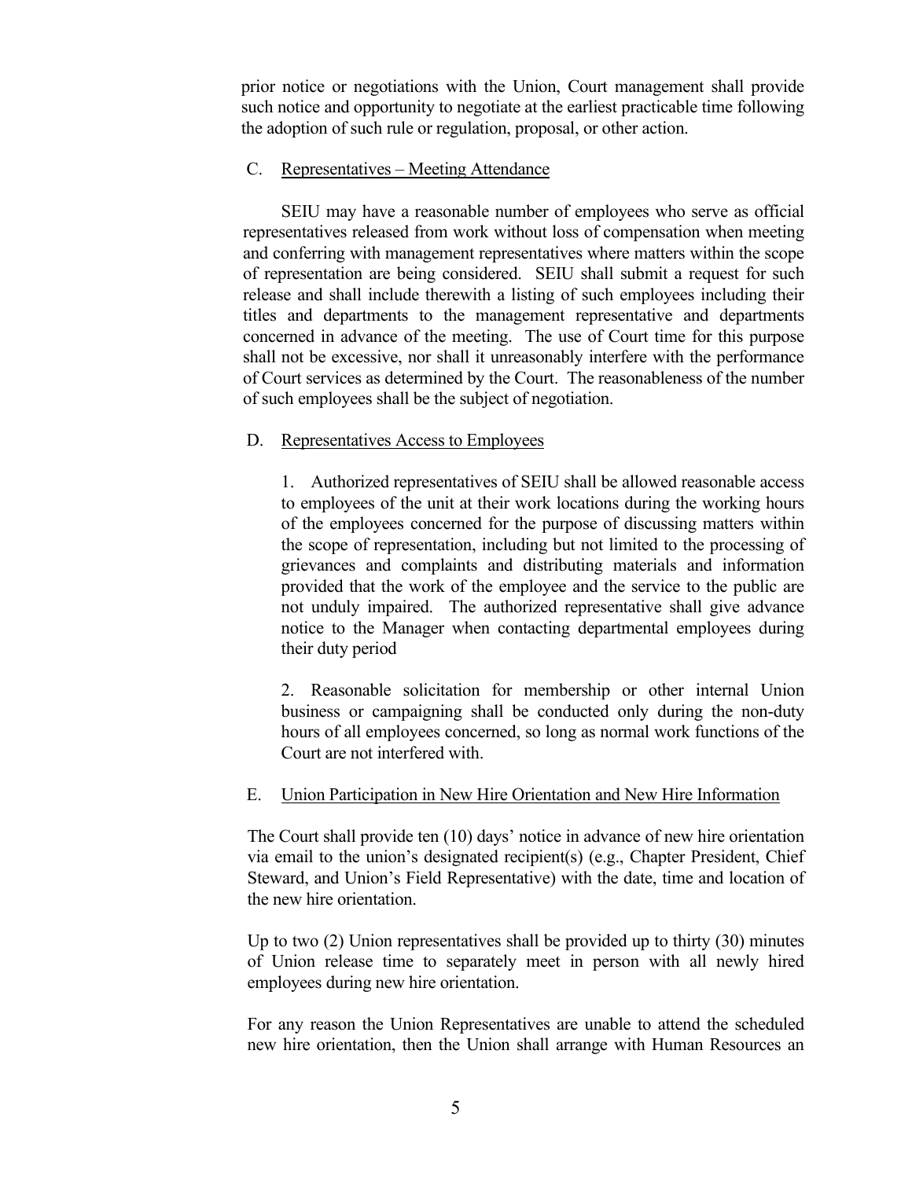prior notice or negotiations with the Union, Court management shall provide such notice and opportunity to negotiate at the earliest practicable time following the adoption of such rule or regulation, proposal, or other action.

C. Representatives – Meeting Attendance

SEIU may have a reasonable number of employees who serve as official representatives released from work without loss of compensation when meeting and conferring with management representatives where matters within the scope of representation are being considered. SEIU shall submit a request for such release and shall include therewith a listing of such employees including their titles and departments to the management representative and departments concerned in advance of the meeting. The use of Court time for this purpose shall not be excessive, nor shall it unreasonably interfere with the performance of Court services as determined by the Court. The reasonableness of the number of such employees shall be the subject of negotiation.

D. Representatives Access to Employees

1. Authorized representatives of SEIU shall be allowed reasonable access to employees of the unit at their work locations during the working hours of the employees concerned for the purpose of discussing matters within the scope of representation, including but not limited to the processing of grievances and complaints and distributing materials and information provided that the work of the employee and the service to the public are not unduly impaired. The authorized representative shall give advance notice to the Manager when contacting departmental employees during their duty period

2. Reasonable solicitation for membership or other internal Union business or campaigning shall be conducted only during the non-duty hours of all employees concerned, so long as normal work functions of the Court are not interfered with.

E. Union Participation in New Hire Orientation and New Hire Information

The Court shall provide ten (10) days' notice in advance of new hire orientation via email to the union's designated recipient(s) (e.g., Chapter President, Chief Steward, and Union's Field Representative) with the date, time and location of the new hire orientation.

Up to two (2) Union representatives shall be provided up to thirty (30) minutes of Union release time to separately meet in person with all newly hired employees during new hire orientation.

For any reason the Union Representatives are unable to attend the scheduled new hire orientation, then the Union shall arrange with Human Resources an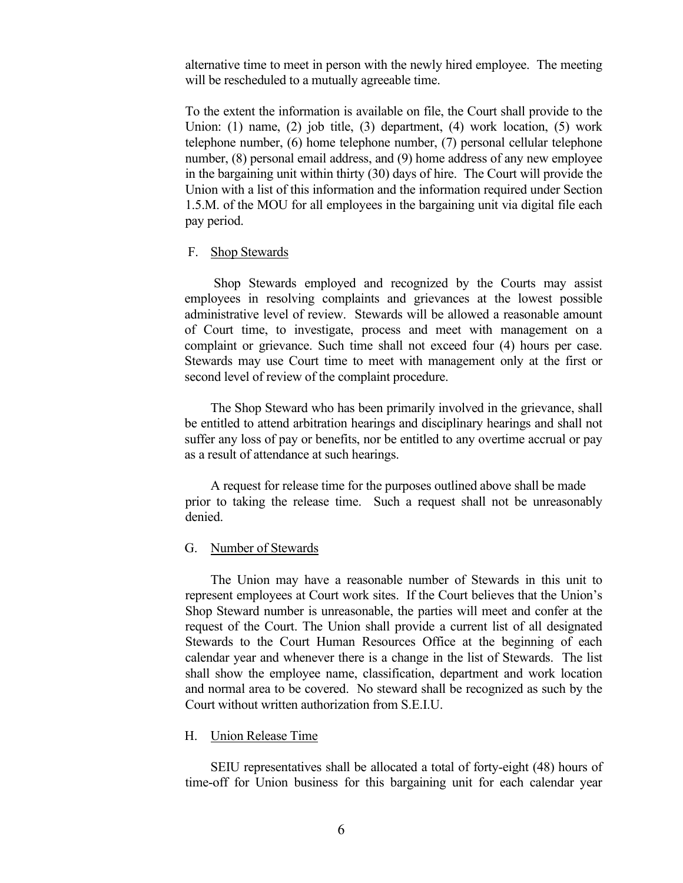alternative time to meet in person with the newly hired employee. The meeting will be rescheduled to a mutually agreeable time.

To the extent the information is available on file, the Court shall provide to the Union: (1) name, (2) job title, (3) department, (4) work location, (5) work telephone number, (6) home telephone number, (7) personal cellular telephone number, (8) personal email address, and (9) home address of any new employee in the bargaining unit within thirty (30) days of hire. The Court will provide the Union with a list of this information and the information required under Section 1.5.M. of the MOU for all employees in the bargaining unit via digital file each pay period.

F. Shop Stewards

Shop Stewards employed and recognized by the Courts may assist employees in resolving complaints and grievances at the lowest possible administrative level of review. Stewards will be allowed a reasonable amount of Court time, to investigate, process and meet with management on a complaint or grievance. Such time shall not exceed four (4) hours per case. Stewards may use Court time to meet with management only at the first or second level of review of the complaint procedure.

The Shop Steward who has been primarily involved in the grievance, shall be entitled to attend arbitration hearings and disciplinary hearings and shall not suffer any loss of pay or benefits, nor be entitled to any overtime accrual or pay as a result of attendance at such hearings.

A request for release time for the purposes outlined above shall be made prior to taking the release time. Such a request shall not be unreasonably denied.

G. Number of Stewards

The Union may have a reasonable number of Stewards in this unit to represent employees at Court work sites. If the Court believes that the Union's Shop Steward number is unreasonable, the parties will meet and confer at the request of the Court. The Union shall provide a current list of all designated Stewards to the Court Human Resources Office at the beginning of each calendar year and whenever there is a change in the list of Stewards. The list shall show the employee name, classification, department and work location and normal area to be covered. No steward shall be recognized as such by the Court without written authorization from S.E.I.U.

H. Union Release Time

SEIU representatives shall be allocated a total of forty-eight (48) hours of time-off for Union business for this bargaining unit for each calendar year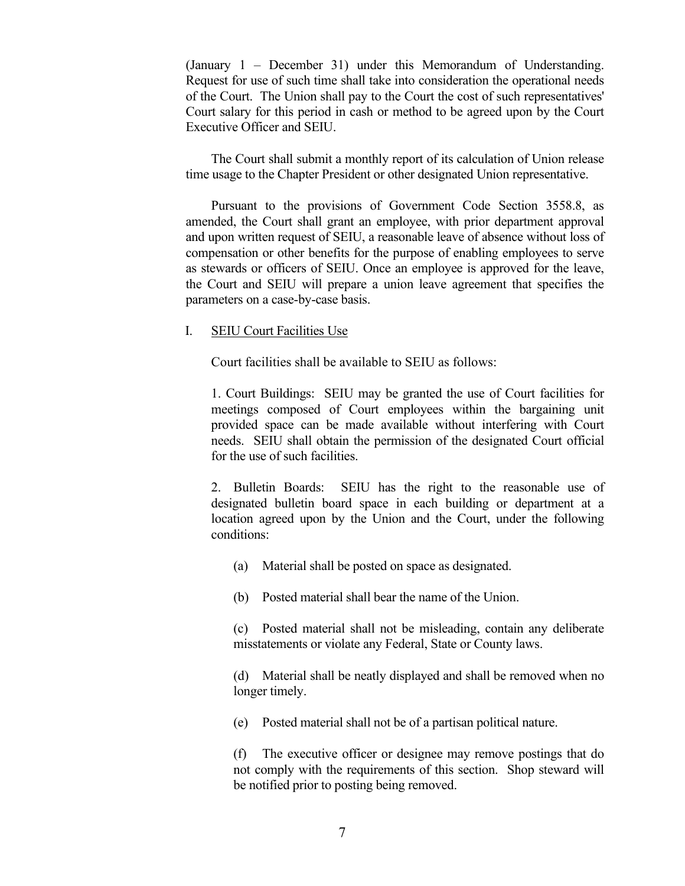(January 1 – December 31) under this Memorandum of Understanding. Request for use of such time shall take into consideration the operational needs of the Court. The Union shall pay to the Court the cost of such representatives' Court salary for this period in cash or method to be agreed upon by the Court Executive Officer and SEIU.

The Court shall submit a monthly report of its calculation of Union release time usage to the Chapter President or other designated Union representative.

Pursuant to the provisions of Government Code Section 3558.8, as amended, the Court shall grant an employee, with prior department approval and upon written request of SEIU, a reasonable leave of absence without loss of compensation or other benefits for the purpose of enabling employees to serve as stewards or officers of SEIU. Once an employee is approved for the leave, the Court and SEIU will prepare a union leave agreement that specifies the parameters on a case-by-case basis.

I. <u>SEIU Court Facilities Use</u>

Court facilities shall be available to SEIU as follows:

1. Court Buildings: SEIU may be granted the use of Court facilities for meetings composed of Court employees within the bargaining unit provided space can be made available without interfering with Court needs. SEIU shall obtain the permission of the designated Court official for the use of such facilities.

2. Bulletin Boards: SEIU has the right to the reasonable use of designated bulletin board space in each building or department at a location agreed upon by the Union and the Court, under the following conditions:

(a) Material shall be posted on space as designated.

(b) Posted material shall bear the name of the Union.

(c) Posted material shall not be misleading, contain any deliberate misstatements or violate any Federal, State or County laws.

(d) Material shall be neatly displayed and shall be removed when no longer timely.

(e) Posted material shall not be of a partisan political nature.

(f) The executive officer or designee may remove postings that do not comply with the requirements of this section. Shop steward will be notified prior to posting being removed.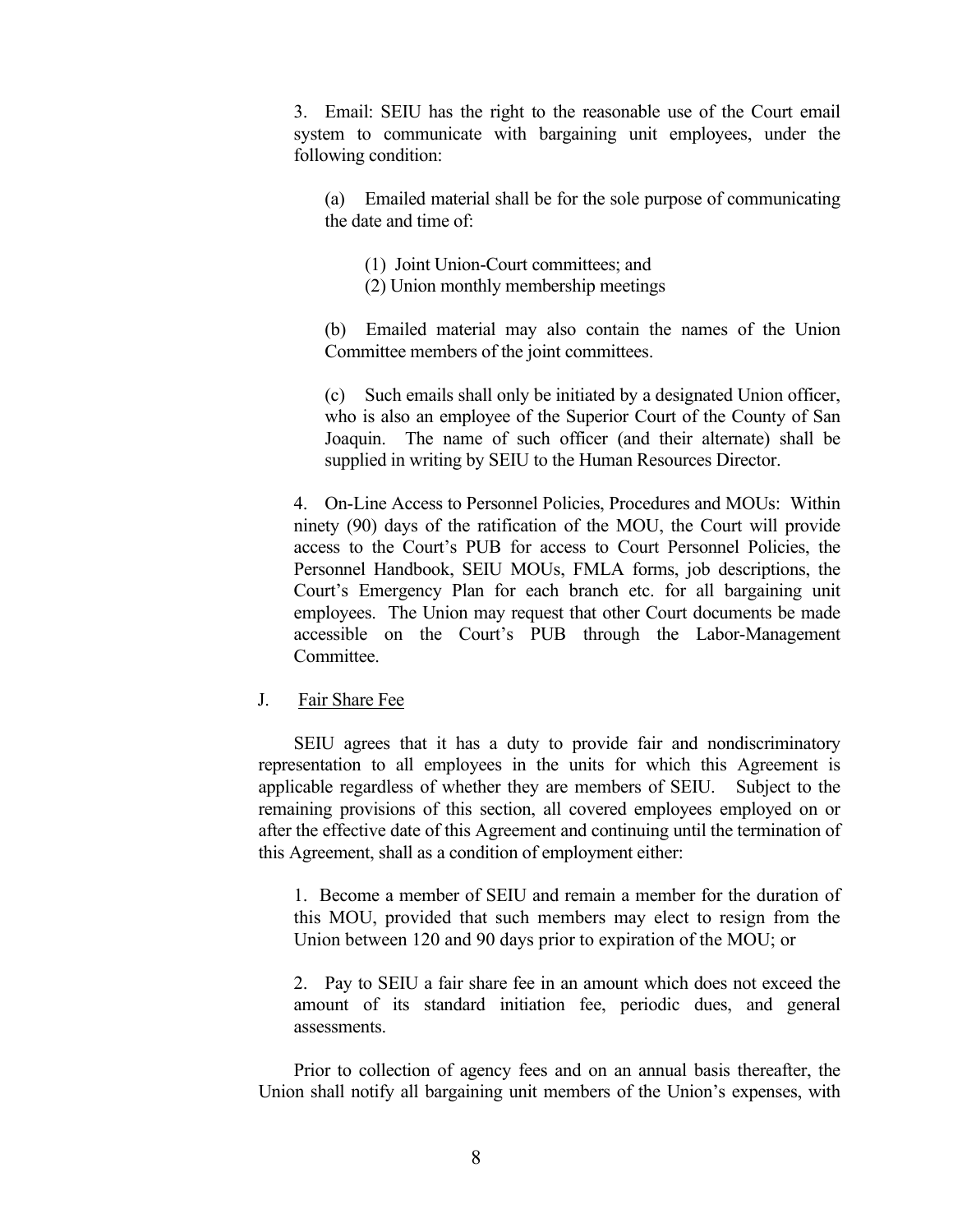3. Email: SEIU has the right to the reasonable use of the Court email system to communicate with bargaining unit employees, under the following condition:

(a) Emailed material shall be for the sole purpose of communicating the date and time of:

(1) Joint Union-Court committees; and
(2) Union monthly membership meetings

(b) Emailed material may also contain the names of the Union Committee members of the joint committees.

(c) Such emails shall only be initiated by a designated Union officer, who is also an employee of the Superior Court of the County of San Joaquin. The name of such officer (and their alternate) shall be supplied in writing by SEIU to the Human Resources Director.

4. On-Line Access to Personnel Policies, Procedures and MOUs: Within ninety (90) days of the ratification of the MOU, the Court will provide access to the Court's PUB for access to Court Personnel Policies, the Personnel Handbook, SEIU MOUs, FMLA forms, job descriptions, the Court's Emergency Plan for each branch etc. for all bargaining unit employees. The Union may request that other Court documents be made accessible on the Court's PUB through the Labor-Management Committee.

J. Fair Share Fee

SEIU agrees that it has a duty to provide fair and nondiscriminatory representation to all employees in the units for which this Agreement is applicable regardless of whether they are members of SEIU. Subject to the remaining provisions of this section, all covered employees employed on or after the effective date of this Agreement and continuing until the termination of this Agreement, shall as a condition of employment either:

1. Become a member of SEIU and remain a member for the duration of this MOU, provided that such members may elect to resign from the Union between 120 and 90 days prior to expiration of the MOU; or

2. Pay to SEIU a fair share fee in an amount which does not exceed the amount of its standard initiation fee, periodic dues, and general assessments.

Prior to collection of agency fees and on an annual basis thereafter, the Union shall notify all bargaining unit members of the Union's expenses, with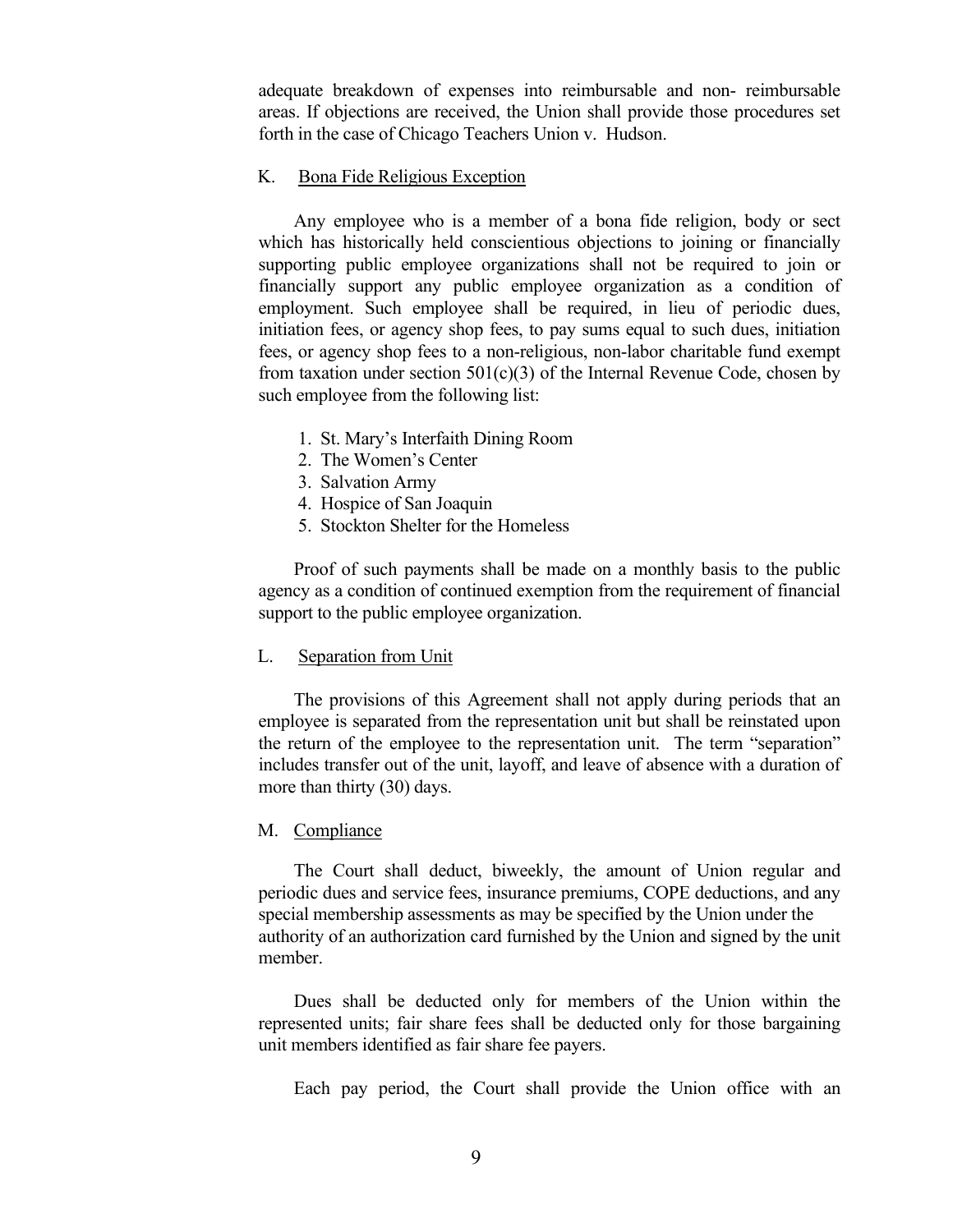adequate breakdown of expenses into reimbursable and non- reimbursable areas. If objections are received, the Union shall provide those procedures set forth in the case of Chicago Teachers Union v. Hudson.

### K. Bona Fide Religious Exception

Any employee who is a member of a bona fide religion, body or sect which has historically held conscientious objections to joining or financially supporting public employee organizations shall not be required to join or financially support any public employee organization as a condition of employment. Such employee shall be required, in lieu of periodic dues, initiation fees, or agency shop fees, to pay sums equal to such dues, initiation fees, or agency shop fees to a non-religious, non-labor charitable fund exempt from taxation under section 501(c)(3) of the Internal Revenue Code, chosen by such employee from the following list:

1. St. Mary's Interfaith Dining Room
2. The Women's Center
3. Salvation Army
4. Hospice of San Joaquin
5. Stockton Shelter for the Homeless

Proof of such payments shall be made on a monthly basis to the public agency as a condition of continued exemption from the requirement of financial support to the public employee organization.

### L. Separation from Unit

The provisions of this Agreement shall not apply during periods that an employee is separated from the representation unit but shall be reinstated upon the return of the employee to the representation unit. The term "separation" includes transfer out of the unit, layoff, and leave of absence with a duration of more than thirty (30) days.

### M. Compliance

The Court shall deduct, biweekly, the amount of Union regular and periodic dues and service fees, insurance premiums, COPE deductions, and any special membership assessments as may be specified by the Union under the authority of an authorization card furnished by the Union and signed by the unit member.

Dues shall be deducted only for members of the Union within the represented units; fair share fees shall be deducted only for those bargaining unit members identified as fair share fee payers.

Each pay period, the Court shall provide the Union office with an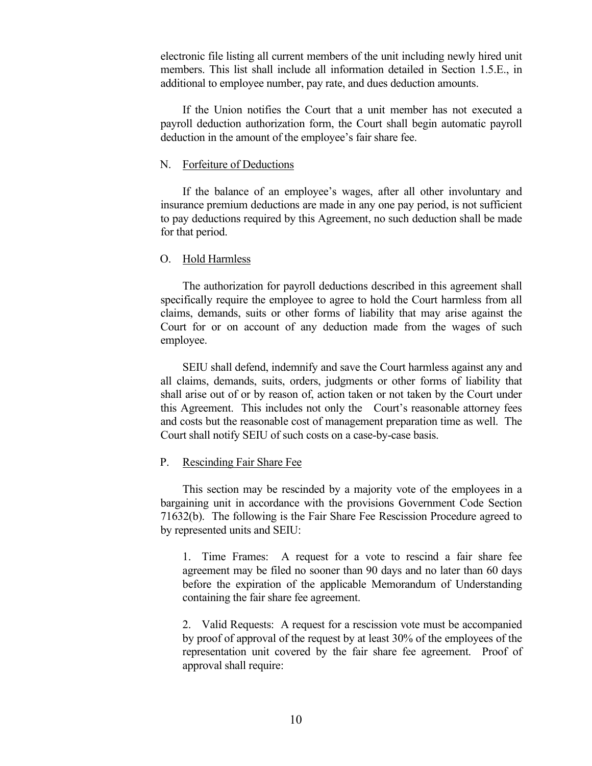electronic file listing all current members of the unit including newly hired unit members. This list shall include all information detailed in Section 1.5.E., in additional to employee number, pay rate, and dues deduction amounts.

If the Union notifies the Court that a unit member has not executed a payroll deduction authorization form, the Court shall begin automatic payroll deduction in the amount of the employee's fair share fee.

N. Forfeiture of Deductions

If the balance of an employee's wages, after all other involuntary and insurance premium deductions are made in any one pay period, is not sufficient to pay deductions required by this Agreement, no such deduction shall be made for that period.

O. Hold Harmless

The authorization for payroll deductions described in this agreement shall specifically require the employee to agree to hold the Court harmless from all claims, demands, suits or other forms of liability that may arise against the Court for or on account of any deduction made from the wages of such employee.

SEIU shall defend, indemnify and save the Court harmless against any and all claims, demands, suits, orders, judgments or other forms of liability that shall arise out of or by reason of, action taken or not taken by the Court under this Agreement. This includes not only the Court's reasonable attorney fees and costs but the reasonable cost of management preparation time as well. The Court shall notify SEIU of such costs on a case-by-case basis.

P. Rescinding Fair Share Fee

This section may be rescinded by a majority vote of the employees in a bargaining unit in accordance with the provisions Government Code Section 71632(b). The following is the Fair Share Fee Rescission Procedure agreed to by represented units and SEIU:

1. Time Frames: A request for a vote to rescind a fair share fee agreement may be filed no sooner than 90 days and no later than 60 days before the expiration of the applicable Memorandum of Understanding containing the fair share fee agreement.

2. Valid Requests: A request for a rescission vote must be accompanied by proof of approval of the request by at least 30% of the employees of the representation unit covered by the fair share fee agreement. Proof of approval shall require: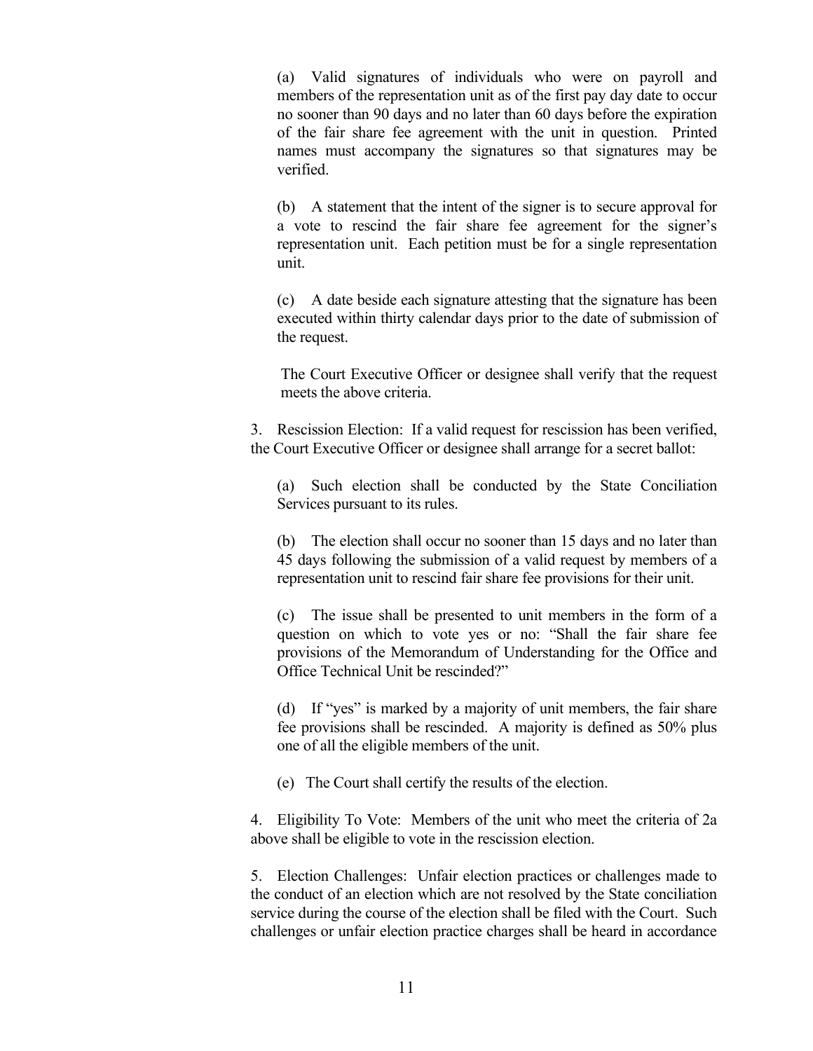(a) Valid signatures of individuals who were on payroll and members of the representation unit as of the first pay day date to occur no sooner than 90 days and no later than 60 days before the expiration of the fair share fee agreement with the unit in question. Printed names must accompany the signatures so that signatures may be verified.

(b) A statement that the intent of the signer is to secure approval for a vote to rescind the fair share fee agreement for the signer's representation unit. Each petition must be for a single representation unit.

(c) A date beside each signature attesting that the signature has been executed within thirty calendar days prior to the date of submission of the request.

The Court Executive Officer or designee shall verify that the request meets the above criteria.

3. Rescission Election: If a valid request for rescission has been verified, the Court Executive Officer or designee shall arrange for a secret ballot:

(a) Such election shall be conducted by the State Conciliation Services pursuant to its rules.

(b) The election shall occur no sooner than 15 days and no later than 45 days following the submission of a valid request by members of a representation unit to rescind fair share fee provisions for their unit.

(c) The issue shall be presented to unit members in the form of a question on which to vote yes or no: "Shall the fair share fee provisions of the Memorandum of Understanding for the Office and Office Technical Unit be rescinded?"

(d) If "yes" is marked by a majority of unit members, the fair share fee provisions shall be rescinded. A majority is defined as 50% plus one of all the eligible members of the unit.

(e) The Court shall certify the results of the election.

4. Eligibility To Vote: Members of the unit who meet the criteria of 2a above shall be eligible to vote in the rescission election.

5. Election Challenges: Unfair election practices or challenges made to the conduct of an election which are not resolved by the State conciliation service during the course of the election shall be filed with the Court. Such challenges or unfair election practice charges shall be heard in accordance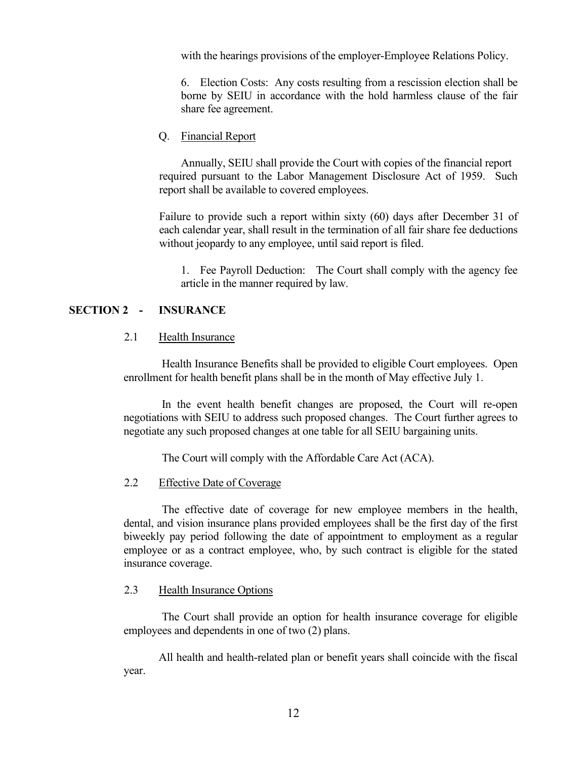with the hearings provisions of the employer-Employee Relations Policy.

6. Election Costs: Any costs resulting from a rescission election shall be borne by SEIU in accordance with the hold harmless clause of the fair share fee agreement.

Q. Financial Report

Annually, SEIU shall provide the Court with copies of the financial report required pursuant to the Labor Management Disclosure Act of 1959. Such report shall be available to covered employees.

Failure to provide such a report within sixty (60) days after December 31 of each calendar year, shall result in the termination of all fair share fee deductions without jeopardy to any employee, until said report is filed.

1. Fee Payroll Deduction: The Court shall comply with the agency fee article in the manner required by law.

## SECTION 2 - INSURANCE

### 2.1 Health Insurance

Health Insurance Benefits shall be provided to eligible Court employees. Open enrollment for health benefit plans shall be in the month of May effective July 1.

In the event health benefit changes are proposed, the Court will re-open negotiations with SEIU to address such proposed changes. The Court further agrees to negotiate any such proposed changes at one table for all SEIU bargaining units.

The Court will comply with the Affordable Care Act (ACA).

### 2.2 Effective Date of Coverage

The effective date of coverage for new employee members in the health, dental, and vision insurance plans provided employees shall be the first day of the first biweekly pay period following the date of appointment to employment as a regular employee or as a contract employee, who, by such contract is eligible for the stated insurance coverage.

### 2.3 Health Insurance Options

The Court shall provide an option for health insurance coverage for eligible employees and dependents in one of two (2) plans.

All health and health-related plan or benefit years shall coincide with the fiscal year.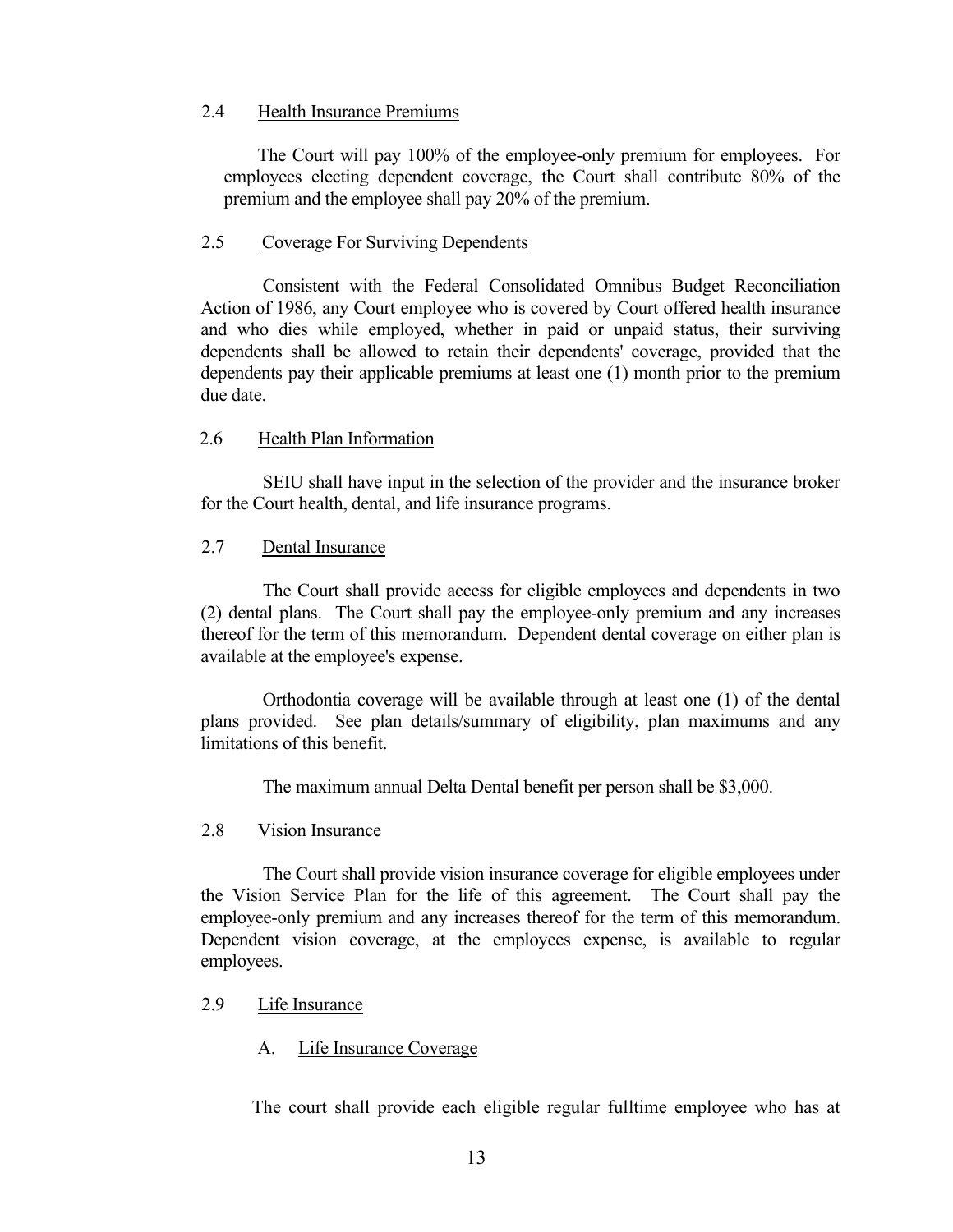### 2.4 Health Insurance Premiums

The Court will pay 100% of the employee-only premium for employees. For employees electing dependent coverage, the Court shall contribute 80% of the premium and the employee shall pay 20% of the premium.

### 2.5 Coverage For Surviving Dependents

Consistent with the Federal Consolidated Omnibus Budget Reconciliation Action of 1986, any Court employee who is covered by Court offered health insurance and who dies while employed, whether in paid or unpaid status, their surviving dependents shall be allowed to retain their dependents' coverage, provided that the dependents pay their applicable premiums at least one (1) month prior to the premium due date.

### 2.6 Health Plan Information

SEIU shall have input in the selection of the provider and the insurance broker for the Court health, dental, and life insurance programs.

### 2.7 Dental Insurance

The Court shall provide access for eligible employees and dependents in two (2) dental plans. The Court shall pay the employee-only premium and any increases thereof for the term of this memorandum. Dependent dental coverage on either plan is available at the employee's expense.

Orthodontia coverage will be available through at least one (1) of the dental plans provided. See plan details/summary of eligibility, plan maximums and any limitations of this benefit.

The maximum annual Delta Dental benefit per person shall be $3,000.

### 2.8 Vision Insurance

The Court shall provide vision insurance coverage for eligible employees under the Vision Service Plan for the life of this agreement. The Court shall pay the employee-only premium and any increases thereof for the term of this memorandum. Dependent vision coverage, at the employees expense, is available to regular employees.

### 2.9 Life Insurance

#### A. Life Insurance Coverage

The court shall provide each eligible regular fulltime employee who has at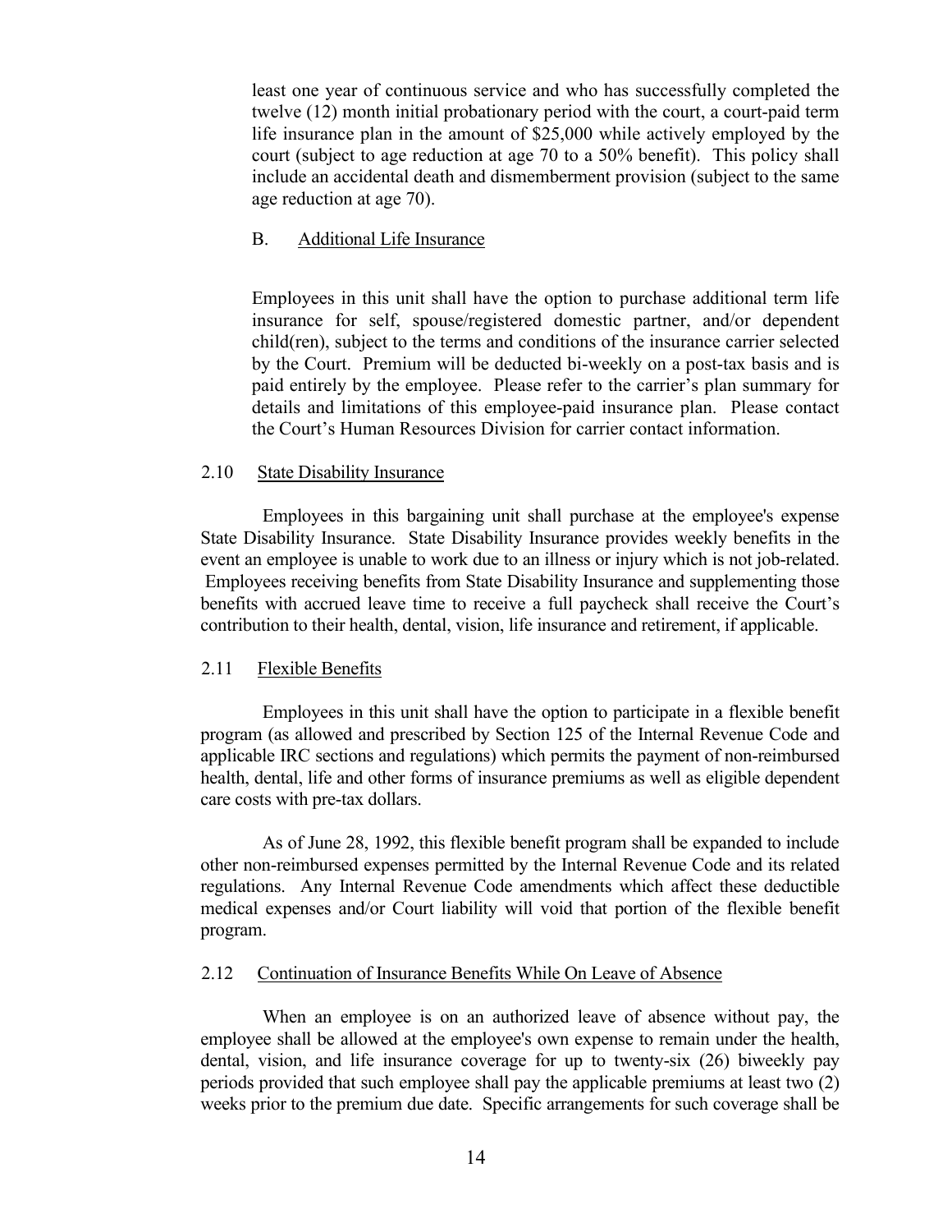least one year of continuous service and who has successfully completed the twelve (12) month initial probationary period with the court, a court-paid term life insurance plan in the amount of $25,000 while actively employed by the court (subject to age reduction at age 70 to a 50% benefit). This policy shall include an accidental death and dismemberment provision (subject to the same age reduction at age 70).

B. Additional Life Insurance

Employees in this unit shall have the option to purchase additional term life insurance for self, spouse/registered domestic partner, and/or dependent child(ren), subject to the terms and conditions of the insurance carrier selected by the Court. Premium will be deducted bi-weekly on a post-tax basis and is paid entirely by the employee. Please refer to the carrier's plan summary for details and limitations of this employee-paid insurance plan. Please contact the Court's Human Resources Division for carrier contact information.

### 2.10 State Disability Insurance

Employees in this bargaining unit shall purchase at the employee's expense State Disability Insurance. State Disability Insurance provides weekly benefits in the event an employee is unable to work due to an illness or injury which is not job-related. Employees receiving benefits from State Disability Insurance and supplementing those benefits with accrued leave time to receive a full paycheck shall receive the Court's contribution to their health, dental, vision, life insurance and retirement, if applicable.

### 2.11 Flexible Benefits

Employees in this unit shall have the option to participate in a flexible benefit program (as allowed and prescribed by Section 125 of the Internal Revenue Code and applicable IRC sections and regulations) which permits the payment of non-reimbursed health, dental, life and other forms of insurance premiums as well as eligible dependent care costs with pre-tax dollars.

As of June 28, 1992, this flexible benefit program shall be expanded to include other non-reimbursed expenses permitted by the Internal Revenue Code and its related regulations. Any Internal Revenue Code amendments which affect these deductible medical expenses and/or Court liability will void that portion of the flexible benefit program.

### 2.12 Continuation of Insurance Benefits While On Leave of Absence

When an employee is on an authorized leave of absence without pay, the employee shall be allowed at the employee's own expense to remain under the health, dental, vision, and life insurance coverage for up to twenty-six (26) biweekly pay periods provided that such employee shall pay the applicable premiums at least two (2) weeks prior to the premium due date. Specific arrangements for such coverage shall be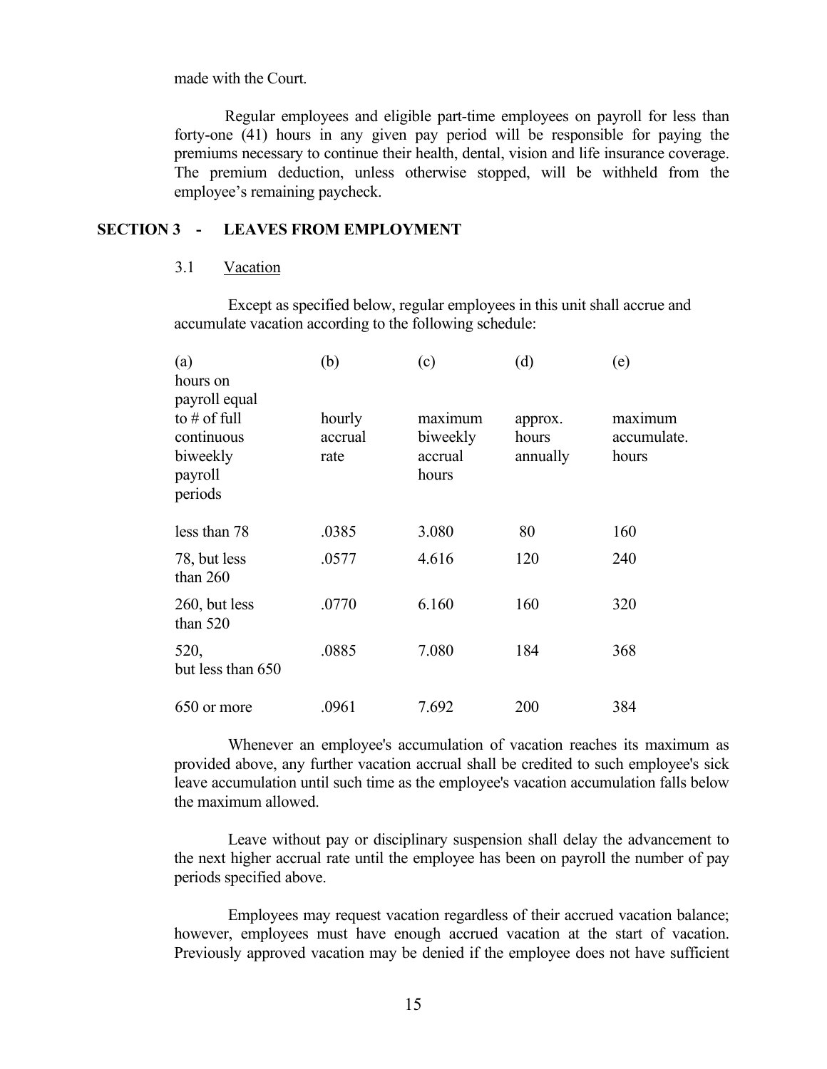made with the Court.

Regular employees and eligible part-time employees on payroll for less than forty-one (41) hours in any given pay period will be responsible for paying the premiums necessary to continue their health, dental, vision and life insurance coverage. The premium deduction, unless otherwise stopped, will be withheld from the employee's remaining paycheck.

## SECTION 3 - LEAVES FROM EMPLOYMENT

### 3.1 Vacation

Except as specified below, regular employees in this unit shall accrue and accumulate vacation according to the following schedule:

| (a) hours on payroll equal to # of full continuous biweekly payroll periods | (b) hourly accrual rate | (c) maximum biweekly accrual hours | (d) approx. hours annually | (e) maximum accumulate. hours |
|---|---|---|---|---|
| less than 78 | .0385 | 3.080 | 80 | 160 |
| 78, but less than 260 | .0577 | 4.616 | 120 | 240 |
| 260, but less than 520 | .0770 | 6.160 | 160 | 320 |
| 520, but less than 650 | .0885 | 7.080 | 184 | 368 |
| 650 or more | .0961 | 7.692 | 200 | 384 |

Whenever an employee's accumulation of vacation reaches its maximum as provided above, any further vacation accrual shall be credited to such employee's sick leave accumulation until such time as the employee's vacation accumulation falls below the maximum allowed.

Leave without pay or disciplinary suspension shall delay the advancement to the next higher accrual rate until the employee has been on payroll the number of pay periods specified above.

Employees may request vacation regardless of their accrued vacation balance; however, employees must have enough accrued vacation at the start of vacation. Previously approved vacation may be denied if the employee does not have sufficient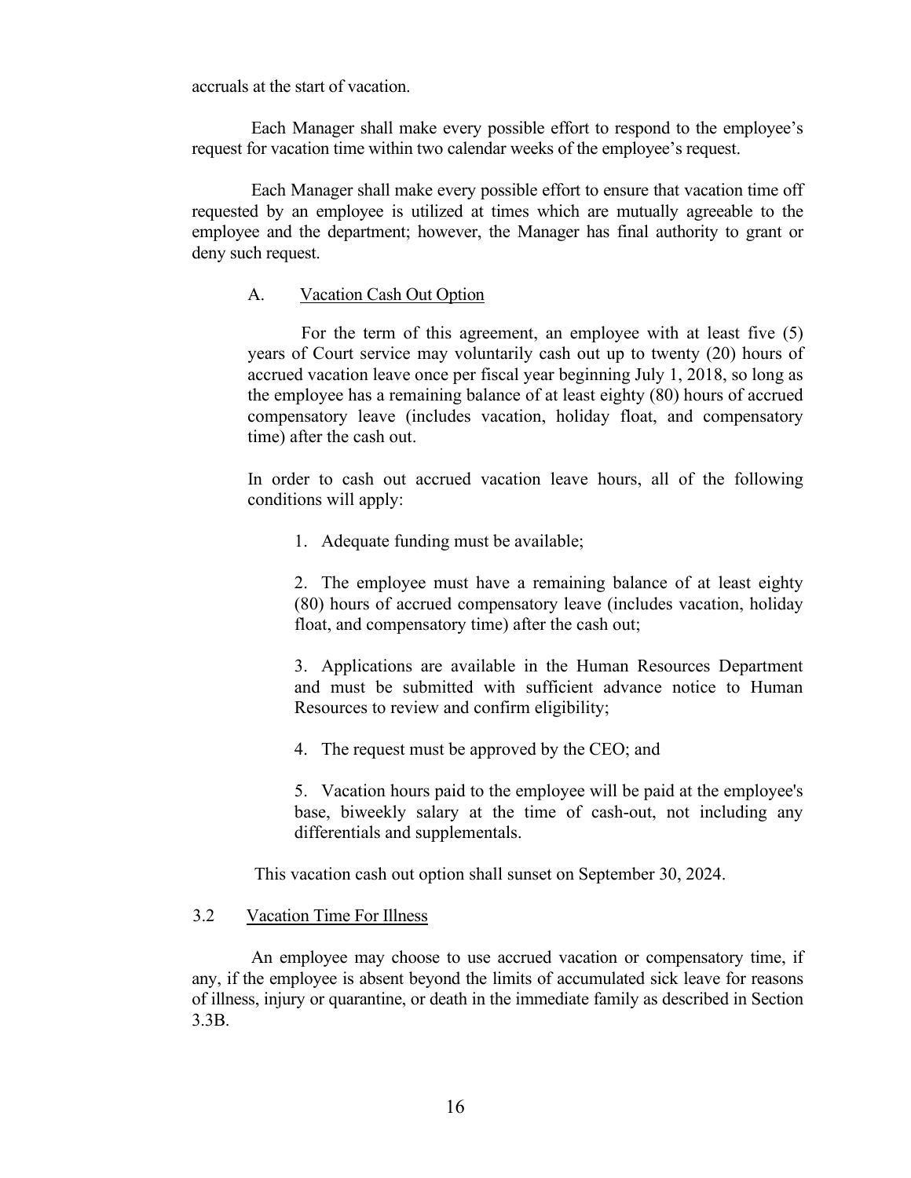accruals at the start of vacation.

Each Manager shall make every possible effort to respond to the employee's request for vacation time within two calendar weeks of the employee's request.

Each Manager shall make every possible effort to ensure that vacation time off requested by an employee is utilized at times which are mutually agreeable to the employee and the department; however, the Manager has final authority to grant or deny such request.

A. Vacation Cash Out Option

For the term of this agreement, an employee with at least five (5) years of Court service may voluntarily cash out up to twenty (20) hours of accrued vacation leave once per fiscal year beginning July 1, 2018, so long as the employee has a remaining balance of at least eighty (80) hours of accrued compensatory leave (includes vacation, holiday float, and compensatory time) after the cash out.

In order to cash out accrued vacation leave hours, all of the following conditions will apply:

1. Adequate funding must be available;

2. The employee must have a remaining balance of at least eighty (80) hours of accrued compensatory leave (includes vacation, holiday float, and compensatory time) after the cash out;

3. Applications are available in the Human Resources Department and must be submitted with sufficient advance notice to Human Resources to review and confirm eligibility;

4. The request must be approved by the CEO; and

5. Vacation hours paid to the employee will be paid at the employee's base, biweekly salary at the time of cash-out, not including any differentials and supplementals.

This vacation cash out option shall sunset on September 30, 2024.

3.2 Vacation Time For Illness

An employee may choose to use accrued vacation or compensatory time, if any, if the employee is absent beyond the limits of accumulated sick leave for reasons of illness, injury or quarantine, or death in the immediate family as described in Section 3.3B.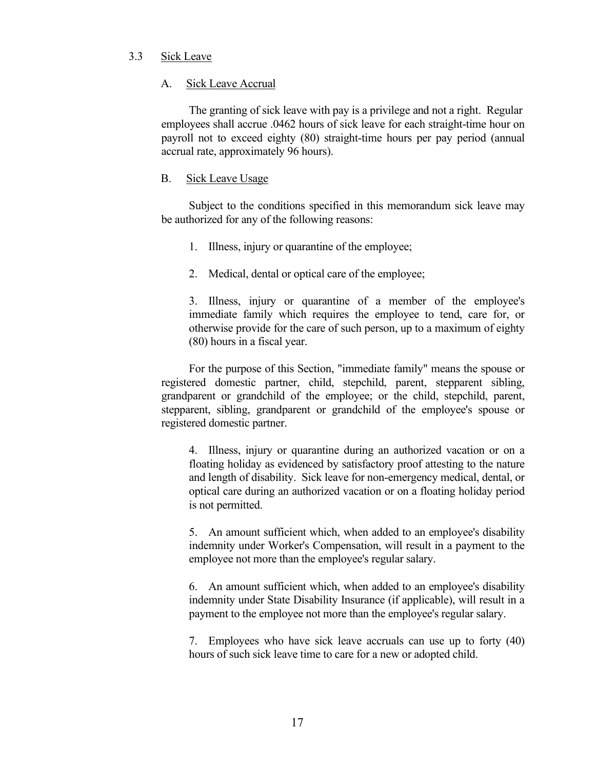### 3.3 Sick Leave

#### A. Sick Leave Accrual

The granting of sick leave with pay is a privilege and not a right. Regular employees shall accrue .0462 hours of sick leave for each straight-time hour on payroll not to exceed eighty (80) straight-time hours per pay period (annual accrual rate, approximately 96 hours).

#### B. Sick Leave Usage

Subject to the conditions specified in this memorandum sick leave may be authorized for any of the following reasons:

1. Illness, injury or quarantine of the employee;

2. Medical, dental or optical care of the employee;

3. Illness, injury or quarantine of a member of the employee's immediate family which requires the employee to tend, care for, or otherwise provide for the care of such person, up to a maximum of eighty (80) hours in a fiscal year.

For the purpose of this Section, "immediate family" means the spouse or registered domestic partner, child, stepchild, parent, stepparent sibling, grandparent or grandchild of the employee; or the child, stepchild, parent, stepparent, sibling, grandparent or grandchild of the employee's spouse or registered domestic partner.

4. Illness, injury or quarantine during an authorized vacation or on a floating holiday as evidenced by satisfactory proof attesting to the nature and length of disability. Sick leave for non-emergency medical, dental, or optical care during an authorized vacation or on a floating holiday period is not permitted.

5. An amount sufficient which, when added to an employee's disability indemnity under Worker's Compensation, will result in a payment to the employee not more than the employee's regular salary.

6. An amount sufficient which, when added to an employee's disability indemnity under State Disability Insurance (if applicable), will result in a payment to the employee not more than the employee's regular salary.

7. Employees who have sick leave accruals can use up to forty (40) hours of such sick leave time to care for a new or adopted child.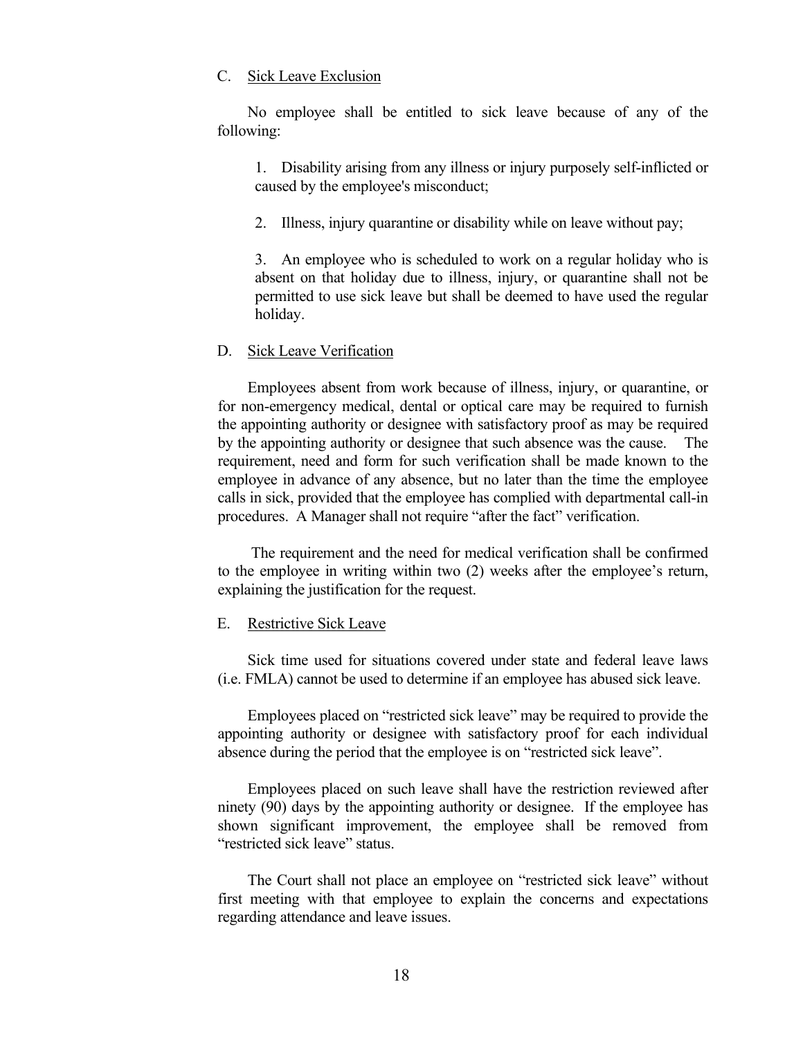### C. Sick Leave Exclusion

No employee shall be entitled to sick leave because of any of the following:

1. Disability arising from any illness or injury purposely self-inflicted or caused by the employee's misconduct;

2. Illness, injury quarantine or disability while on leave without pay;

3. An employee who is scheduled to work on a regular holiday who is absent on that holiday due to illness, injury, or quarantine shall not be permitted to use sick leave but shall be deemed to have used the regular holiday.

### D. Sick Leave Verification

Employees absent from work because of illness, injury, or quarantine, or for non-emergency medical, dental or optical care may be required to furnish the appointing authority or designee with satisfactory proof as may be required by the appointing authority or designee that such absence was the cause. The requirement, need and form for such verification shall be made known to the employee in advance of any absence, but no later than the time the employee calls in sick, provided that the employee has complied with departmental call-in procedures. A Manager shall not require "after the fact" verification.

The requirement and the need for medical verification shall be confirmed to the employee in writing within two (2) weeks after the employee's return, explaining the justification for the request.

### E. Restrictive Sick Leave

Sick time used for situations covered under state and federal leave laws (i.e. FMLA) cannot be used to determine if an employee has abused sick leave.

Employees placed on "restricted sick leave" may be required to provide the appointing authority or designee with satisfactory proof for each individual absence during the period that the employee is on "restricted sick leave".

Employees placed on such leave shall have the restriction reviewed after ninety (90) days by the appointing authority or designee. If the employee has shown significant improvement, the employee shall be removed from "restricted sick leave" status.

The Court shall not place an employee on "restricted sick leave" without first meeting with that employee to explain the concerns and expectations regarding attendance and leave issues.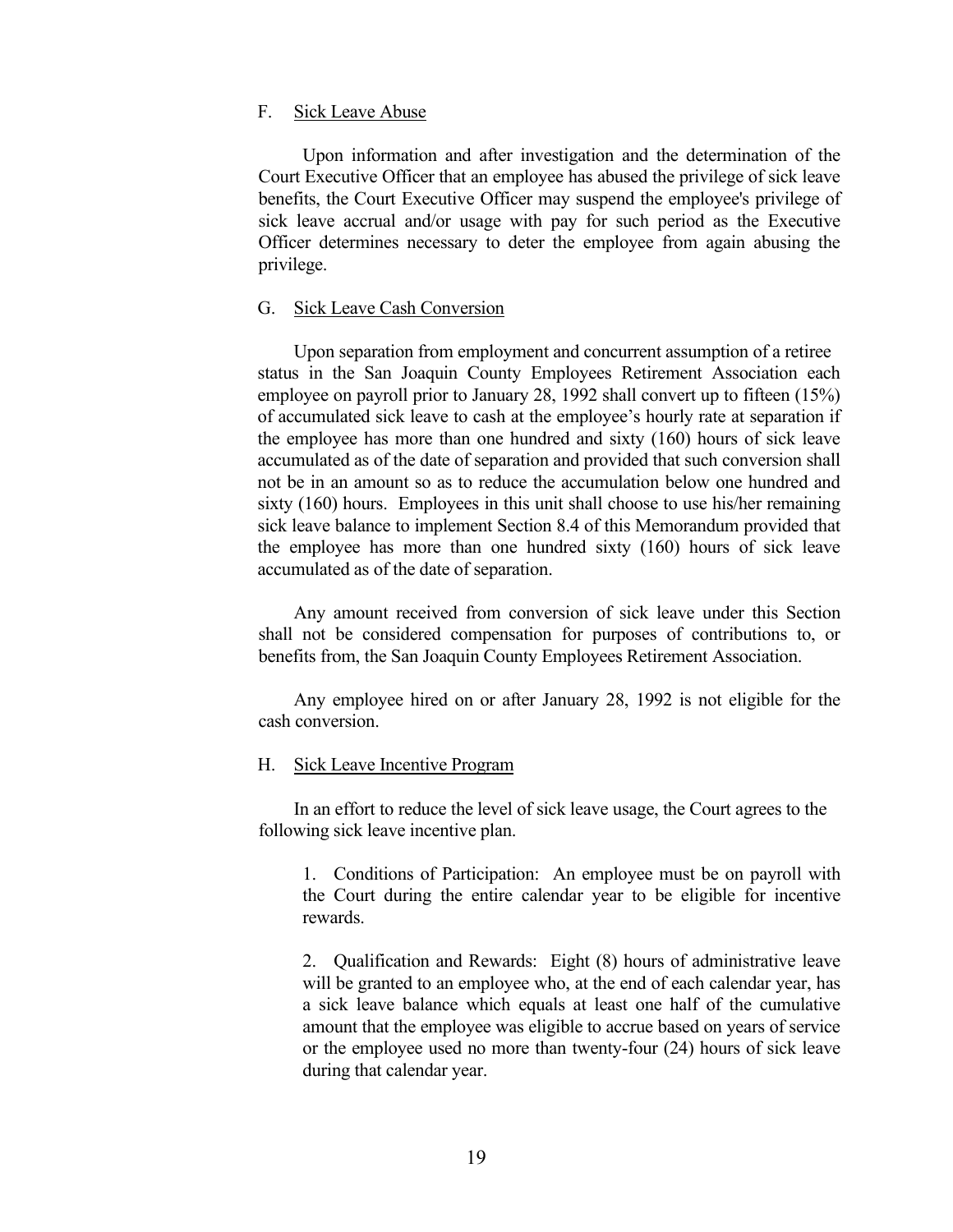F. Sick Leave Abuse

Upon information and after investigation and the determination of the Court Executive Officer that an employee has abused the privilege of sick leave benefits, the Court Executive Officer may suspend the employee's privilege of sick leave accrual and/or usage with pay for such period as the Executive Officer determines necessary to deter the employee from again abusing the privilege.

G. Sick Leave Cash Conversion

Upon separation from employment and concurrent assumption of a retiree status in the San Joaquin County Employees Retirement Association each employee on payroll prior to January 28, 1992 shall convert up to fifteen (15%) of accumulated sick leave to cash at the employee's hourly rate at separation if the employee has more than one hundred and sixty (160) hours of sick leave accumulated as of the date of separation and provided that such conversion shall not be in an amount so as to reduce the accumulation below one hundred and sixty (160) hours. Employees in this unit shall choose to use his/her remaining sick leave balance to implement Section 8.4 of this Memorandum provided that the employee has more than one hundred sixty (160) hours of sick leave accumulated as of the date of separation.

Any amount received from conversion of sick leave under this Section shall not be considered compensation for purposes of contributions to, or benefits from, the San Joaquin County Employees Retirement Association.

Any employee hired on or after January 28, 1992 is not eligible for the cash conversion.

H. Sick Leave Incentive Program

In an effort to reduce the level of sick leave usage, the Court agrees to the following sick leave incentive plan.

1. Conditions of Participation: An employee must be on payroll with the Court during the entire calendar year to be eligible for incentive rewards.

2. Qualification and Rewards: Eight (8) hours of administrative leave will be granted to an employee who, at the end of each calendar year, has a sick leave balance which equals at least one half of the cumulative amount that the employee was eligible to accrue based on years of service or the employee used no more than twenty-four (24) hours of sick leave during that calendar year.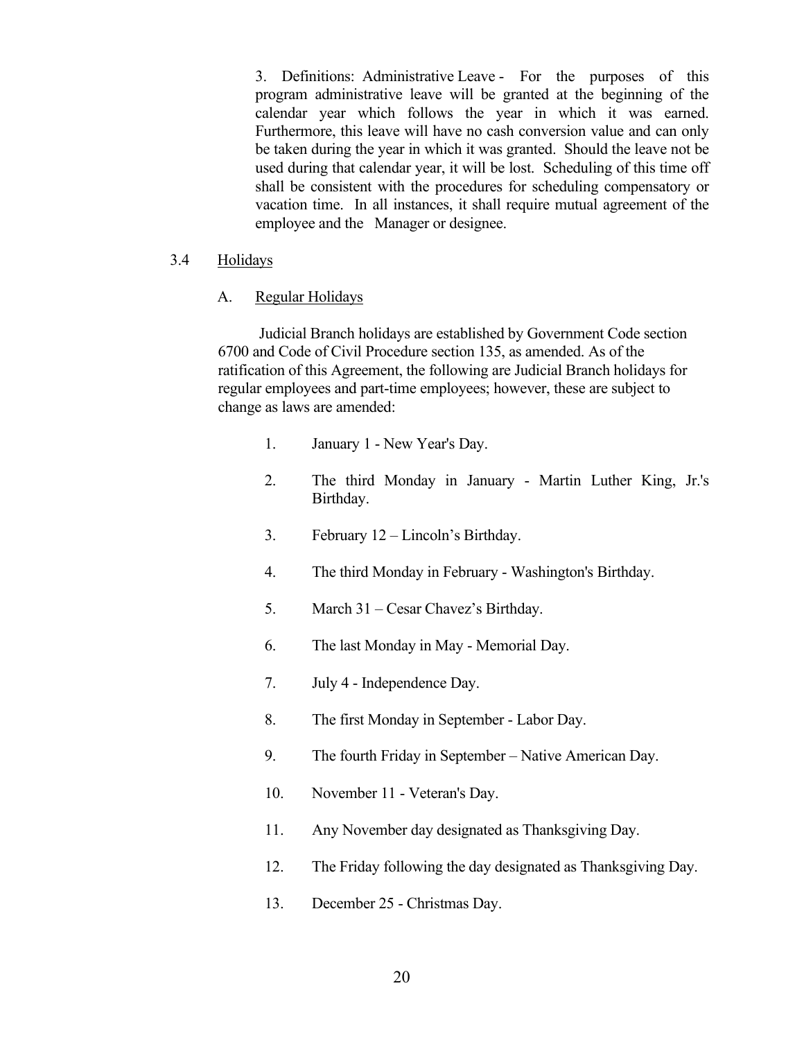3. Definitions: Administrative Leave - For the purposes of this program administrative leave will be granted at the beginning of the calendar year which follows the year in which it was earned. Furthermore, this leave will have no cash conversion value and can only be taken during the year in which it was granted. Should the leave not be used during that calendar year, it will be lost. Scheduling of this time off shall be consistent with the procedures for scheduling compensatory or vacation time. In all instances, it shall require mutual agreement of the employee and the Manager or designee.

### 3.4 Holidays

#### A. Regular Holidays

Judicial Branch holidays are established by Government Code section 6700 and Code of Civil Procedure section 135, as amended. As of the ratification of this Agreement, the following are Judicial Branch holidays for regular employees and part-time employees; however, these are subject to change as laws are amended:

1. January 1 - New Year's Day.
2. The third Monday in January - Martin Luther King, Jr.'s Birthday.
3. February 12 – Lincoln's Birthday.
4. The third Monday in February - Washington's Birthday.
5. March 31 – Cesar Chavez's Birthday.
6. The last Monday in May - Memorial Day.
7. July 4 - Independence Day.
8. The first Monday in September - Labor Day.
9. The fourth Friday in September – Native American Day.
10. November 11 - Veteran's Day.
11. Any November day designated as Thanksgiving Day.
12. The Friday following the day designated as Thanksgiving Day.
13. December 25 - Christmas Day.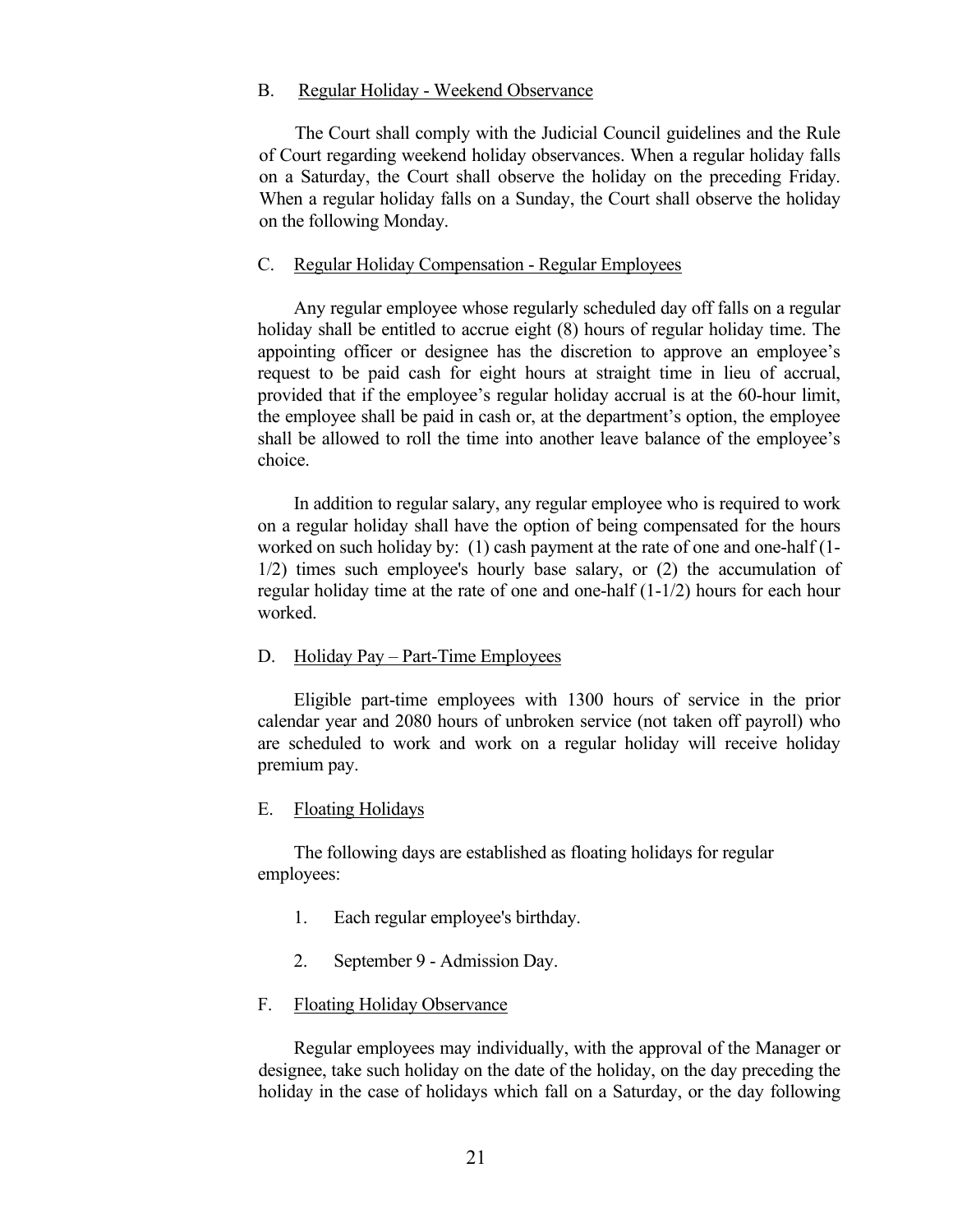B. Regular Holiday - Weekend Observance

The Court shall comply with the Judicial Council guidelines and the Rule of Court regarding weekend holiday observances. When a regular holiday falls on a Saturday, the Court shall observe the holiday on the preceding Friday. When a regular holiday falls on a Sunday, the Court shall observe the holiday on the following Monday.

C. Regular Holiday Compensation - Regular Employees

Any regular employee whose regularly scheduled day off falls on a regular holiday shall be entitled to accrue eight (8) hours of regular holiday time. The appointing officer or designee has the discretion to approve an employee's request to be paid cash for eight hours at straight time in lieu of accrual, provided that if the employee's regular holiday accrual is at the 60-hour limit, the employee shall be paid in cash or, at the department's option, the employee shall be allowed to roll the time into another leave balance of the employee's choice.

In addition to regular salary, any regular employee who is required to work on a regular holiday shall have the option of being compensated for the hours worked on such holiday by: (1) cash payment at the rate of one and one-half (1-1/2) times such employee's hourly base salary, or (2) the accumulation of regular holiday time at the rate of one and one-half (1-1/2) hours for each hour worked.

D. Holiday Pay – Part-Time Employees

Eligible part-time employees with 1300 hours of service in the prior calendar year and 2080 hours of unbroken service (not taken off payroll) who are scheduled to work and work on a regular holiday will receive holiday premium pay.

E. Floating Holidays

The following days are established as floating holidays for regular employees:

1. Each regular employee's birthday.
2. September 9 - Admission Day.

F. Floating Holiday Observance

Regular employees may individually, with the approval of the Manager or designee, take such holiday on the date of the holiday, on the day preceding the holiday in the case of holidays which fall on a Saturday, or the day following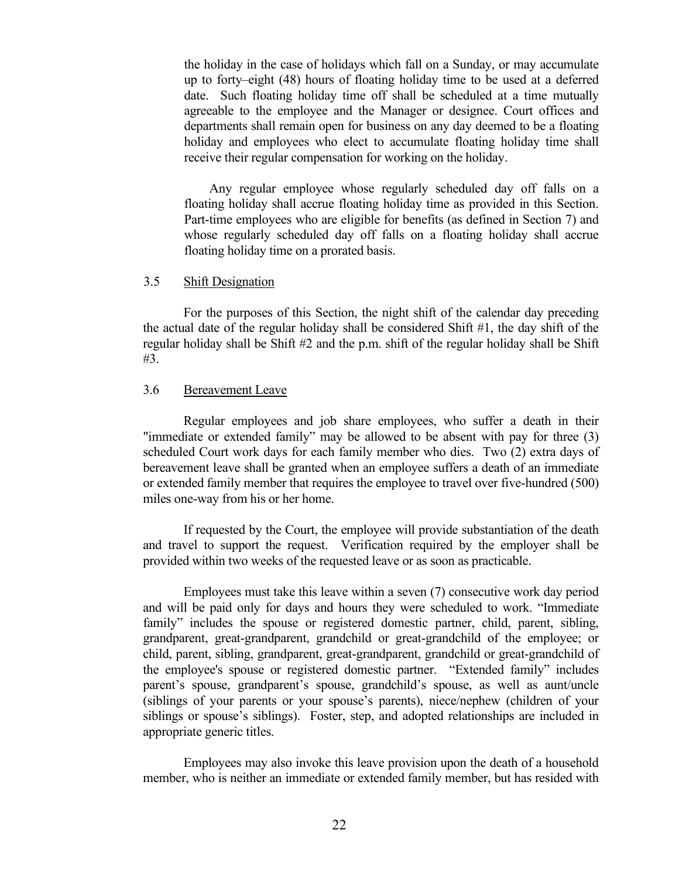the holiday in the case of holidays which fall on a Sunday, or may accumulate up to forty–eight (48) hours of floating holiday time to be used at a deferred date. Such floating holiday time off shall be scheduled at a time mutually agreeable to the employee and the Manager or designee. Court offices and departments shall remain open for business on any day deemed to be a floating holiday and employees who elect to accumulate floating holiday time shall receive their regular compensation for working on the holiday.

Any regular employee whose regularly scheduled day off falls on a floating holiday shall accrue floating holiday time as provided in this Section. Part-time employees who are eligible for benefits (as defined in Section 7) and whose regularly scheduled day off falls on a floating holiday shall accrue floating holiday time on a prorated basis.

3.5 Shift Designation

For the purposes of this Section, the night shift of the calendar day preceding the actual date of the regular holiday shall be considered Shift #1, the day shift of the regular holiday shall be Shift #2 and the p.m. shift of the regular holiday shall be Shift #3.

3.6 Bereavement Leave

Regular employees and job share employees, who suffer a death in their "immediate or extended family" may be allowed to be absent with pay for three (3) scheduled Court work days for each family member who dies. Two (2) extra days of bereavement leave shall be granted when an employee suffers a death of an immediate or extended family member that requires the employee to travel over five-hundred (500) miles one-way from his or her home.

If requested by the Court, the employee will provide substantiation of the death and travel to support the request. Verification required by the employer shall be provided within two weeks of the requested leave or as soon as practicable.

Employees must take this leave within a seven (7) consecutive work day period and will be paid only for days and hours they were scheduled to work. "Immediate family" includes the spouse or registered domestic partner, child, parent, sibling, grandparent, great-grandparent, grandchild or great-grandchild of the employee; or child, parent, sibling, grandparent, great-grandparent, grandchild or great-grandchild of the employee's spouse or registered domestic partner. "Extended family" includes parent's spouse, grandparent's spouse, grandchild's spouse, as well as aunt/uncle (siblings of your parents or your spouse's parents), niece/nephew (children of your siblings or spouse's siblings). Foster, step, and adopted relationships are included in appropriate generic titles.

Employees may also invoke this leave provision upon the death of a household member, who is neither an immediate or extended family member, but has resided with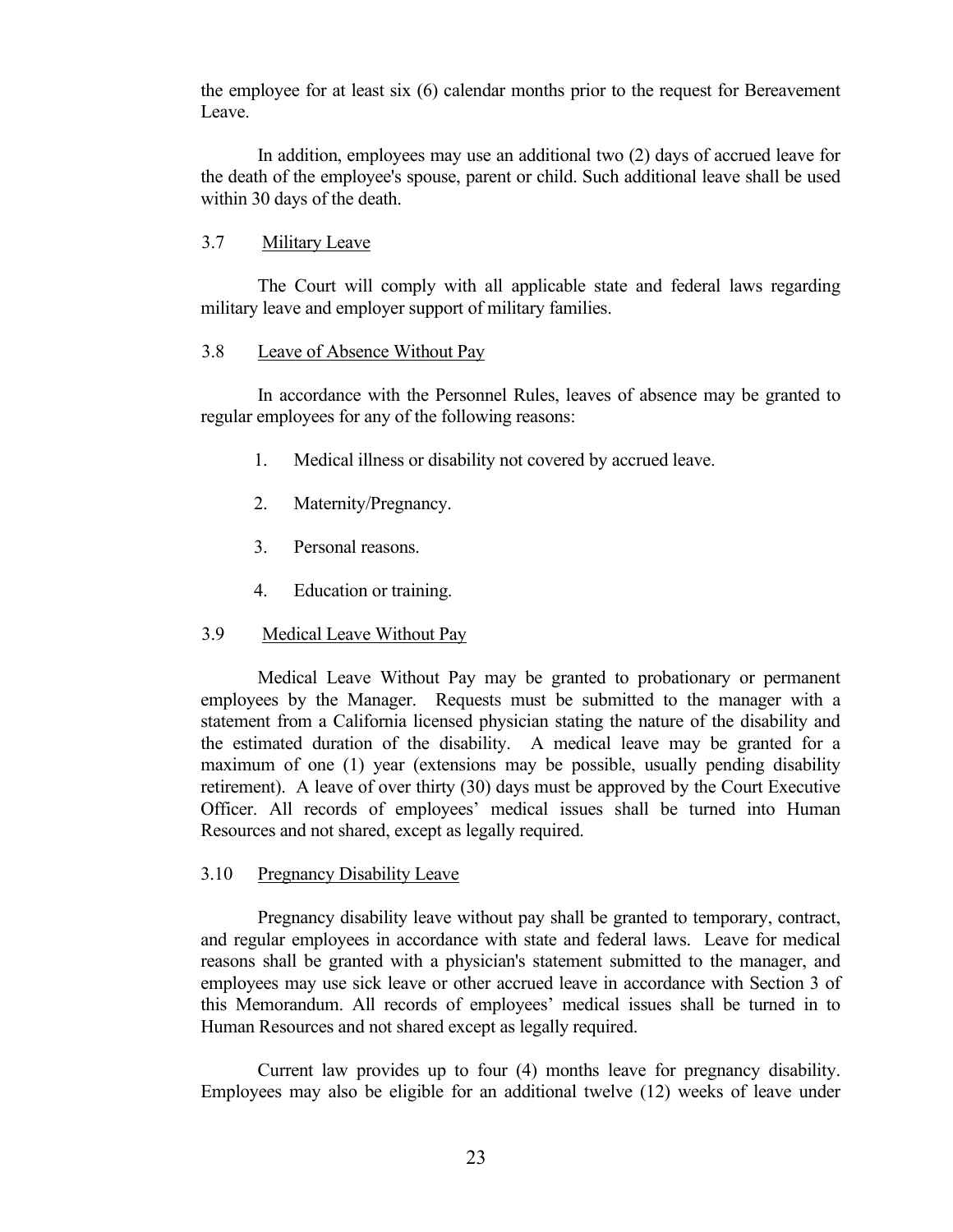the employee for at least six (6) calendar months prior to the request for Bereavement Leave.

In addition, employees may use an additional two (2) days of accrued leave for the death of the employee's spouse, parent or child. Such additional leave shall be used within 30 days of the death.

### 3.7 Military Leave

The Court will comply with all applicable state and federal laws regarding military leave and employer support of military families.

### 3.8 Leave of Absence Without Pay

In accordance with the Personnel Rules, leaves of absence may be granted to regular employees for any of the following reasons:

1. Medical illness or disability not covered by accrued leave.

2. Maternity/Pregnancy.

3. Personal reasons.

4. Education or training.

### 3.9 Medical Leave Without Pay

Medical Leave Without Pay may be granted to probationary or permanent employees by the Manager. Requests must be submitted to the manager with a statement from a California licensed physician stating the nature of the disability and the estimated duration of the disability. A medical leave may be granted for a maximum of one (1) year (extensions may be possible, usually pending disability retirement). A leave of over thirty (30) days must be approved by the Court Executive Officer. All records of employees' medical issues shall be turned into Human Resources and not shared, except as legally required.

### 3.10 Pregnancy Disability Leave

Pregnancy disability leave without pay shall be granted to temporary, contract, and regular employees in accordance with state and federal laws. Leave for medical reasons shall be granted with a physician's statement submitted to the manager, and employees may use sick leave or other accrued leave in accordance with Section 3 of this Memorandum. All records of employees' medical issues shall be turned in to Human Resources and not shared except as legally required.

Current law provides up to four (4) months leave for pregnancy disability. Employees may also be eligible for an additional twelve (12) weeks of leave under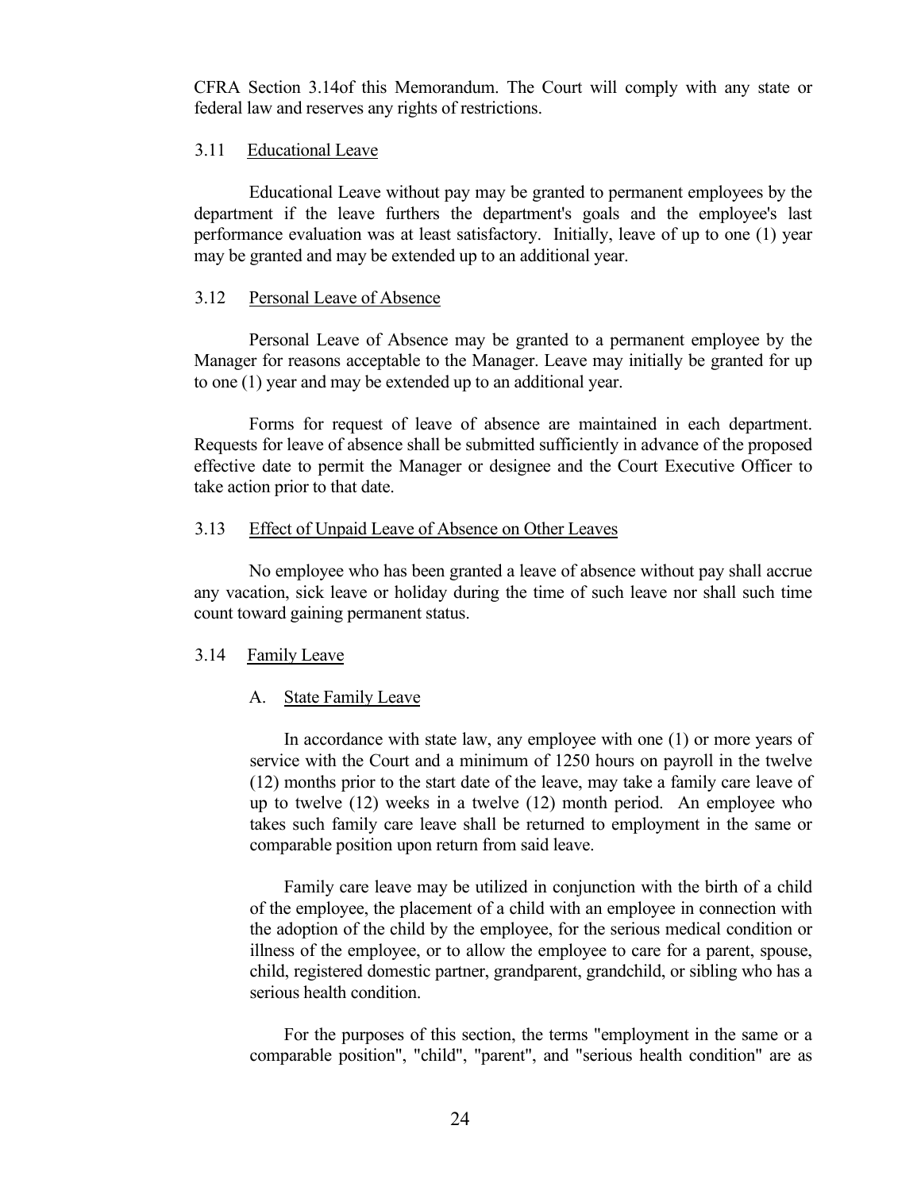CFRA Section 3.14of this Memorandum. The Court will comply with any state or federal law and reserves any rights of restrictions.

### 3.11 Educational Leave

Educational Leave without pay may be granted to permanent employees by the department if the leave furthers the department's goals and the employee's last performance evaluation was at least satisfactory. Initially, leave of up to one (1) year may be granted and may be extended up to an additional year.

### 3.12 Personal Leave of Absence

Personal Leave of Absence may be granted to a permanent employee by the Manager for reasons acceptable to the Manager. Leave may initially be granted for up to one (1) year and may be extended up to an additional year.

Forms for request of leave of absence are maintained in each department. Requests for leave of absence shall be submitted sufficiently in advance of the proposed effective date to permit the Manager or designee and the Court Executive Officer to take action prior to that date.

### 3.13 Effect of Unpaid Leave of Absence on Other Leaves

No employee who has been granted a leave of absence without pay shall accrue any vacation, sick leave or holiday during the time of such leave nor shall such time count toward gaining permanent status.

### 3.14 Family Leave

#### A. State Family Leave

In accordance with state law, any employee with one (1) or more years of service with the Court and a minimum of 1250 hours on payroll in the twelve (12) months prior to the start date of the leave, may take a family care leave of up to twelve (12) weeks in a twelve (12) month period. An employee who takes such family care leave shall be returned to employment in the same or comparable position upon return from said leave.

Family care leave may be utilized in conjunction with the birth of a child of the employee, the placement of a child with an employee in connection with the adoption of the child by the employee, for the serious medical condition or illness of the employee, or to allow the employee to care for a parent, spouse, child, registered domestic partner, grandparent, grandchild, or sibling who has a serious health condition.

For the purposes of this section, the terms "employment in the same or a comparable position", "child", "parent", and "serious health condition" are as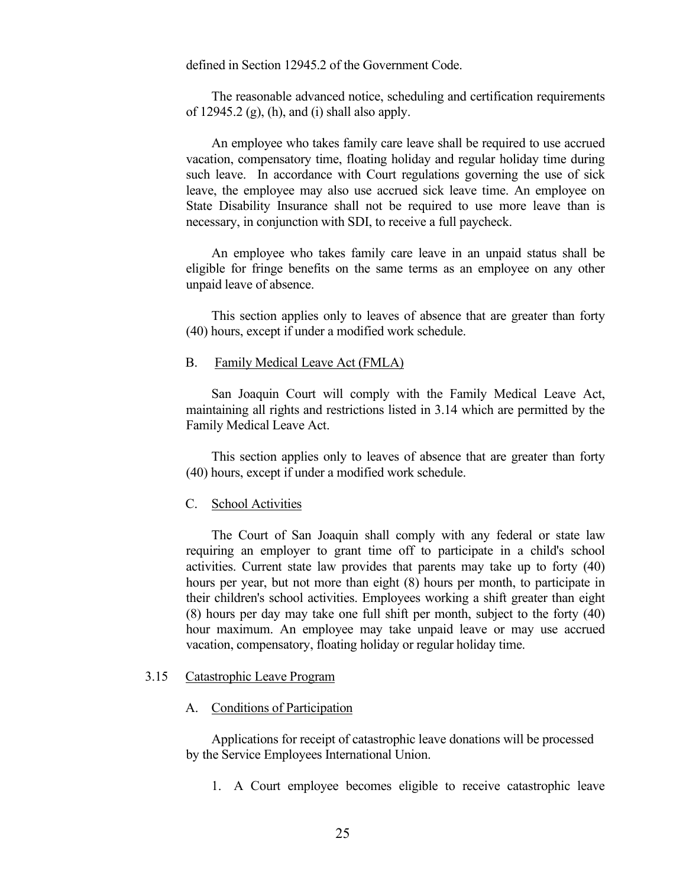defined in Section 12945.2 of the Government Code.

The reasonable advanced notice, scheduling and certification requirements of 12945.2 (g), (h), and (i) shall also apply.

An employee who takes family care leave shall be required to use accrued vacation, compensatory time, floating holiday and regular holiday time during such leave. In accordance with Court regulations governing the use of sick leave, the employee may also use accrued sick leave time. An employee on State Disability Insurance shall not be required to use more leave than is necessary, in conjunction with SDI, to receive a full paycheck.

An employee who takes family care leave in an unpaid status shall be eligible for fringe benefits on the same terms as an employee on any other unpaid leave of absence.

This section applies only to leaves of absence that are greater than forty (40) hours, except if under a modified work schedule.

B. Family Medical Leave Act (FMLA)

San Joaquin Court will comply with the Family Medical Leave Act, maintaining all rights and restrictions listed in 3.14 which are permitted by the Family Medical Leave Act.

This section applies only to leaves of absence that are greater than forty (40) hours, except if under a modified work schedule.

C. School Activities

The Court of San Joaquin shall comply with any federal or state law requiring an employer to grant time off to participate in a child's school activities. Current state law provides that parents may take up to forty (40) hours per year, but not more than eight (8) hours per month, to participate in their children's school activities. Employees working a shift greater than eight (8) hours per day may take one full shift per month, subject to the forty (40) hour maximum. An employee may take unpaid leave or may use accrued vacation, compensatory, floating holiday or regular holiday time.

3.15 Catastrophic Leave Program

A. Conditions of Participation

Applications for receipt of catastrophic leave donations will be processed by the Service Employees International Union.

1. A Court employee becomes eligible to receive catastrophic leave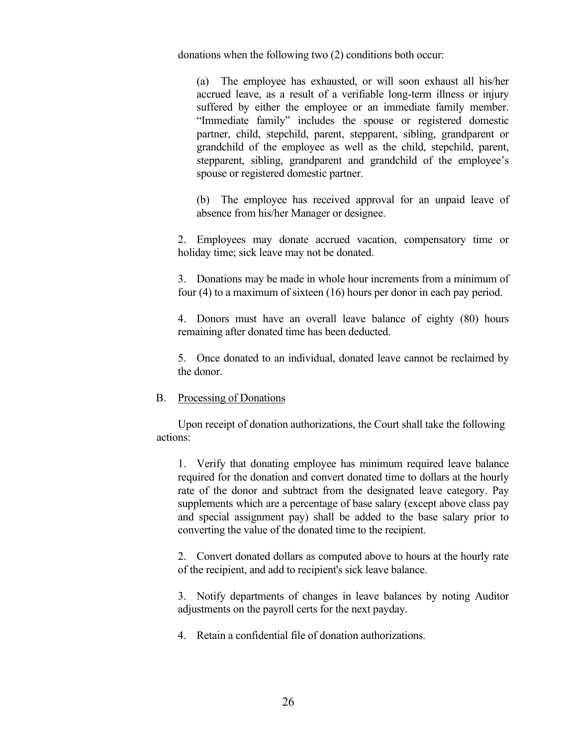donations when the following two (2) conditions both occur:

(a) The employee has exhausted, or will soon exhaust all his/her accrued leave, as a result of a verifiable long-term illness or injury suffered by either the employee or an immediate family member. "Immediate family" includes the spouse or registered domestic partner, child, stepchild, parent, stepparent, sibling, grandparent or grandchild of the employee as well as the child, stepchild, parent, stepparent, sibling, grandparent and grandchild of the employee's spouse or registered domestic partner.

(b) The employee has received approval for an unpaid leave of absence from his/her Manager or designee.

2. Employees may donate accrued vacation, compensatory time or holiday time; sick leave may not be donated.

3. Donations may be made in whole hour increments from a minimum of four (4) to a maximum of sixteen (16) hours per donor in each pay period.

4. Donors must have an overall leave balance of eighty (80) hours remaining after donated time has been deducted.

5. Once donated to an individual, donated leave cannot be reclaimed by the donor.

B. Processing of Donations

Upon receipt of donation authorizations, the Court shall take the following actions:

1. Verify that donating employee has minimum required leave balance required for the donation and convert donated time to dollars at the hourly rate of the donor and subtract from the designated leave category. Pay supplements which are a percentage of base salary (except above class pay and special assignment pay) shall be added to the base salary prior to converting the value of the donated time to the recipient.

2. Convert donated dollars as computed above to hours at the hourly rate of the recipient, and add to recipient's sick leave balance.

3. Notify departments of changes in leave balances by noting Auditor adjustments on the payroll certs for the next payday.

4. Retain a confidential file of donation authorizations.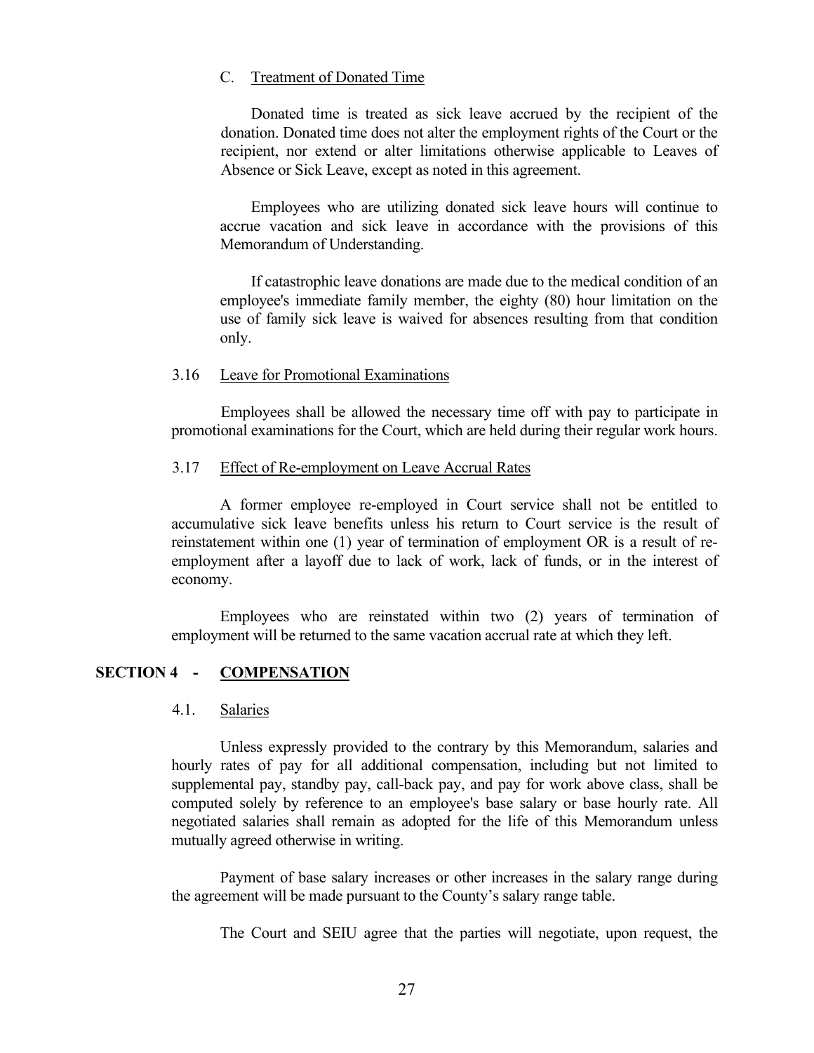C. Treatment of Donated Time

Donated time is treated as sick leave accrued by the recipient of the donation. Donated time does not alter the employment rights of the Court or the recipient, nor extend or alter limitations otherwise applicable to Leaves of Absence or Sick Leave, except as noted in this agreement.

Employees who are utilizing donated sick leave hours will continue to accrue vacation and sick leave in accordance with the provisions of this Memorandum of Understanding.

If catastrophic leave donations are made due to the medical condition of an employee's immediate family member, the eighty (80) hour limitation on the use of family sick leave is waived for absences resulting from that condition only.

3.16 Leave for Promotional Examinations

Employees shall be allowed the necessary time off with pay to participate in promotional examinations for the Court, which are held during their regular work hours.

3.17 Effect of Re-employment on Leave Accrual Rates

A former employee re-employed in Court service shall not be entitled to accumulative sick leave benefits unless his return to Court service is the result of reinstatement within one (1) year of termination of employment OR is a result of re-employment after a layoff due to lack of work, lack of funds, or in the interest of economy.

Employees who are reinstated within two (2) years of termination of employment will be returned to the same vacation accrual rate at which they left.

## SECTION 4 - COMPENSATION

4.1. Salaries

Unless expressly provided to the contrary by this Memorandum, salaries and hourly rates of pay for all additional compensation, including but not limited to supplemental pay, standby pay, call-back pay, and pay for work above class, shall be computed solely by reference to an employee's base salary or base hourly rate. All negotiated salaries shall remain as adopted for the life of this Memorandum unless mutually agreed otherwise in writing.

Payment of base salary increases or other increases in the salary range during the agreement will be made pursuant to the County's salary range table.

The Court and SEIU agree that the parties will negotiate, upon request, the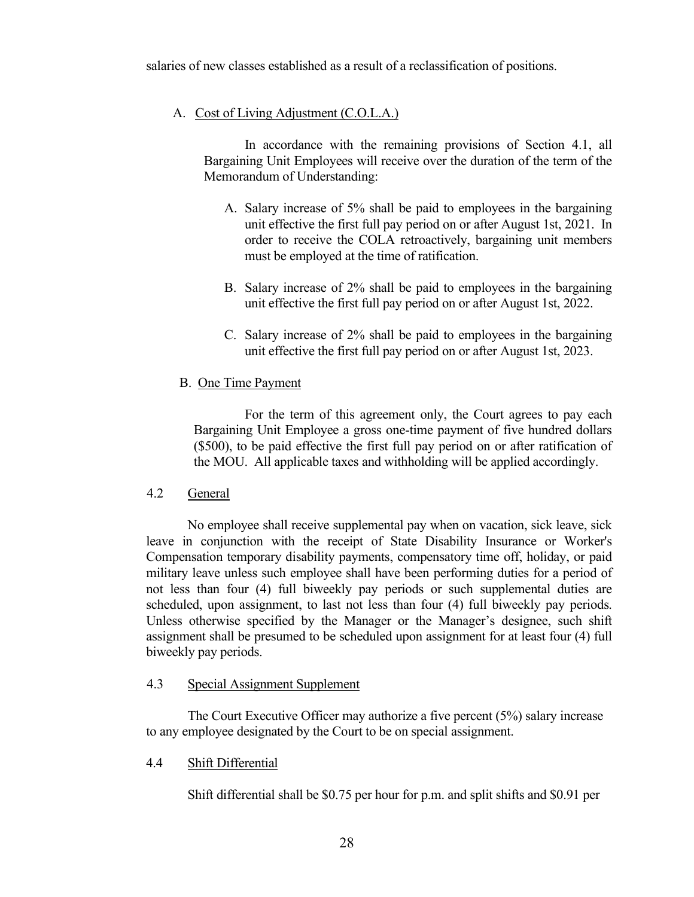salaries of new classes established as a result of a reclassification of positions.

A. Cost of Living Adjustment (C.O.L.A.)

In accordance with the remaining provisions of Section 4.1, all Bargaining Unit Employees will receive over the duration of the term of the Memorandum of Understanding:

A. Salary increase of 5% shall be paid to employees in the bargaining unit effective the first full pay period on or after August 1st, 2021. In order to receive the COLA retroactively, bargaining unit members must be employed at the time of ratification.

B. Salary increase of 2% shall be paid to employees in the bargaining unit effective the first full pay period on or after August 1st, 2022.

C. Salary increase of 2% shall be paid to employees in the bargaining unit effective the first full pay period on or after August 1st, 2023.

B. One Time Payment

For the term of this agreement only, the Court agrees to pay each Bargaining Unit Employee a gross one-time payment of five hundred dollars ($500), to be paid effective the first full pay period on or after ratification of the MOU. All applicable taxes and withholding will be applied accordingly.

4.2 General

No employee shall receive supplemental pay when on vacation, sick leave, sick leave in conjunction with the receipt of State Disability Insurance or Worker's Compensation temporary disability payments, compensatory time off, holiday, or paid military leave unless such employee shall have been performing duties for a period of not less than four (4) full biweekly pay periods or such supplemental duties are scheduled, upon assignment, to last not less than four (4) full biweekly pay periods. Unless otherwise specified by the Manager or the Manager's designee, such shift assignment shall be presumed to be scheduled upon assignment for at least four (4) full biweekly pay periods.

4.3 Special Assignment Supplement

The Court Executive Officer may authorize a five percent (5%) salary increase to any employee designated by the Court to be on special assignment.

4.4 Shift Differential

Shift differential shall be $0.75 per hour for p.m. and split shifts and $0.91 per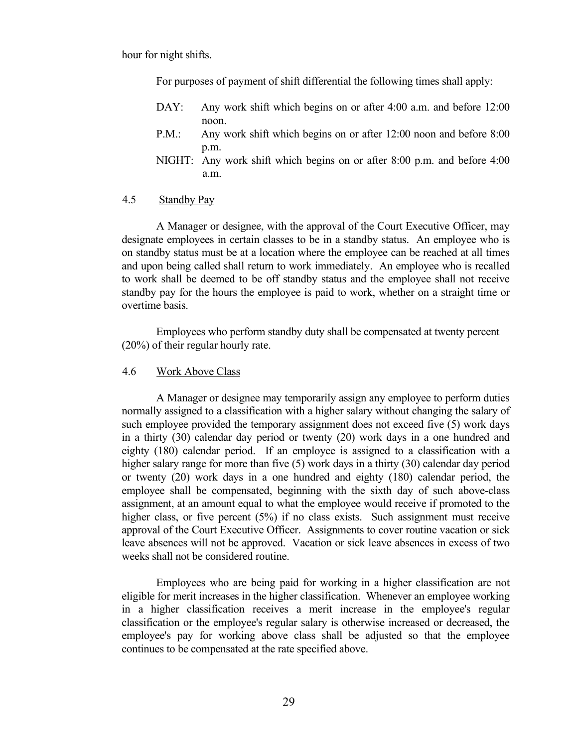hour for night shifts.

For purposes of payment of shift differential the following times shall apply:

- DAY: Any work shift which begins on or after 4:00 a.m. and before 12:00 noon.
- P.M.: Any work shift which begins on or after 12:00 noon and before 8:00 p.m.
- NIGHT: Any work shift which begins on or after 8:00 p.m. and before 4:00 a.m.

### 4.5 Standby Pay

A Manager or designee, with the approval of the Court Executive Officer, may designate employees in certain classes to be in a standby status. An employee who is on standby status must be at a location where the employee can be reached at all times and upon being called shall return to work immediately. An employee who is recalled to work shall be deemed to be off standby status and the employee shall not receive standby pay for the hours the employee is paid to work, whether on a straight time or overtime basis.

Employees who perform standby duty shall be compensated at twenty percent (20%) of their regular hourly rate.

### 4.6 Work Above Class

A Manager or designee may temporarily assign any employee to perform duties normally assigned to a classification with a higher salary without changing the salary of such employee provided the temporary assignment does not exceed five (5) work days in a thirty (30) calendar day period or twenty (20) work days in a one hundred and eighty (180) calendar period. If an employee is assigned to a classification with a higher salary range for more than five (5) work days in a thirty (30) calendar day period or twenty (20) work days in a one hundred and eighty (180) calendar period, the employee shall be compensated, beginning with the sixth day of such above-class assignment, at an amount equal to what the employee would receive if promoted to the higher class, or five percent (5%) if no class exists. Such assignment must receive approval of the Court Executive Officer. Assignments to cover routine vacation or sick leave absences will not be approved. Vacation or sick leave absences in excess of two weeks shall not be considered routine.

Employees who are being paid for working in a higher classification are not eligible for merit increases in the higher classification. Whenever an employee working in a higher classification receives a merit increase in the employee's regular classification or the employee's regular salary is otherwise increased or decreased, the employee's pay for working above class shall be adjusted so that the employee continues to be compensated at the rate specified above.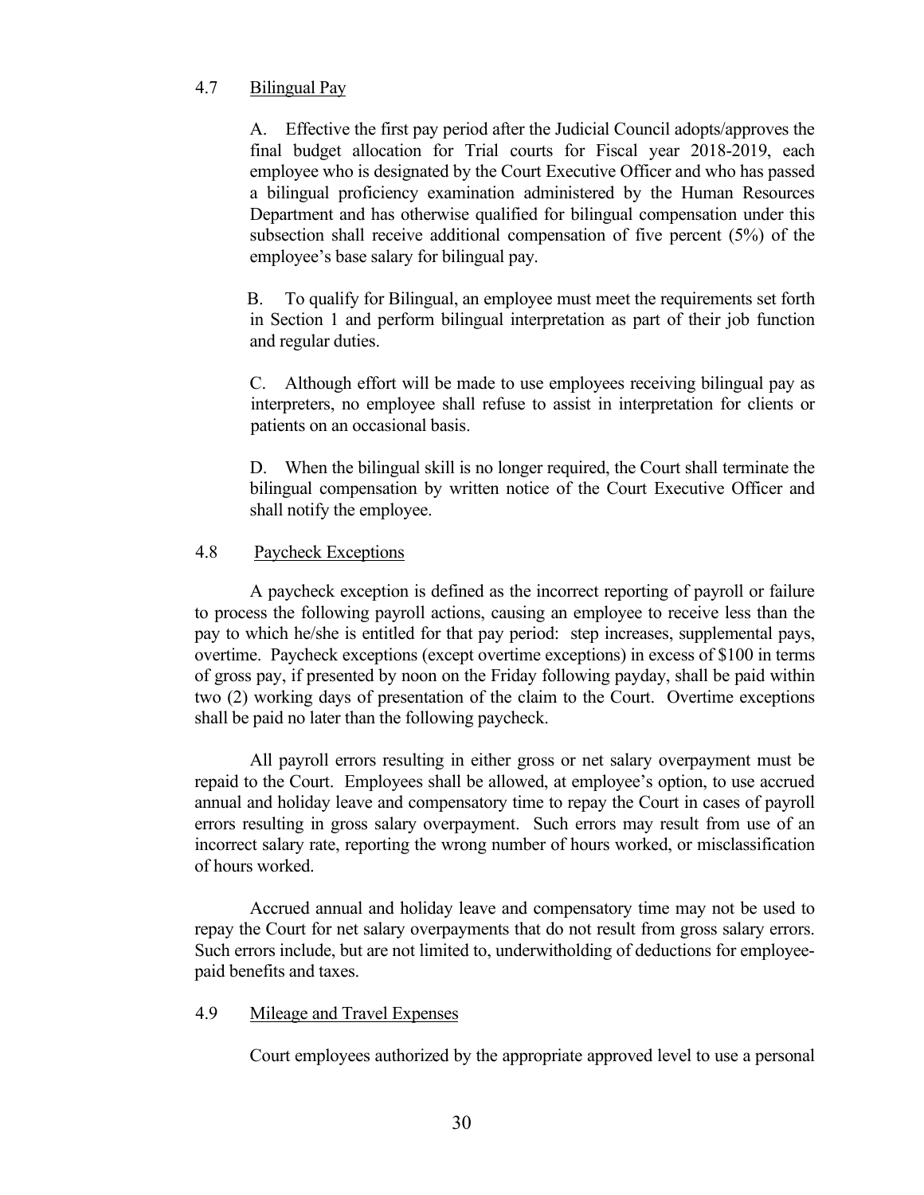### 4.7 Bilingual Pay

A. Effective the first pay period after the Judicial Council adopts/approves the final budget allocation for Trial courts for Fiscal year 2018-2019, each employee who is designated by the Court Executive Officer and who has passed a bilingual proficiency examination administered by the Human Resources Department and has otherwise qualified for bilingual compensation under this subsection shall receive additional compensation of five percent (5%) of the employee's base salary for bilingual pay.

B. To qualify for Bilingual, an employee must meet the requirements set forth in Section 1 and perform bilingual interpretation as part of their job function and regular duties.

C. Although effort will be made to use employees receiving bilingual pay as interpreters, no employee shall refuse to assist in interpretation for clients or patients on an occasional basis.

D. When the bilingual skill is no longer required, the Court shall terminate the bilingual compensation by written notice of the Court Executive Officer and shall notify the employee.

### 4.8 Paycheck Exceptions

A paycheck exception is defined as the incorrect reporting of payroll or failure to process the following payroll actions, causing an employee to receive less than the pay to which he/she is entitled for that pay period: step increases, supplemental pays, overtime. Paycheck exceptions (except overtime exceptions) in excess of $100 in terms of gross pay, if presented by noon on the Friday following payday, shall be paid within two (2) working days of presentation of the claim to the Court. Overtime exceptions shall be paid no later than the following paycheck.

All payroll errors resulting in either gross or net salary overpayment must be repaid to the Court. Employees shall be allowed, at employee's option, to use accrued annual and holiday leave and compensatory time to repay the Court in cases of payroll errors resulting in gross salary overpayment. Such errors may result from use of an incorrect salary rate, reporting the wrong number of hours worked, or misclassification of hours worked.

Accrued annual and holiday leave and compensatory time may not be used to repay the Court for net salary overpayments that do not result from gross salary errors. Such errors include, but are not limited to, underwitholding of deductions for employee-paid benefits and taxes.

### 4.9 Mileage and Travel Expenses

Court employees authorized by the appropriate approved level to use a personal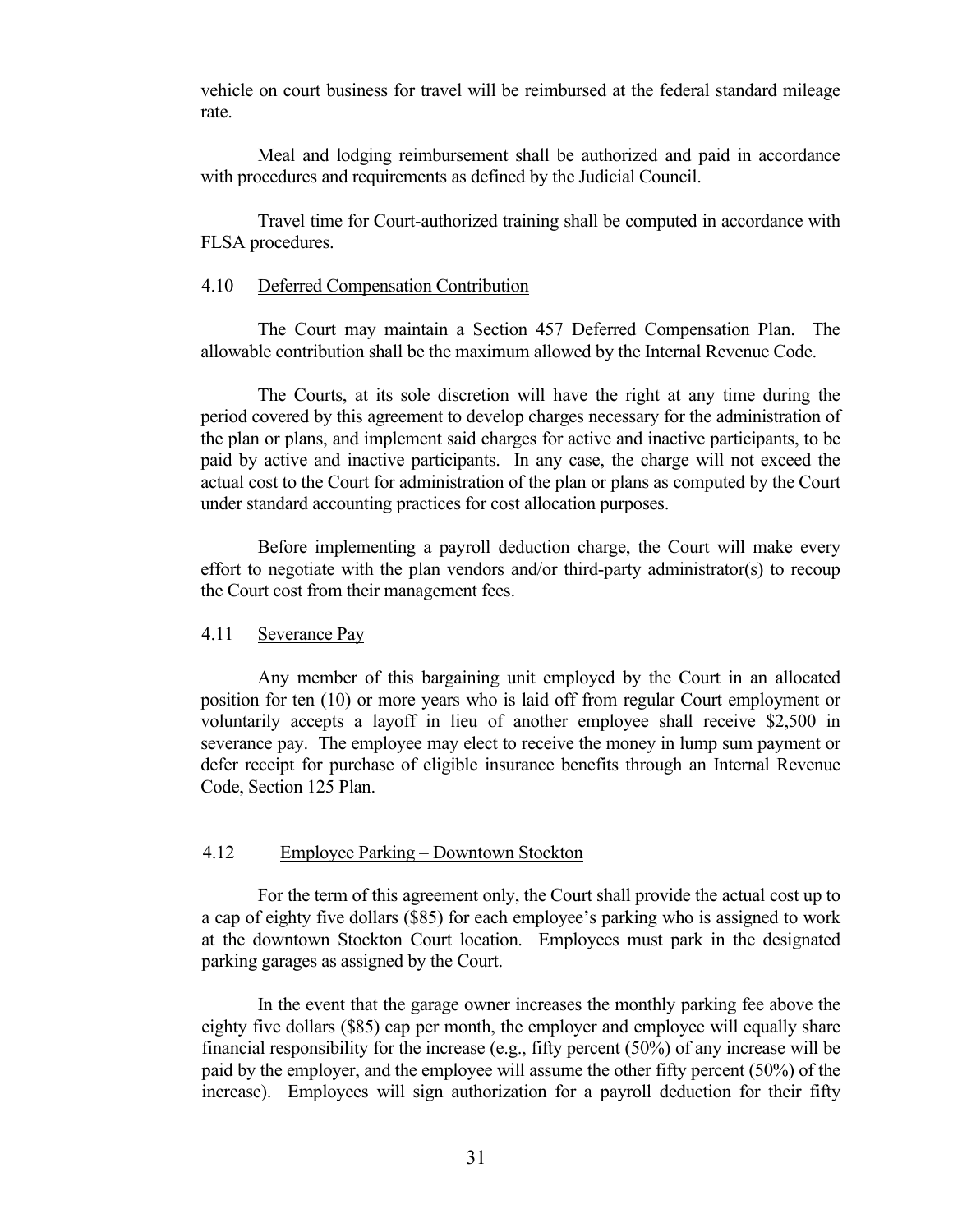vehicle on court business for travel will be reimbursed at the federal standard mileage rate.

Meal and lodging reimbursement shall be authorized and paid in accordance with procedures and requirements as defined by the Judicial Council.

Travel time for Court-authorized training shall be computed in accordance with FLSA procedures.

### 4.10 Deferred Compensation Contribution

The Court may maintain a Section 457 Deferred Compensation Plan. The allowable contribution shall be the maximum allowed by the Internal Revenue Code.

The Courts, at its sole discretion will have the right at any time during the period covered by this agreement to develop charges necessary for the administration of the plan or plans, and implement said charges for active and inactive participants, to be paid by active and inactive participants. In any case, the charge will not exceed the actual cost to the Court for administration of the plan or plans as computed by the Court under standard accounting practices for cost allocation purposes.

Before implementing a payroll deduction charge, the Court will make every effort to negotiate with the plan vendors and/or third-party administrator(s) to recoup the Court cost from their management fees.

### 4.11 Severance Pay

Any member of this bargaining unit employed by the Court in an allocated position for ten (10) or more years who is laid off from regular Court employment or voluntarily accepts a layoff in lieu of another employee shall receive $2,500 in severance pay. The employee may elect to receive the money in lump sum payment or defer receipt for purchase of eligible insurance benefits through an Internal Revenue Code, Section 125 Plan.

### 4.12 Employee Parking – Downtown Stockton

For the term of this agreement only, the Court shall provide the actual cost up to a cap of eighty five dollars ($85) for each employee's parking who is assigned to work at the downtown Stockton Court location. Employees must park in the designated parking garages as assigned by the Court.

In the event that the garage owner increases the monthly parking fee above the eighty five dollars ($85) cap per month, the employer and employee will equally share financial responsibility for the increase (e.g., fifty percent (50%) of any increase will be paid by the employer, and the employee will assume the other fifty percent (50%) of the increase). Employees will sign authorization for a payroll deduction for their fifty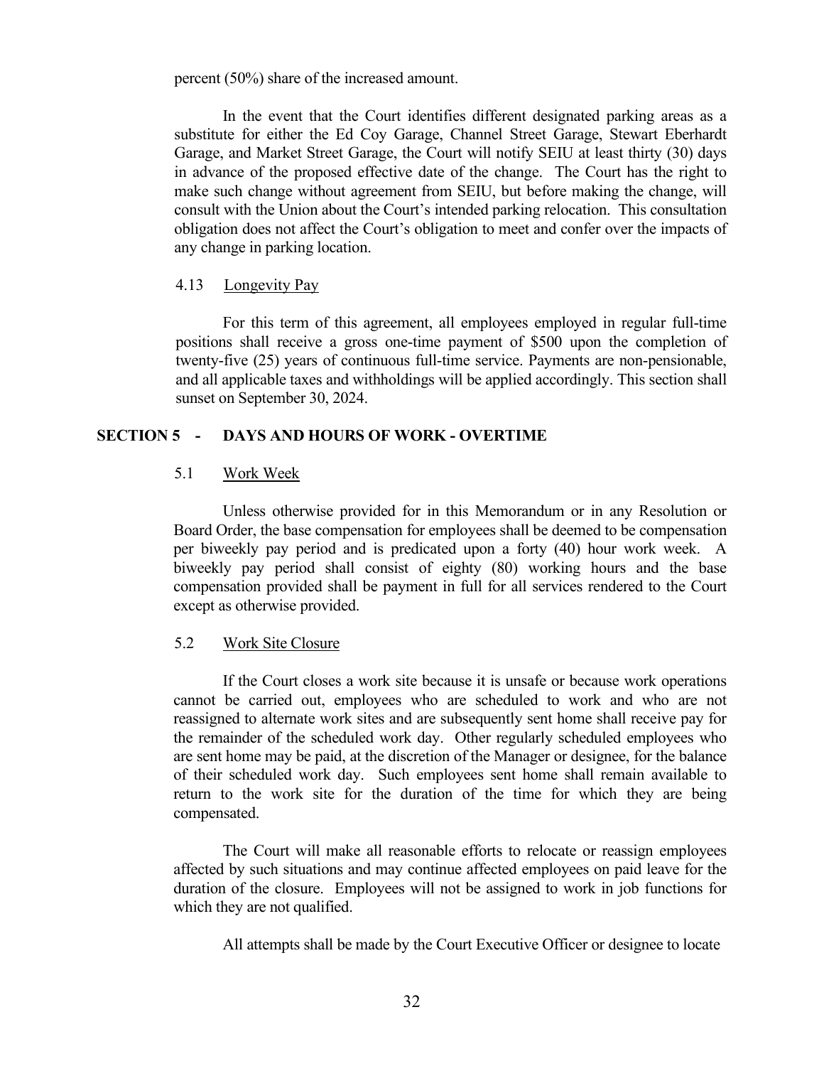percent (50%) share of the increased amount.

In the event that the Court identifies different designated parking areas as a substitute for either the Ed Coy Garage, Channel Street Garage, Stewart Eberhardt Garage, and Market Street Garage, the Court will notify SEIU at least thirty (30) days in advance of the proposed effective date of the change. The Court has the right to make such change without agreement from SEIU, but before making the change, will consult with the Union about the Court's intended parking relocation. This consultation obligation does not affect the Court's obligation to meet and confer over the impacts of any change in parking location.

### 4.13 Longevity Pay

For this term of this agreement, all employees employed in regular full-time positions shall receive a gross one-time payment of $500 upon the completion of twenty-five (25) years of continuous full-time service. Payments are non-pensionable, and all applicable taxes and withholdings will be applied accordingly. This section shall sunset on September 30, 2024.

## SECTION 5 - DAYS AND HOURS OF WORK - OVERTIME

### 5.1 Work Week

Unless otherwise provided for in this Memorandum or in any Resolution or Board Order, the base compensation for employees shall be deemed to be compensation per biweekly pay period and is predicated upon a forty (40) hour work week. A biweekly pay period shall consist of eighty (80) working hours and the base compensation provided shall be payment in full for all services rendered to the Court except as otherwise provided.

### 5.2 Work Site Closure

If the Court closes a work site because it is unsafe or because work operations cannot be carried out, employees who are scheduled to work and who are not reassigned to alternate work sites and are subsequently sent home shall receive pay for the remainder of the scheduled work day. Other regularly scheduled employees who are sent home may be paid, at the discretion of the Manager or designee, for the balance of their scheduled work day. Such employees sent home shall remain available to return to the work site for the duration of the time for which they are being compensated.

The Court will make all reasonable efforts to relocate or reassign employees affected by such situations and may continue affected employees on paid leave for the duration of the closure. Employees will not be assigned to work in job functions for which they are not qualified.

All attempts shall be made by the Court Executive Officer or designee to locate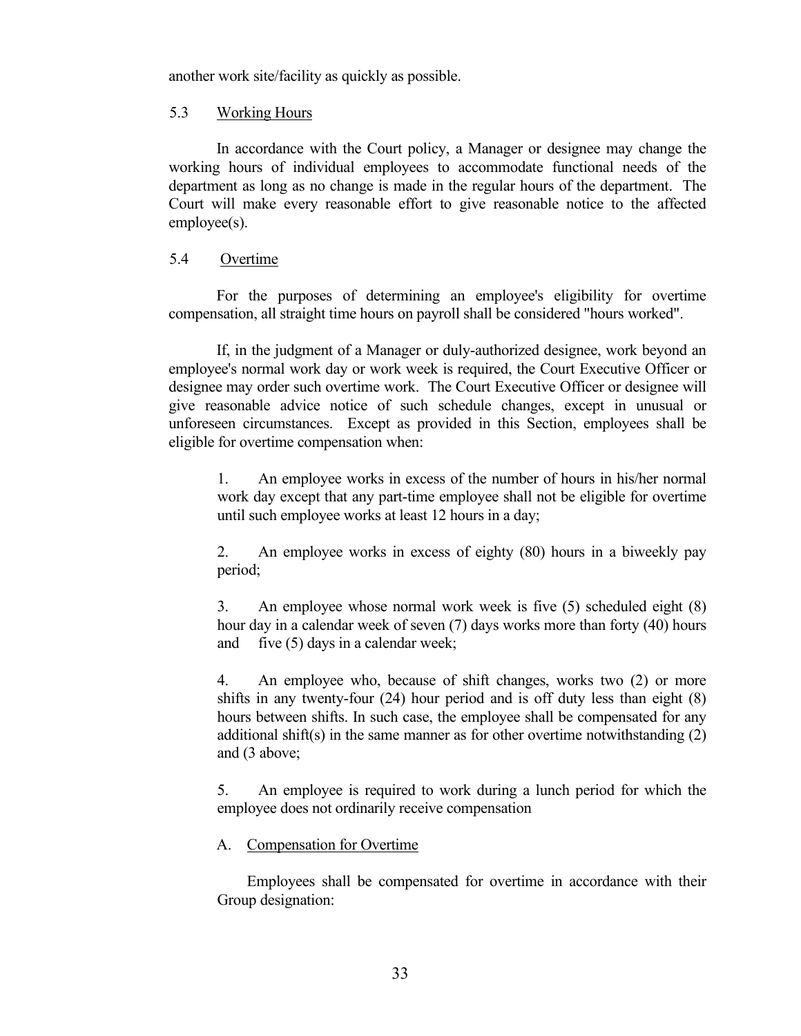another work site/facility as quickly as possible.

### 5.3 Working Hours

In accordance with the Court policy, a Manager or designee may change the working hours of individual employees to accommodate functional needs of the department as long as no change is made in the regular hours of the department. The Court will make every reasonable effort to give reasonable notice to the affected employee(s).

### 5.4 Overtime

For the purposes of determining an employee's eligibility for overtime compensation, all straight time hours on payroll shall be considered "hours worked".

If, in the judgment of a Manager or duly-authorized designee, work beyond an employee's normal work day or work week is required, the Court Executive Officer or designee may order such overtime work. The Court Executive Officer or designee will give reasonable advice notice of such schedule changes, except in unusual or unforeseen circumstances. Except as provided in this Section, employees shall be eligible for overtime compensation when:

1. An employee works in excess of the number of hours in his/her normal work day except that any part-time employee shall not be eligible for overtime until such employee works at least 12 hours in a day;

2. An employee works in excess of eighty (80) hours in a biweekly pay period;

3. An employee whose normal work week is five (5) scheduled eight (8) hour day in a calendar week of seven (7) days works more than forty (40) hours and five (5) days in a calendar week;

4. An employee who, because of shift changes, works two (2) or more shifts in any twenty-four (24) hour period and is off duty less than eight (8) hours between shifts. In such case, the employee shall be compensated for any additional shift(s) in the same manner as for other overtime notwithstanding (2) and (3 above;

5. An employee is required to work during a lunch period for which the employee does not ordinarily receive compensation

A. Compensation for Overtime

Employees shall be compensated for overtime in accordance with their Group designation: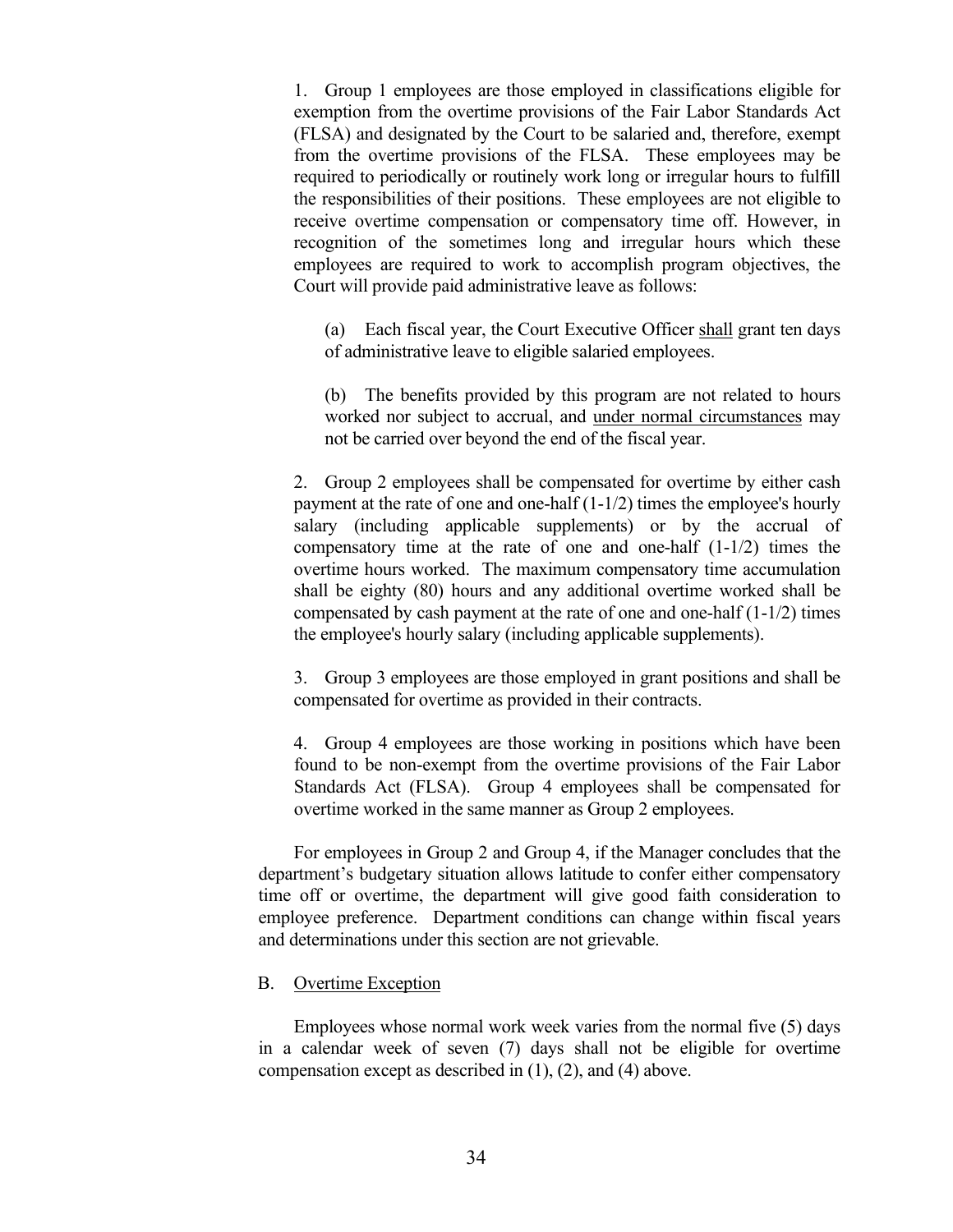1. Group 1 employees are those employed in classifications eligible for exemption from the overtime provisions of the Fair Labor Standards Act (FLSA) and designated by the Court to be salaried and, therefore, exempt from the overtime provisions of the FLSA. These employees may be required to periodically or routinely work long or irregular hours to fulfill the responsibilities of their positions. These employees are not eligible to receive overtime compensation or compensatory time off. However, in recognition of the sometimes long and irregular hours which these employees are required to work to accomplish program objectives, the Court will provide paid administrative leave as follows:

   (a) Each fiscal year, the Court Executive Officer <u>shall</u> grant ten days of administrative leave to eligible salaried employees.

   (b) The benefits provided by this program are not related to hours worked nor subject to accrual, and <u>under normal circumstances</u> may not be carried over beyond the end of the fiscal year.

2. Group 2 employees shall be compensated for overtime by either cash payment at the rate of one and one-half (1-1/2) times the employee's hourly salary (including applicable supplements) or by the accrual of compensatory time at the rate of one and one-half (1-1/2) times the overtime hours worked. The maximum compensatory time accumulation shall be eighty (80) hours and any additional overtime worked shall be compensated by cash payment at the rate of one and one-half (1-1/2) times the employee's hourly salary (including applicable supplements).

3. Group 3 employees are those employed in grant positions and shall be compensated for overtime as provided in their contracts.

4. Group 4 employees are those working in positions which have been found to be non-exempt from the overtime provisions of the Fair Labor Standards Act (FLSA). Group 4 employees shall be compensated for overtime worked in the same manner as Group 2 employees.

For employees in Group 2 and Group 4, if the Manager concludes that the department's budgetary situation allows latitude to confer either compensatory time off or overtime, the department will give good faith consideration to employee preference. Department conditions can change within fiscal years and determinations under this section are not grievable.

B. <u>Overtime Exception</u>

Employees whose normal work week varies from the normal five (5) days in a calendar week of seven (7) days shall not be eligible for overtime compensation except as described in (1), (2), and (4) above.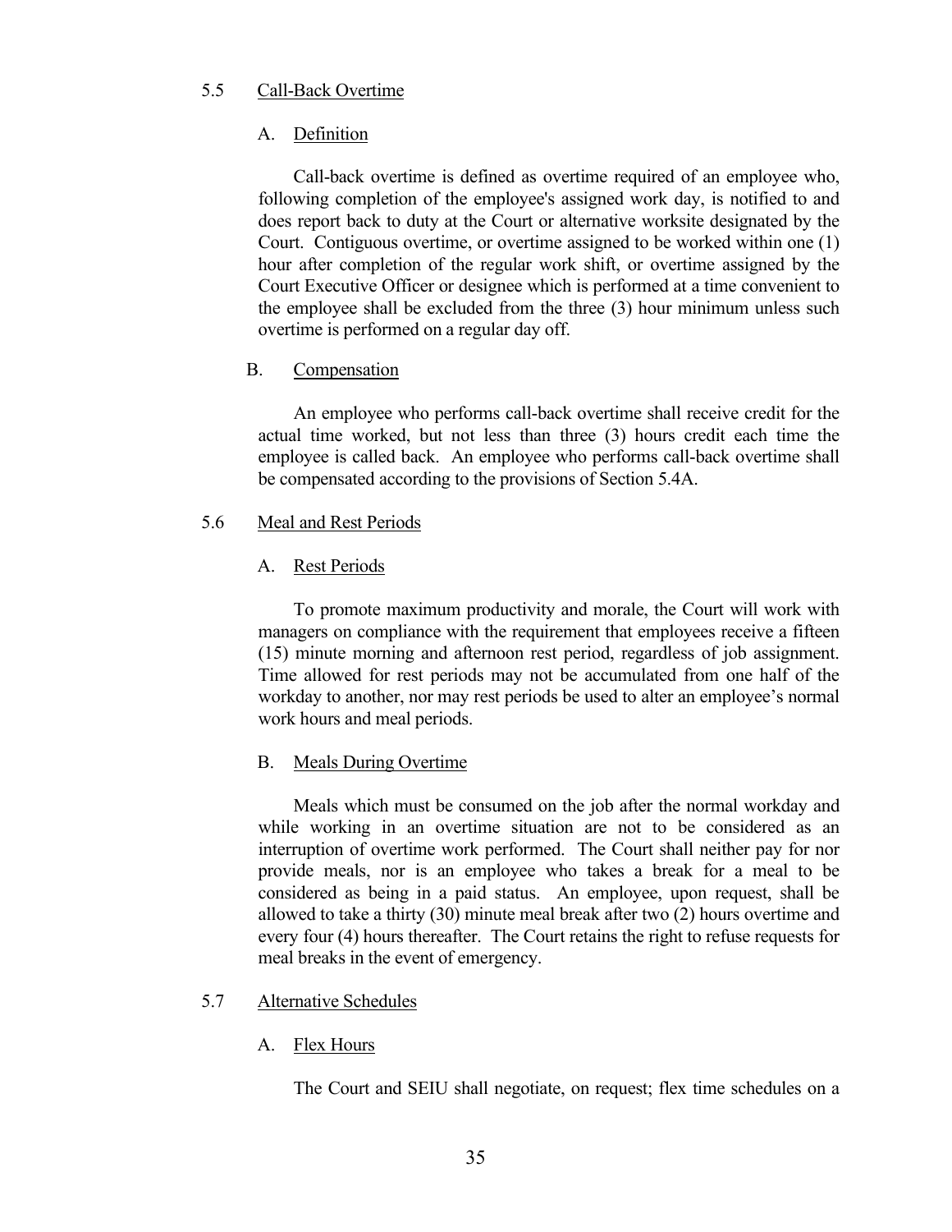## 5.5 Call-Back Overtime

### A. Definition

Call-back overtime is defined as overtime required of an employee who, following completion of the employee's assigned work day, is notified to and does report back to duty at the Court or alternative worksite designated by the Court. Contiguous overtime, or overtime assigned to be worked within one (1) hour after completion of the regular work shift, or overtime assigned by the Court Executive Officer or designee which is performed at a time convenient to the employee shall be excluded from the three (3) hour minimum unless such overtime is performed on a regular day off.

### B. Compensation

An employee who performs call-back overtime shall receive credit for the actual time worked, but not less than three (3) hours credit each time the employee is called back. An employee who performs call-back overtime shall be compensated according to the provisions of Section 5.4A.

## 5.6 Meal and Rest Periods

### A. Rest Periods

To promote maximum productivity and morale, the Court will work with managers on compliance with the requirement that employees receive a fifteen (15) minute morning and afternoon rest period, regardless of job assignment. Time allowed for rest periods may not be accumulated from one half of the workday to another, nor may rest periods be used to alter an employee's normal work hours and meal periods.

### B. Meals During Overtime

Meals which must be consumed on the job after the normal workday and while working in an overtime situation are not to be considered as an interruption of overtime work performed. The Court shall neither pay for nor provide meals, nor is an employee who takes a break for a meal to be considered as being in a paid status. An employee, upon request, shall be allowed to take a thirty (30) minute meal break after two (2) hours overtime and every four (4) hours thereafter. The Court retains the right to refuse requests for meal breaks in the event of emergency.

## 5.7 Alternative Schedules

### A. Flex Hours

The Court and SEIU shall negotiate, on request; flex time schedules on a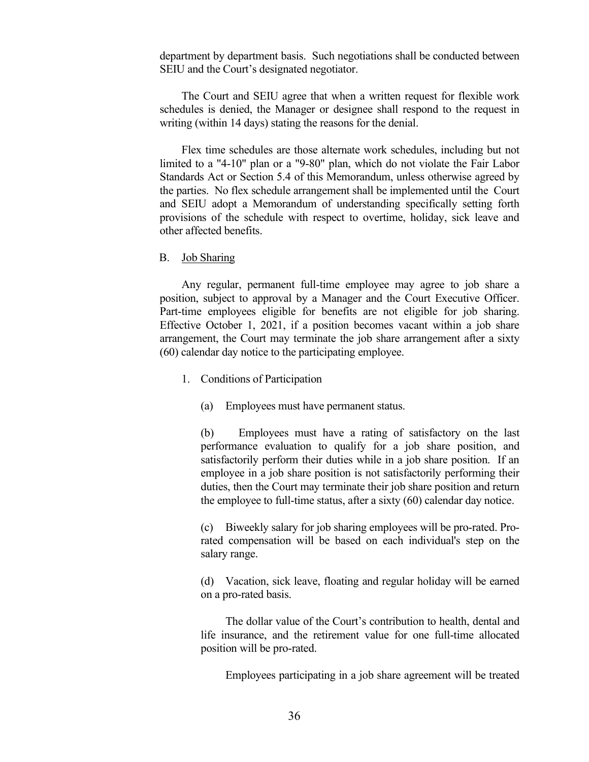department by department basis. Such negotiations shall be conducted between SEIU and the Court's designated negotiator.

The Court and SEIU agree that when a written request for flexible work schedules is denied, the Manager or designee shall respond to the request in writing (within 14 days) stating the reasons for the denial.

Flex time schedules are those alternate work schedules, including but not limited to a "4-10" plan or a "9-80" plan, which do not violate the Fair Labor Standards Act or Section 5.4 of this Memorandum, unless otherwise agreed by the parties. No flex schedule arrangement shall be implemented until the Court and SEIU adopt a Memorandum of understanding specifically setting forth provisions of the schedule with respect to overtime, holiday, sick leave and other affected benefits.

B. Job Sharing

Any regular, permanent full-time employee may agree to job share a position, subject to approval by a Manager and the Court Executive Officer. Part-time employees eligible for benefits are not eligible for job sharing. Effective October 1, 2021, if a position becomes vacant within a job share arrangement, the Court may terminate the job share arrangement after a sixty (60) calendar day notice to the participating employee.

1. Conditions of Participation

   (a) Employees must have permanent status.

   (b) Employees must have a rating of satisfactory on the last performance evaluation to qualify for a job share position, and satisfactorily perform their duties while in a job share position. If an employee in a job share position is not satisfactorily performing their duties, then the Court may terminate their job share position and return the employee to full-time status, after a sixty (60) calendar day notice.

   (c) Biweekly salary for job sharing employees will be pro-rated. Pro-rated compensation will be based on each individual's step on the salary range.

   (d) Vacation, sick leave, floating and regular holiday will be earned on a pro-rated basis.

   The dollar value of the Court's contribution to health, dental and life insurance, and the retirement value for one full-time allocated position will be pro-rated.

   Employees participating in a job share agreement will be treated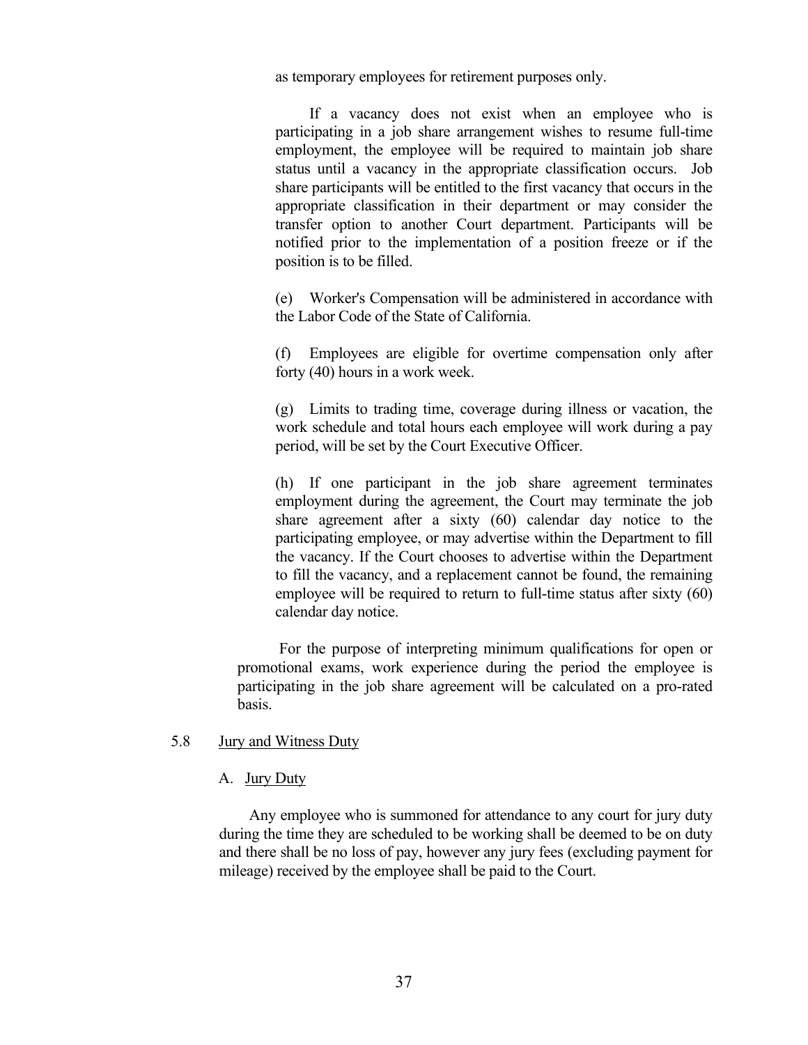as temporary employees for retirement purposes only.

If a vacancy does not exist when an employee who is participating in a job share arrangement wishes to resume full-time employment, the employee will be required to maintain job share status until a vacancy in the appropriate classification occurs. Job share participants will be entitled to the first vacancy that occurs in the appropriate classification in their department or may consider the transfer option to another Court department. Participants will be notified prior to the implementation of a position freeze or if the position is to be filled.

(e) Worker's Compensation will be administered in accordance with the Labor Code of the State of California.

(f) Employees are eligible for overtime compensation only after forty (40) hours in a work week.

(g) Limits to trading time, coverage during illness or vacation, the work schedule and total hours each employee will work during a pay period, will be set by the Court Executive Officer.

(h) If one participant in the job share agreement terminates employment during the agreement, the Court may terminate the job share agreement after a sixty (60) calendar day notice to the participating employee, or may advertise within the Department to fill the vacancy. If the Court chooses to advertise within the Department to fill the vacancy, and a replacement cannot be found, the remaining employee will be required to return to full-time status after sixty (60) calendar day notice.

For the purpose of interpreting minimum qualifications for open or promotional exams, work experience during the period the employee is participating in the job share agreement will be calculated on a pro-rated basis.

5.8 Jury and Witness Duty

A. Jury Duty

Any employee who is summoned for attendance to any court for jury duty during the time they are scheduled to be working shall be deemed to be on duty and there shall be no loss of pay, however any jury fees (excluding payment for mileage) received by the employee shall be paid to the Court.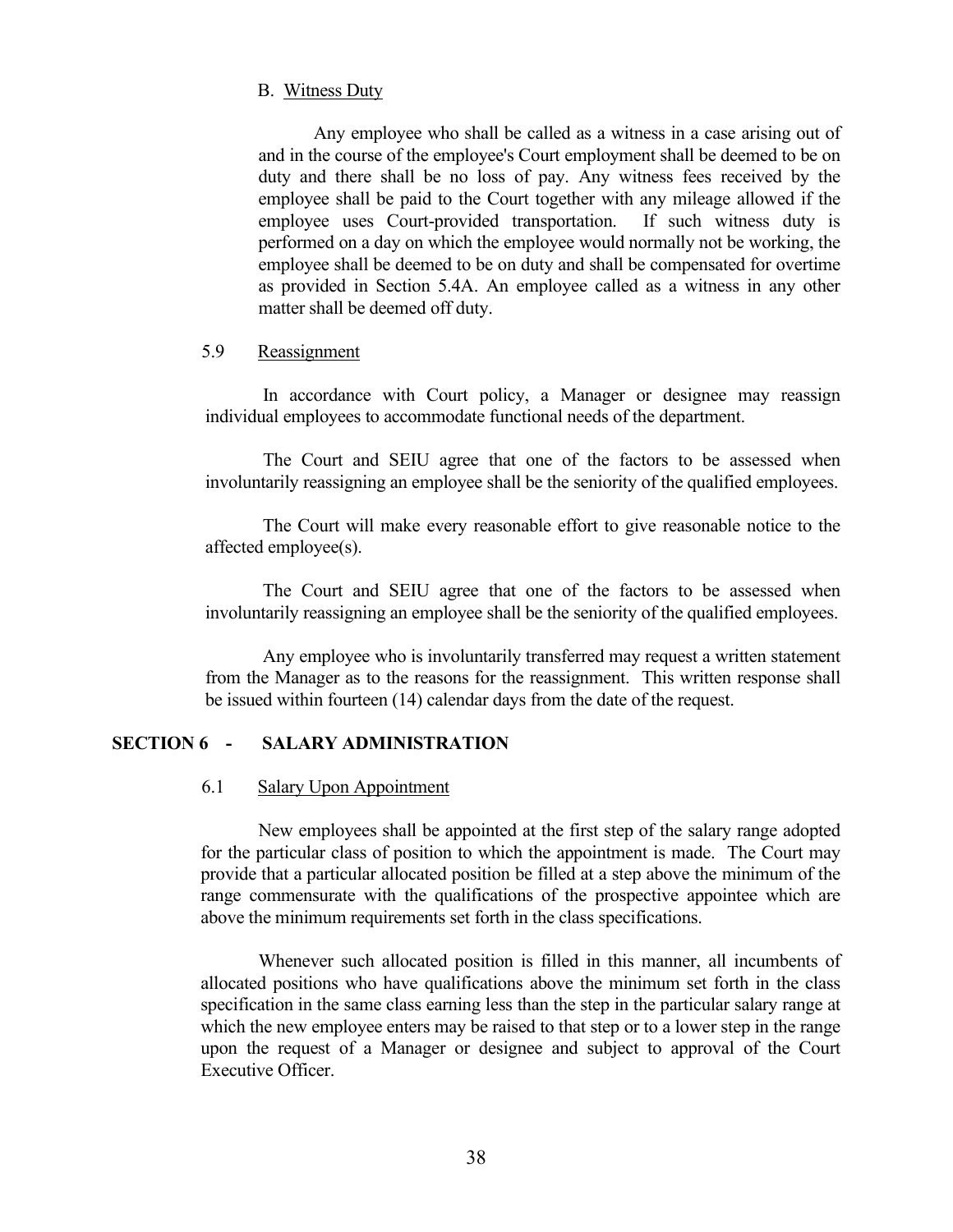B. Witness Duty

Any employee who shall be called as a witness in a case arising out of and in the course of the employee's Court employment shall be deemed to be on duty and there shall be no loss of pay. Any witness fees received by the employee shall be paid to the Court together with any mileage allowed if the employee uses Court-provided transportation. If such witness duty is performed on a day on which the employee would normally not be working, the employee shall be deemed to be on duty and shall be compensated for overtime as provided in Section 5.4A. An employee called as a witness in any other matter shall be deemed off duty.

### 5.9 Reassignment

In accordance with Court policy, a Manager or designee may reassign individual employees to accommodate functional needs of the department.

The Court and SEIU agree that one of the factors to be assessed when involuntarily reassigning an employee shall be the seniority of the qualified employees.

The Court will make every reasonable effort to give reasonable notice to the affected employee(s).

The Court and SEIU agree that one of the factors to be assessed when involuntarily reassigning an employee shall be the seniority of the qualified employees.

Any employee who is involuntarily transferred may request a written statement from the Manager as to the reasons for the reassignment. This written response shall be issued within fourteen (14) calendar days from the date of the request.

## SECTION 6 - SALARY ADMINISTRATION

### 6.1 Salary Upon Appointment

New employees shall be appointed at the first step of the salary range adopted for the particular class of position to which the appointment is made. The Court may provide that a particular allocated position be filled at a step above the minimum of the range commensurate with the qualifications of the prospective appointee which are above the minimum requirements set forth in the class specifications.

Whenever such allocated position is filled in this manner, all incumbents of allocated positions who have qualifications above the minimum set forth in the class specification in the same class earning less than the step in the particular salary range at which the new employee enters may be raised to that step or to a lower step in the range upon the request of a Manager or designee and subject to approval of the Court Executive Officer.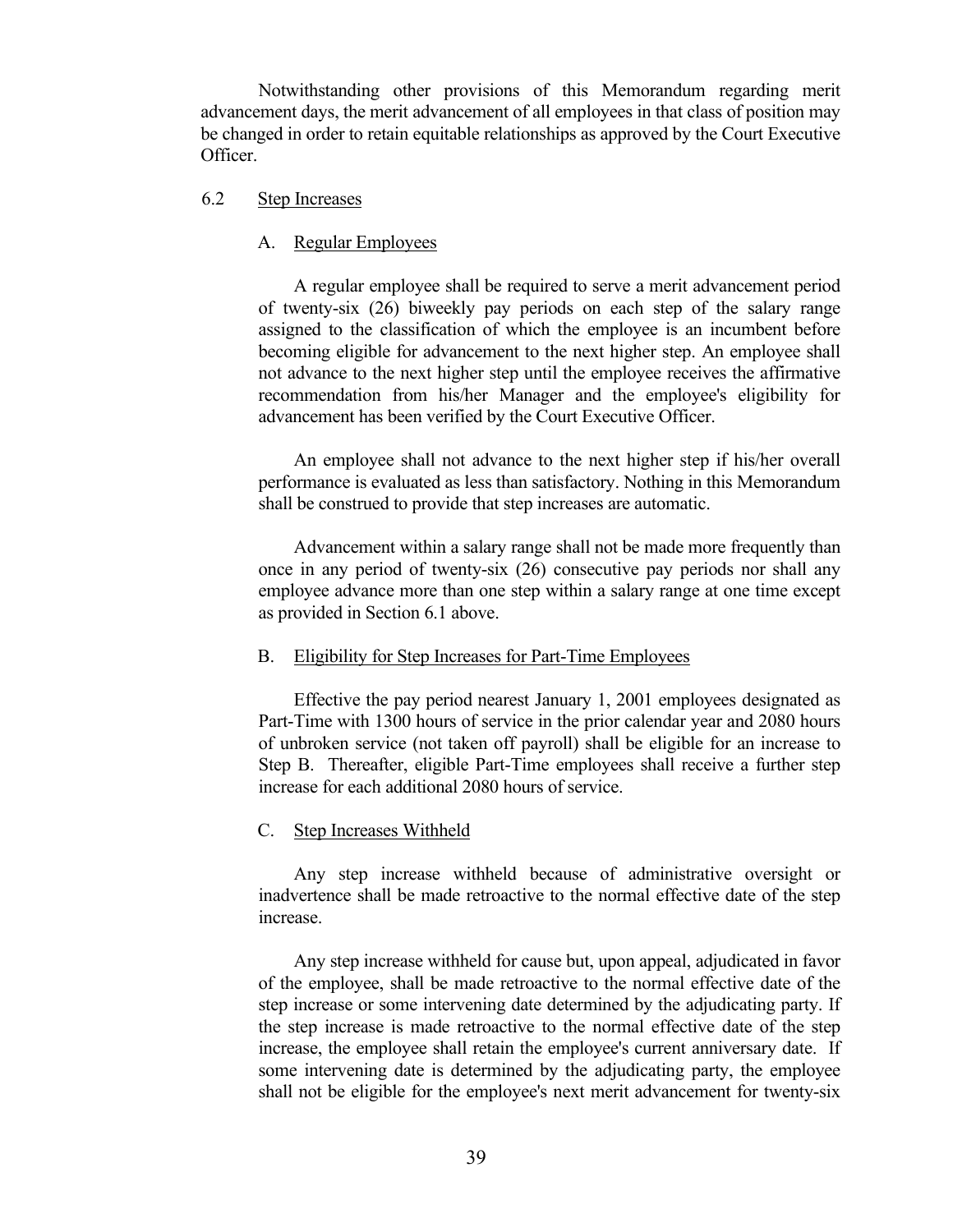Notwithstanding other provisions of this Memorandum regarding merit advancement days, the merit advancement of all employees in that class of position may be changed in order to retain equitable relationships as approved by the Court Executive Officer.

### 6.2 Step Increases

#### A. Regular Employees

A regular employee shall be required to serve a merit advancement period of twenty-six (26) biweekly pay periods on each step of the salary range assigned to the classification of which the employee is an incumbent before becoming eligible for advancement to the next higher step. An employee shall not advance to the next higher step until the employee receives the affirmative recommendation from his/her Manager and the employee's eligibility for advancement has been verified by the Court Executive Officer.

An employee shall not advance to the next higher step if his/her overall performance is evaluated as less than satisfactory. Nothing in this Memorandum shall be construed to provide that step increases are automatic.

Advancement within a salary range shall not be made more frequently than once in any period of twenty-six (26) consecutive pay periods nor shall any employee advance more than one step within a salary range at one time except as provided in Section 6.1 above.

#### B. Eligibility for Step Increases for Part-Time Employees

Effective the pay period nearest January 1, 2001 employees designated as Part-Time with 1300 hours of service in the prior calendar year and 2080 hours of unbroken service (not taken off payroll) shall be eligible for an increase to Step B. Thereafter, eligible Part-Time employees shall receive a further step increase for each additional 2080 hours of service.

#### C. Step Increases Withheld

Any step increase withheld because of administrative oversight or inadvertence shall be made retroactive to the normal effective date of the step increase.

Any step increase withheld for cause but, upon appeal, adjudicated in favor of the employee, shall be made retroactive to the normal effective date of the step increase or some intervening date determined by the adjudicating party. If the step increase is made retroactive to the normal effective date of the step increase, the employee shall retain the employee's current anniversary date. If some intervening date is determined by the adjudicating party, the employee shall not be eligible for the employee's next merit advancement for twenty-six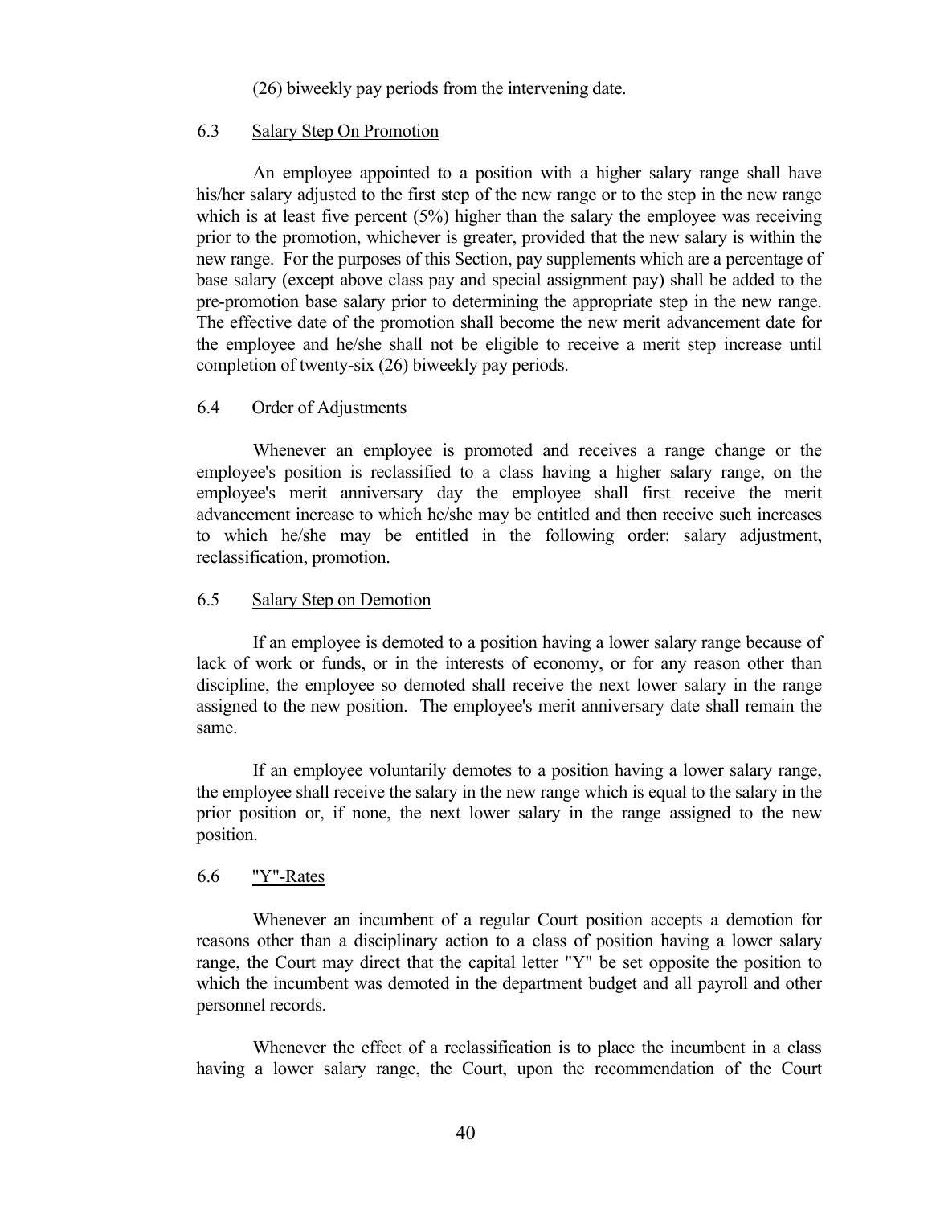(26) biweekly pay periods from the intervening date.

### 6.3 Salary Step On Promotion

An employee appointed to a position with a higher salary range shall have his/her salary adjusted to the first step of the new range or to the step in the new range which is at least five percent (5%) higher than the salary the employee was receiving prior to the promotion, whichever is greater, provided that the new salary is within the new range. For the purposes of this Section, pay supplements which are a percentage of base salary (except above class pay and special assignment pay) shall be added to the pre-promotion base salary prior to determining the appropriate step in the new range. The effective date of the promotion shall become the new merit advancement date for the employee and he/she shall not be eligible to receive a merit step increase until completion of twenty-six (26) biweekly pay periods.

### 6.4 Order of Adjustments

Whenever an employee is promoted and receives a range change or the employee's position is reclassified to a class having a higher salary range, on the employee's merit anniversary day the employee shall first receive the merit advancement increase to which he/she may be entitled and then receive such increases to which he/she may be entitled in the following order: salary adjustment, reclassification, promotion.

### 6.5 Salary Step on Demotion

If an employee is demoted to a position having a lower salary range because of lack of work or funds, or in the interests of economy, or for any reason other than discipline, the employee so demoted shall receive the next lower salary in the range assigned to the new position. The employee's merit anniversary date shall remain the same.

If an employee voluntarily demotes to a position having a lower salary range, the employee shall receive the salary in the new range which is equal to the salary in the prior position or, if none, the next lower salary in the range assigned to the new position.

### 6.6 "Y"-Rates

Whenever an incumbent of a regular Court position accepts a demotion for reasons other than a disciplinary action to a class of position having a lower salary range, the Court may direct that the capital letter "Y" be set opposite the position to which the incumbent was demoted in the department budget and all payroll and other personnel records.

Whenever the effect of a reclassification is to place the incumbent in a class having a lower salary range, the Court, upon the recommendation of the Court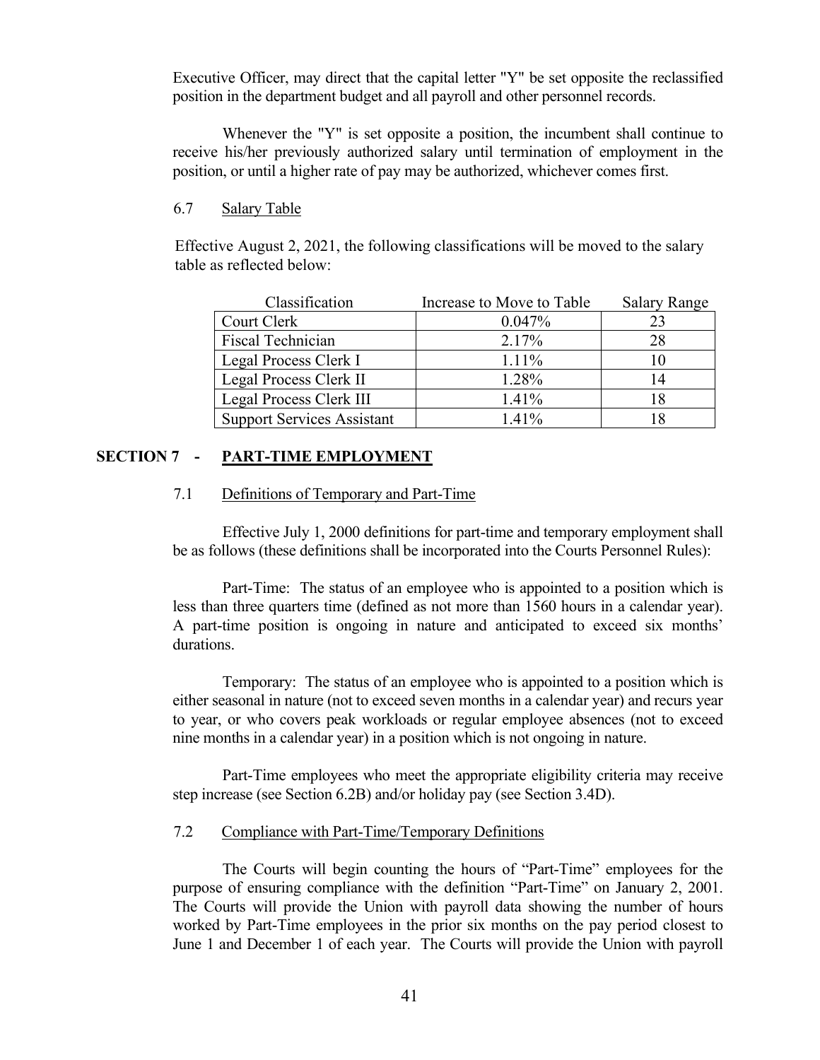Executive Officer, may direct that the capital letter "Y" be set opposite the reclassified position in the department budget and all payroll and other personnel records.

Whenever the "Y" is set opposite a position, the incumbent shall continue to receive his/her previously authorized salary until termination of employment in the position, or until a higher rate of pay may be authorized, whichever comes first.

6.7 Salary Table

Effective August 2, 2021, the following classifications will be moved to the salary table as reflected below:

| Classification | Increase to Move to Table | Salary Range |
| --- | --- | --- |
| Court Clerk | 0.047% | 23 |
| Fiscal Technician | 2.17% | 28 |
| Legal Process Clerk I | 1.11% | 10 |
| Legal Process Clerk II | 1.28% | 14 |
| Legal Process Clerk III | 1.41% | 18 |
| Support Services Assistant | 1.41% | 18 |

## SECTION 7 - PART-TIME EMPLOYMENT

7.1 Definitions of Temporary and Part-Time

Effective July 1, 2000 definitions for part-time and temporary employment shall be as follows (these definitions shall be incorporated into the Courts Personnel Rules):

Part-Time: The status of an employee who is appointed to a position which is less than three quarters time (defined as not more than 1560 hours in a calendar year). A part-time position is ongoing in nature and anticipated to exceed six months' durations.

Temporary: The status of an employee who is appointed to a position which is either seasonal in nature (not to exceed seven months in a calendar year) and recurs year to year, or who covers peak workloads or regular employee absences (not to exceed nine months in a calendar year) in a position which is not ongoing in nature.

Part-Time employees who meet the appropriate eligibility criteria may receive step increase (see Section 6.2B) and/or holiday pay (see Section 3.4D).

7.2 Compliance with Part-Time/Temporary Definitions

The Courts will begin counting the hours of "Part-Time" employees for the purpose of ensuring compliance with the definition "Part-Time" on January 2, 2001. The Courts will provide the Union with payroll data showing the number of hours worked by Part-Time employees in the prior six months on the pay period closest to June 1 and December 1 of each year. The Courts will provide the Union with payroll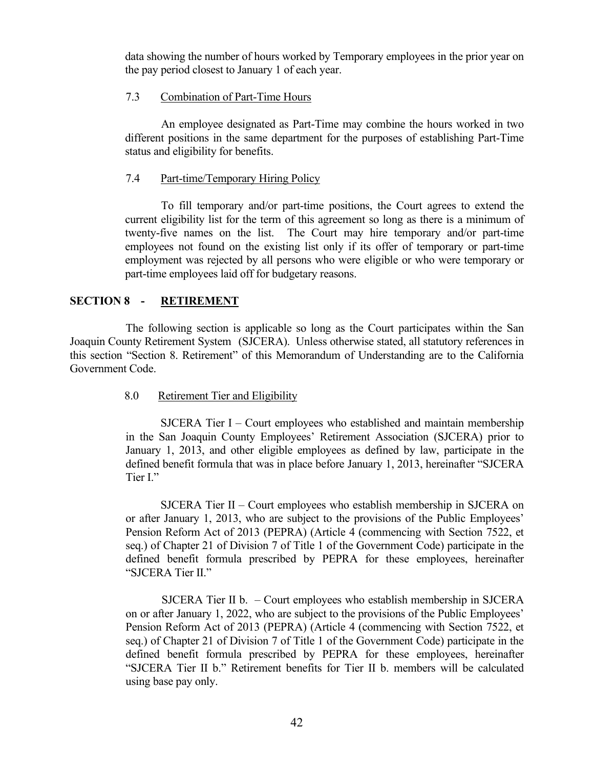data showing the number of hours worked by Temporary employees in the prior year on the pay period closest to January 1 of each year.

7.3 Combination of Part-Time Hours

An employee designated as Part-Time may combine the hours worked in two different positions in the same department for the purposes of establishing Part-Time status and eligibility for benefits.

7.4 Part-time/Temporary Hiring Policy

To fill temporary and/or part-time positions, the Court agrees to extend the current eligibility list for the term of this agreement so long as there is a minimum of twenty-five names on the list. The Court may hire temporary and/or part-time employees not found on the existing list only if its offer of temporary or part-time employment was rejected by all persons who were eligible or who were temporary or part-time employees laid off for budgetary reasons.

## SECTION 8 - RETIREMENT

The following section is applicable so long as the Court participates within the San Joaquin County Retirement System (SJCERA). Unless otherwise stated, all statutory references in this section "Section 8. Retirement" of this Memorandum of Understanding are to the California Government Code.

8.0 Retirement Tier and Eligibility

SJCERA Tier I – Court employees who established and maintain membership in the San Joaquin County Employees' Retirement Association (SJCERA) prior to January 1, 2013, and other eligible employees as defined by law, participate in the defined benefit formula that was in place before January 1, 2013, hereinafter "SJCERA Tier I."

SJCERA Tier II – Court employees who establish membership in SJCERA on or after January 1, 2013, who are subject to the provisions of the Public Employees' Pension Reform Act of 2013 (PEPRA) (Article 4 (commencing with Section 7522, et seq.) of Chapter 21 of Division 7 of Title 1 of the Government Code) participate in the defined benefit formula prescribed by PEPRA for these employees, hereinafter "SJCERA Tier II."

SJCERA Tier II b. – Court employees who establish membership in SJCERA on or after January 1, 2022, who are subject to the provisions of the Public Employees' Pension Reform Act of 2013 (PEPRA) (Article 4 (commencing with Section 7522, et seq.) of Chapter 21 of Division 7 of Title 1 of the Government Code) participate in the defined benefit formula prescribed by PEPRA for these employees, hereinafter "SJCERA Tier II b." Retirement benefits for Tier II b. members will be calculated using base pay only.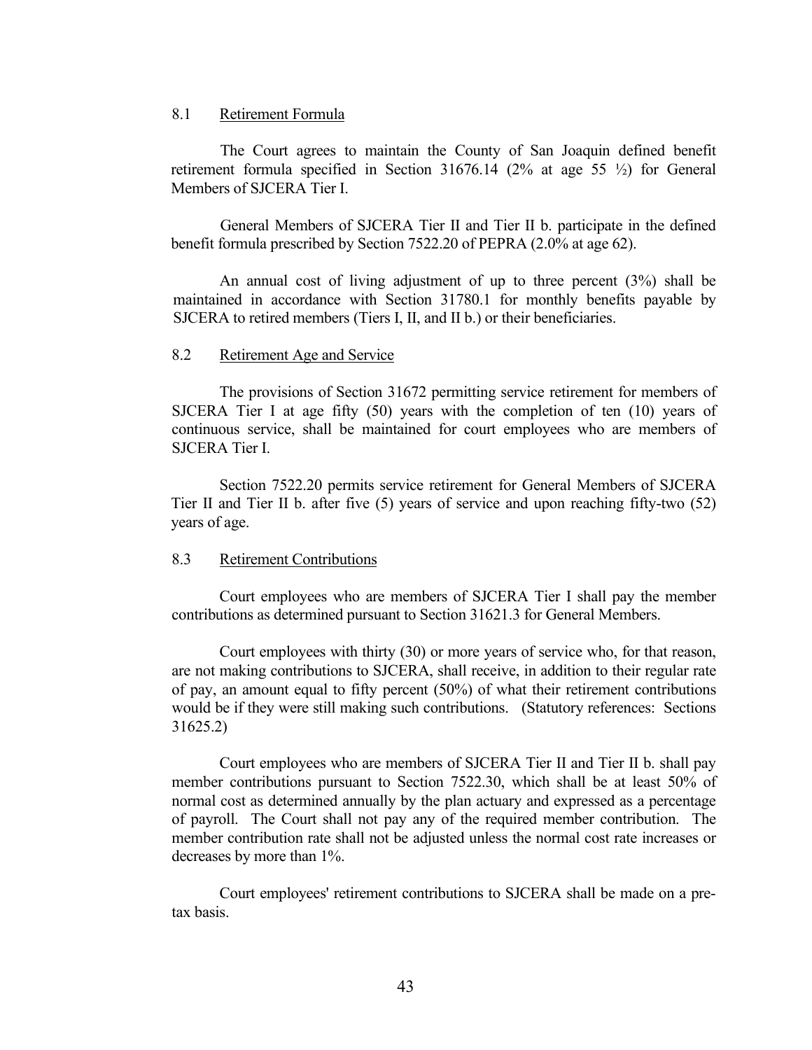### 8.1 Retirement Formula

The Court agrees to maintain the County of San Joaquin defined benefit retirement formula specified in Section 31676.14 (2% at age 55 ½) for General Members of SJCERA Tier I.

General Members of SJCERA Tier II and Tier II b. participate in the defined benefit formula prescribed by Section 7522.20 of PEPRA (2.0% at age 62).

An annual cost of living adjustment of up to three percent (3%) shall be maintained in accordance with Section 31780.1 for monthly benefits payable by SJCERA to retired members (Tiers I, II, and II b.) or their beneficiaries.

### 8.2 Retirement Age and Service

The provisions of Section 31672 permitting service retirement for members of SJCERA Tier I at age fifty (50) years with the completion of ten (10) years of continuous service, shall be maintained for court employees who are members of SJCERA Tier I.

Section 7522.20 permits service retirement for General Members of SJCERA Tier II and Tier II b. after five (5) years of service and upon reaching fifty-two (52) years of age.

### 8.3 Retirement Contributions

Court employees who are members of SJCERA Tier I shall pay the member contributions as determined pursuant to Section 31621.3 for General Members.

Court employees with thirty (30) or more years of service who, for that reason, are not making contributions to SJCERA, shall receive, in addition to their regular rate of pay, an amount equal to fifty percent (50%) of what their retirement contributions would be if they were still making such contributions. (Statutory references: Sections 31625.2)

Court employees who are members of SJCERA Tier II and Tier II b. shall pay member contributions pursuant to Section 7522.30, which shall be at least 50% of normal cost as determined annually by the plan actuary and expressed as a percentage of payroll. The Court shall not pay any of the required member contribution. The member contribution rate shall not be adjusted unless the normal cost rate increases or decreases by more than 1%.

Court employees' retirement contributions to SJCERA shall be made on a pre-tax basis.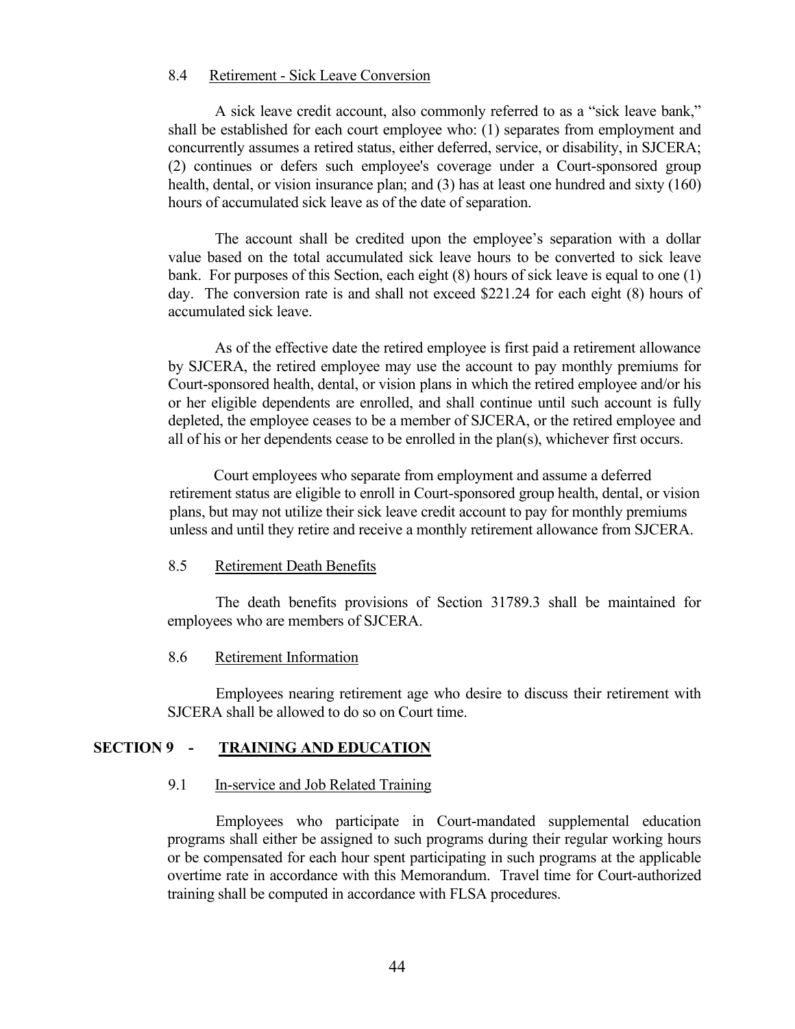### 8.4 Retirement - Sick Leave Conversion

A sick leave credit account, also commonly referred to as a "sick leave bank," shall be established for each court employee who: (1) separates from employment and concurrently assumes a retired status, either deferred, service, or disability, in SJCERA; (2) continues or defers such employee's coverage under a Court-sponsored group health, dental, or vision insurance plan; and (3) has at least one hundred and sixty (160) hours of accumulated sick leave as of the date of separation.

The account shall be credited upon the employee's separation with a dollar value based on the total accumulated sick leave hours to be converted to sick leave bank. For purposes of this Section, each eight (8) hours of sick leave is equal to one (1) day. The conversion rate is and shall not exceed $221.24 for each eight (8) hours of accumulated sick leave.

As of the effective date the retired employee is first paid a retirement allowance by SJCERA, the retired employee may use the account to pay monthly premiums for Court-sponsored health, dental, or vision plans in which the retired employee and/or his or her eligible dependents are enrolled, and shall continue until such account is fully depleted, the employee ceases to be a member of SJCERA, or the retired employee and all of his or her dependents cease to be enrolled in the plan(s), whichever first occurs.

Court employees who separate from employment and assume a deferred retirement status are eligible to enroll in Court-sponsored group health, dental, or vision plans, but may not utilize their sick leave credit account to pay for monthly premiums unless and until they retire and receive a monthly retirement allowance from SJCERA.

### 8.5 Retirement Death Benefits

The death benefits provisions of Section 31789.3 shall be maintained for employees who are members of SJCERA.

### 8.6 Retirement Information

Employees nearing retirement age who desire to discuss their retirement with SJCERA shall be allowed to do so on Court time.

## SECTION 9 - TRAINING AND EDUCATION

### 9.1 In-service and Job Related Training

Employees who participate in Court-mandated supplemental education programs shall either be assigned to such programs during their regular working hours or be compensated for each hour spent participating in such programs at the applicable overtime rate in accordance with this Memorandum. Travel time for Court-authorized training shall be computed in accordance with FLSA procedures.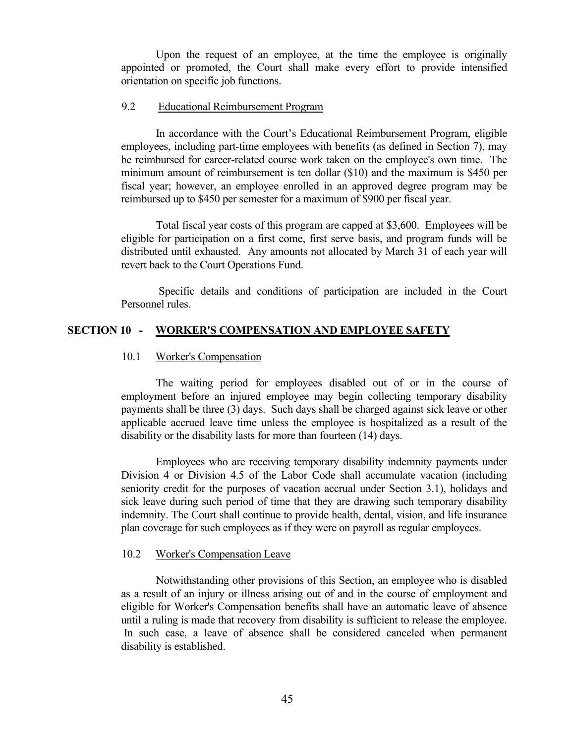Upon the request of an employee, at the time the employee is originally appointed or promoted, the Court shall make every effort to provide intensified orientation on specific job functions.

### 9.2 Educational Reimbursement Program

In accordance with the Court's Educational Reimbursement Program, eligible employees, including part-time employees with benefits (as defined in Section 7), may be reimbursed for career-related course work taken on the employee's own time. The minimum amount of reimbursement is ten dollar ($10) and the maximum is $450 per fiscal year; however, an employee enrolled in an approved degree program may be reimbursed up to $450 per semester for a maximum of $900 per fiscal year.

Total fiscal year costs of this program are capped at $3,600. Employees will be eligible for participation on a first come, first serve basis, and program funds will be distributed until exhausted. Any amounts not allocated by March 31 of each year will revert back to the Court Operations Fund.

Specific details and conditions of participation are included in the Court Personnel rules.

## SECTION 10 - WORKER'S COMPENSATION AND EMPLOYEE SAFETY

### 10.1 Worker's Compensation

The waiting period for employees disabled out of or in the course of employment before an injured employee may begin collecting temporary disability payments shall be three (3) days. Such days shall be charged against sick leave or other applicable accrued leave time unless the employee is hospitalized as a result of the disability or the disability lasts for more than fourteen (14) days.

Employees who are receiving temporary disability indemnity payments under Division 4 or Division 4.5 of the Labor Code shall accumulate vacation (including seniority credit for the purposes of vacation accrual under Section 3.1), holidays and sick leave during such period of time that they are drawing such temporary disability indemnity. The Court shall continue to provide health, dental, vision, and life insurance plan coverage for such employees as if they were on payroll as regular employees.

### 10.2 Worker's Compensation Leave

Notwithstanding other provisions of this Section, an employee who is disabled as a result of an injury or illness arising out of and in the course of employment and eligible for Worker's Compensation benefits shall have an automatic leave of absence until a ruling is made that recovery from disability is sufficient to release the employee. In such case, a leave of absence shall be considered canceled when permanent disability is established.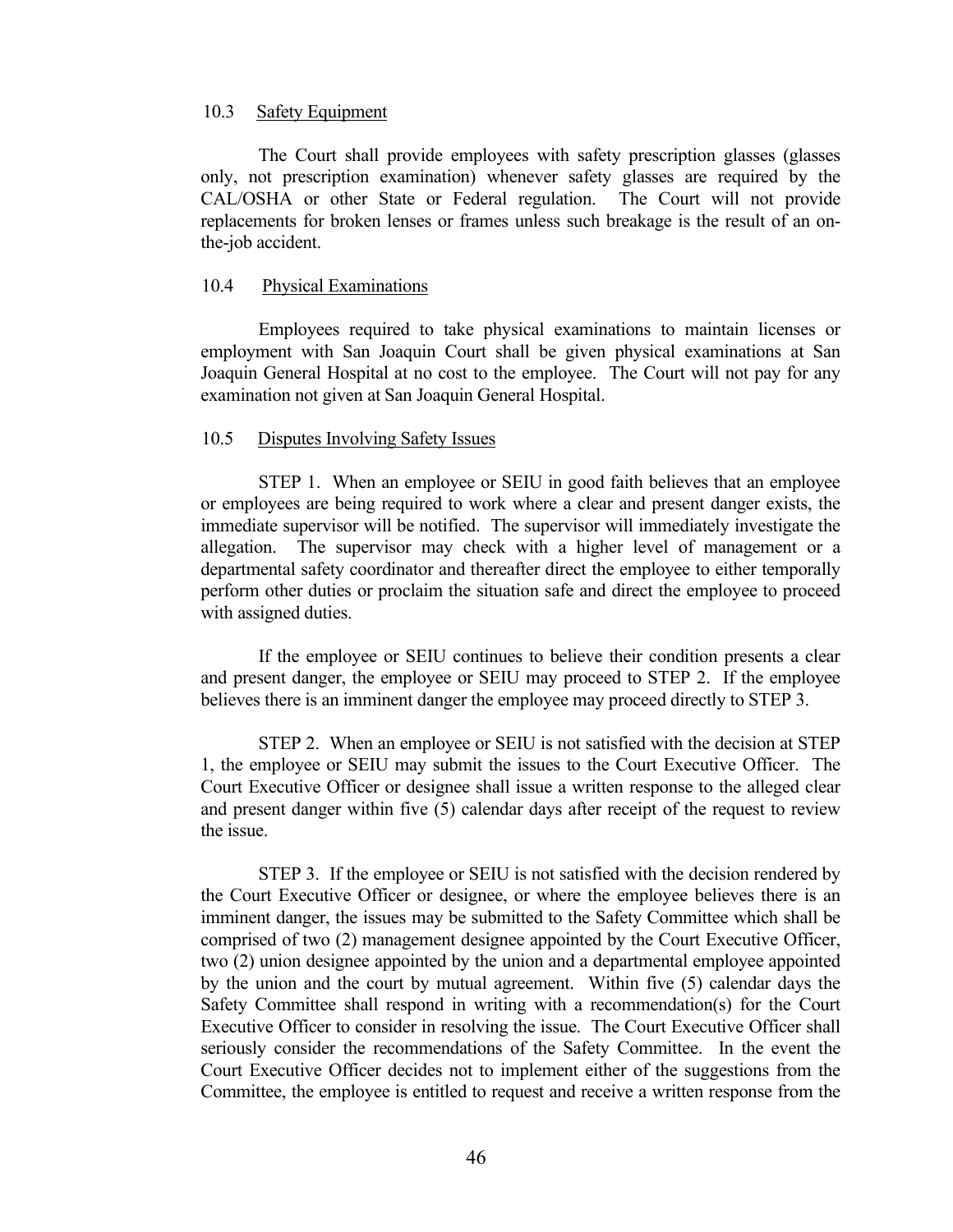### 10.3 Safety Equipment

The Court shall provide employees with safety prescription glasses (glasses only, not prescription examination) whenever safety glasses are required by the CAL/OSHA or other State or Federal regulation. The Court will not provide replacements for broken lenses or frames unless such breakage is the result of an on-the-job accident.

### 10.4 Physical Examinations

Employees required to take physical examinations to maintain licenses or employment with San Joaquin Court shall be given physical examinations at San Joaquin General Hospital at no cost to the employee. The Court will not pay for any examination not given at San Joaquin General Hospital.

### 10.5 Disputes Involving Safety Issues

STEP 1. When an employee or SEIU in good faith believes that an employee or employees are being required to work where a clear and present danger exists, the immediate supervisor will be notified. The supervisor will immediately investigate the allegation. The supervisor may check with a higher level of management or a departmental safety coordinator and thereafter direct the employee to either temporally perform other duties or proclaim the situation safe and direct the employee to proceed with assigned duties.

If the employee or SEIU continues to believe their condition presents a clear and present danger, the employee or SEIU may proceed to STEP 2. If the employee believes there is an imminent danger the employee may proceed directly to STEP 3.

STEP 2. When an employee or SEIU is not satisfied with the decision at STEP 1, the employee or SEIU may submit the issues to the Court Executive Officer. The Court Executive Officer or designee shall issue a written response to the alleged clear and present danger within five (5) calendar days after receipt of the request to review the issue.

STEP 3. If the employee or SEIU is not satisfied with the decision rendered by the Court Executive Officer or designee, or where the employee believes there is an imminent danger, the issues may be submitted to the Safety Committee which shall be comprised of two (2) management designee appointed by the Court Executive Officer, two (2) union designee appointed by the union and a departmental employee appointed by the union and the court by mutual agreement. Within five (5) calendar days the Safety Committee shall respond in writing with a recommendation(s) for the Court Executive Officer to consider in resolving the issue. The Court Executive Officer shall seriously consider the recommendations of the Safety Committee. In the event the Court Executive Officer decides not to implement either of the suggestions from the Committee, the employee is entitled to request and receive a written response from the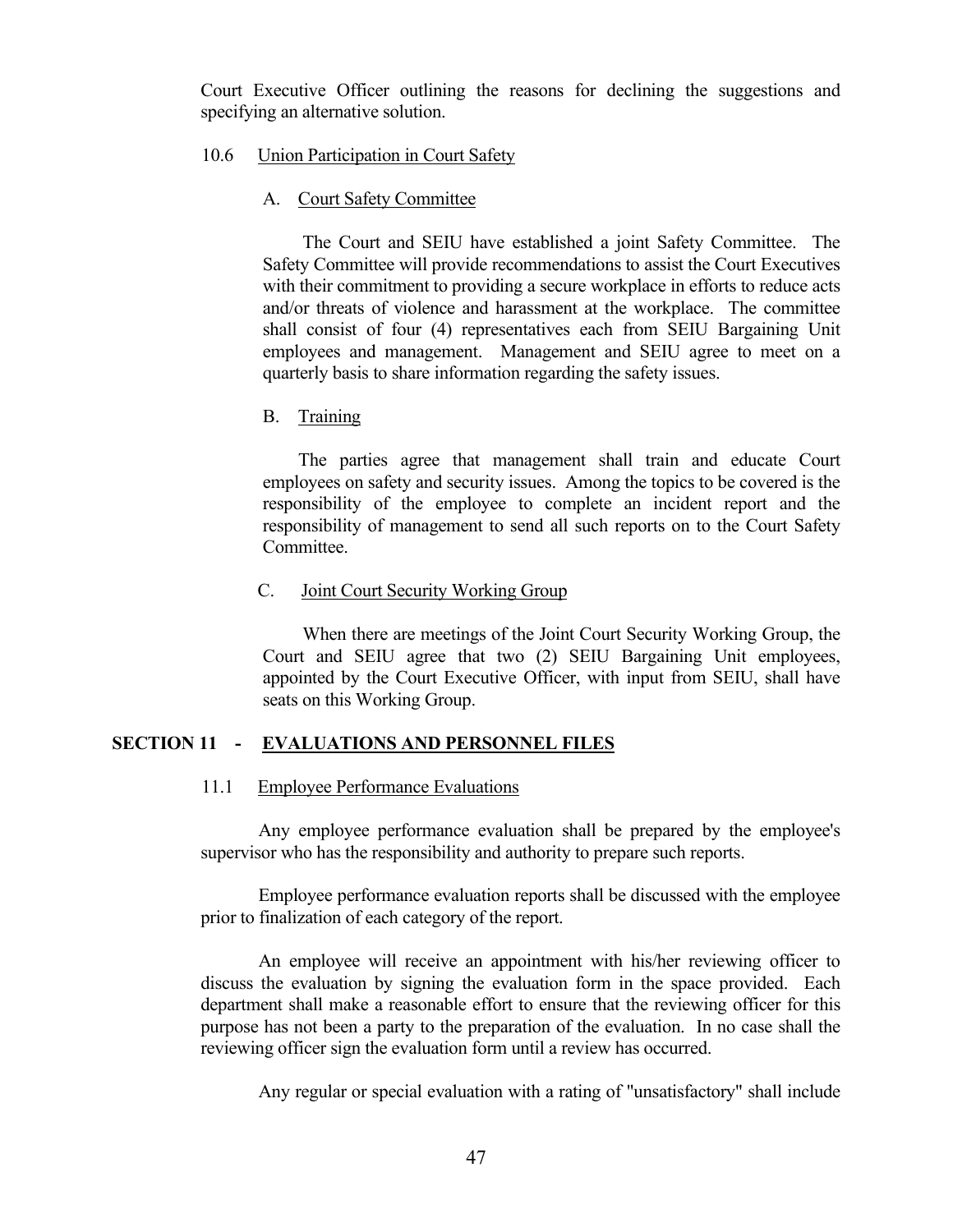Court Executive Officer outlining the reasons for declining the suggestions and specifying an alternative solution.

10.6 Union Participation in Court Safety

A. Court Safety Committee

The Court and SEIU have established a joint Safety Committee. The Safety Committee will provide recommendations to assist the Court Executives with their commitment to providing a secure workplace in efforts to reduce acts and/or threats of violence and harassment at the workplace. The committee shall consist of four (4) representatives each from SEIU Bargaining Unit employees and management. Management and SEIU agree to meet on a quarterly basis to share information regarding the safety issues.

B. Training

The parties agree that management shall train and educate Court employees on safety and security issues. Among the topics to be covered is the responsibility of the employee to complete an incident report and the responsibility of management to send all such reports on to the Court Safety Committee.

C. Joint Court Security Working Group

When there are meetings of the Joint Court Security Working Group, the Court and SEIU agree that two (2) SEIU Bargaining Unit employees, appointed by the Court Executive Officer, with input from SEIU, shall have seats on this Working Group.

## SECTION 11 - EVALUATIONS AND PERSONNEL FILES

11.1 Employee Performance Evaluations

Any employee performance evaluation shall be prepared by the employee's supervisor who has the responsibility and authority to prepare such reports.

Employee performance evaluation reports shall be discussed with the employee prior to finalization of each category of the report.

An employee will receive an appointment with his/her reviewing officer to discuss the evaluation by signing the evaluation form in the space provided. Each department shall make a reasonable effort to ensure that the reviewing officer for this purpose has not been a party to the preparation of the evaluation. In no case shall the reviewing officer sign the evaluation form until a review has occurred.

Any regular or special evaluation with a rating of "unsatisfactory" shall include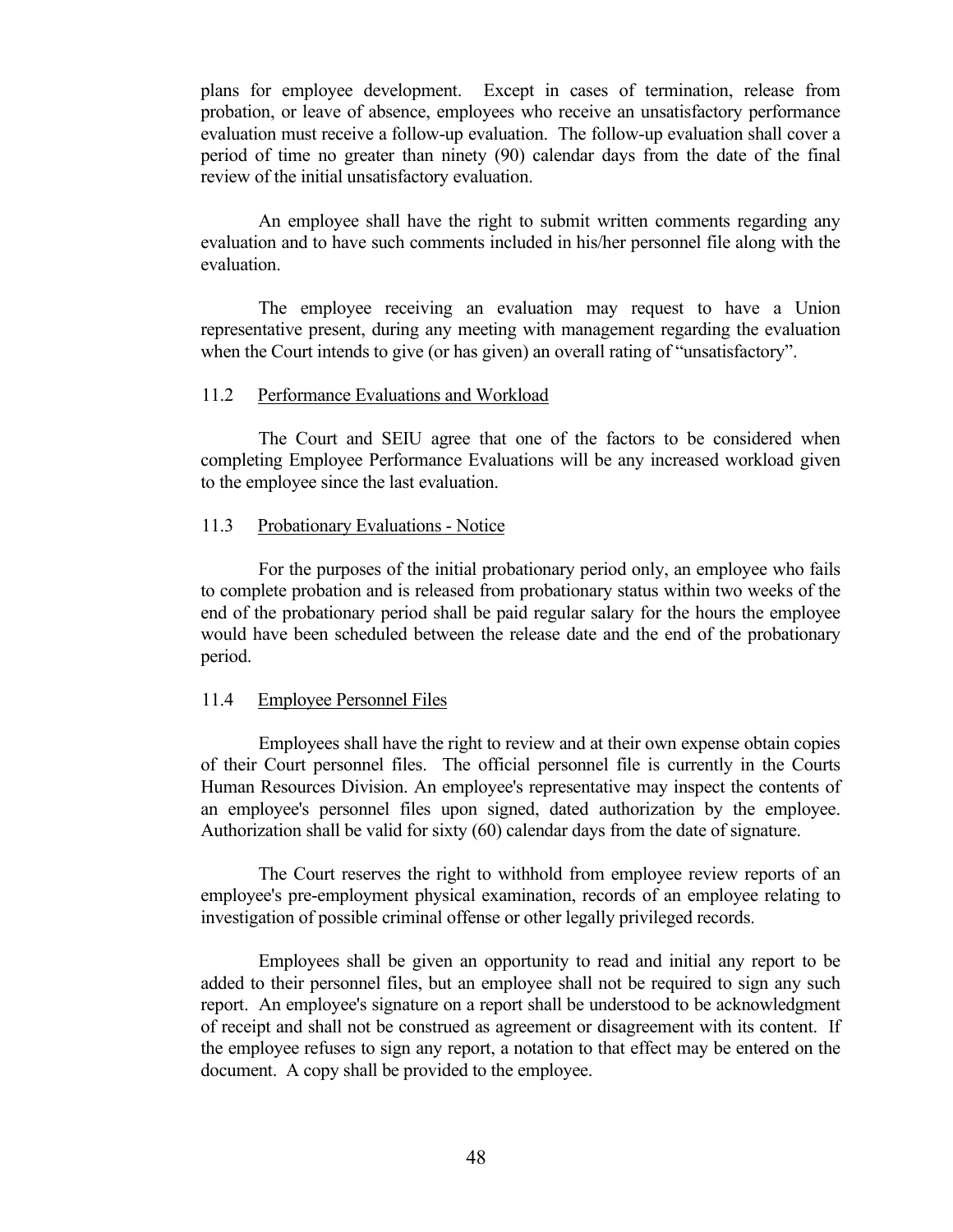plans for employee development. Except in cases of termination, release from probation, or leave of absence, employees who receive an unsatisfactory performance evaluation must receive a follow-up evaluation. The follow-up evaluation shall cover a period of time no greater than ninety (90) calendar days from the date of the final review of the initial unsatisfactory evaluation.

An employee shall have the right to submit written comments regarding any evaluation and to have such comments included in his/her personnel file along with the evaluation.

The employee receiving an evaluation may request to have a Union representative present, during any meeting with management regarding the evaluation when the Court intends to give (or has given) an overall rating of "unsatisfactory".

### 11.2 Performance Evaluations and Workload

The Court and SEIU agree that one of the factors to be considered when completing Employee Performance Evaluations will be any increased workload given to the employee since the last evaluation.

### 11.3 Probationary Evaluations - Notice

For the purposes of the initial probationary period only, an employee who fails to complete probation and is released from probationary status within two weeks of the end of the probationary period shall be paid regular salary for the hours the employee would have been scheduled between the release date and the end of the probationary period.

### 11.4 Employee Personnel Files

Employees shall have the right to review and at their own expense obtain copies of their Court personnel files. The official personnel file is currently in the Courts Human Resources Division. An employee's representative may inspect the contents of an employee's personnel files upon signed, dated authorization by the employee. Authorization shall be valid for sixty (60) calendar days from the date of signature.

The Court reserves the right to withhold from employee review reports of an employee's pre-employment physical examination, records of an employee relating to investigation of possible criminal offense or other legally privileged records.

Employees shall be given an opportunity to read and initial any report to be added to their personnel files, but an employee shall not be required to sign any such report. An employee's signature on a report shall be understood to be acknowledgment of receipt and shall not be construed as agreement or disagreement with its content. If the employee refuses to sign any report, a notation to that effect may be entered on the document. A copy shall be provided to the employee.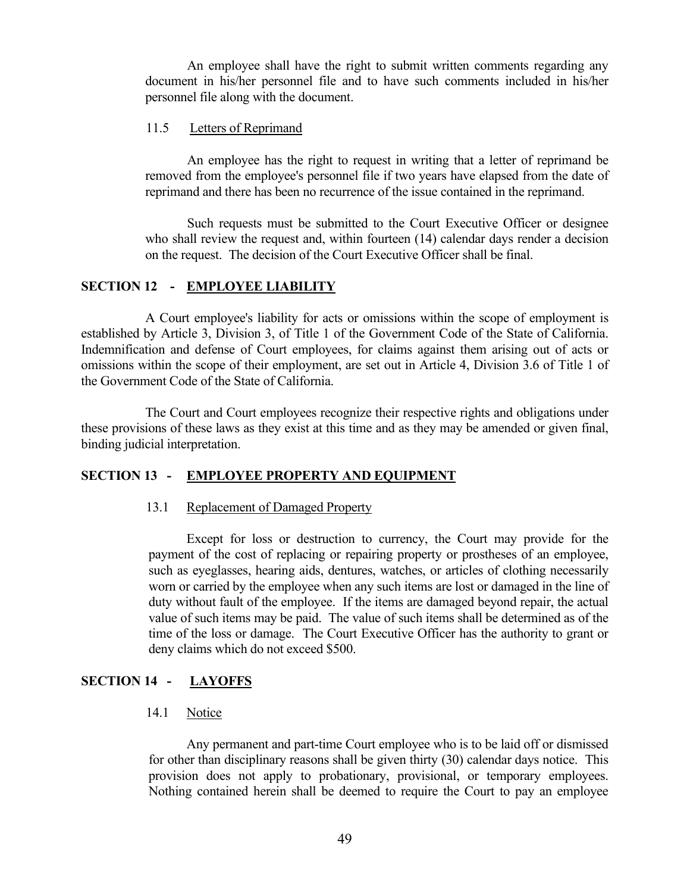An employee shall have the right to submit written comments regarding any document in his/her personnel file and to have such comments included in his/her personnel file along with the document.

11.5 Letters of Reprimand

An employee has the right to request in writing that a letter of reprimand be removed from the employee's personnel file if two years have elapsed from the date of reprimand and there has been no recurrence of the issue contained in the reprimand.

Such requests must be submitted to the Court Executive Officer or designee who shall review the request and, within fourteen (14) calendar days render a decision on the request. The decision of the Court Executive Officer shall be final.

## SECTION 12 - EMPLOYEE LIABILITY

A Court employee's liability for acts or omissions within the scope of employment is established by Article 3, Division 3, of Title 1 of the Government Code of the State of California. Indemnification and defense of Court employees, for claims against them arising out of acts or omissions within the scope of their employment, are set out in Article 4, Division 3.6 of Title 1 of the Government Code of the State of California.

The Court and Court employees recognize their respective rights and obligations under these provisions of these laws as they exist at this time and as they may be amended or given final, binding judicial interpretation.

## SECTION 13 - EMPLOYEE PROPERTY AND EQUIPMENT

13.1 Replacement of Damaged Property

Except for loss or destruction to currency, the Court may provide for the payment of the cost of replacing or repairing property or prostheses of an employee, such as eyeglasses, hearing aids, dentures, watches, or articles of clothing necessarily worn or carried by the employee when any such items are lost or damaged in the line of duty without fault of the employee. If the items are damaged beyond repair, the actual value of such items may be paid. The value of such items shall be determined as of the time of the loss or damage. The Court Executive Officer has the authority to grant or deny claims which do not exceed $500.

## SECTION 14 - LAYOFFS

14.1 Notice

Any permanent and part-time Court employee who is to be laid off or dismissed for other than disciplinary reasons shall be given thirty (30) calendar days notice. This provision does not apply to probationary, provisional, or temporary employees. Nothing contained herein shall be deemed to require the Court to pay an employee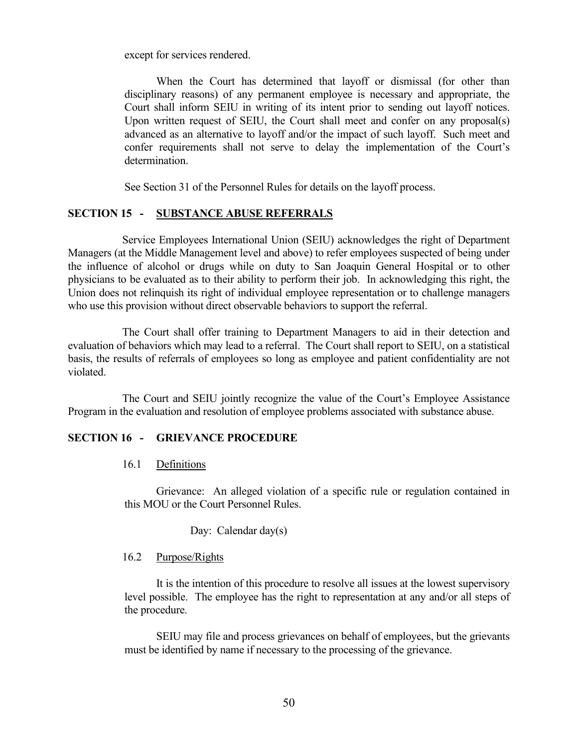except for services rendered.

When the Court has determined that layoff or dismissal (for other than disciplinary reasons) of any permanent employee is necessary and appropriate, the Court shall inform SEIU in writing of its intent prior to sending out layoff notices. Upon written request of SEIU, the Court shall meet and confer on any proposal(s) advanced as an alternative to layoff and/or the impact of such layoff. Such meet and confer requirements shall not serve to delay the implementation of the Court's determination.

See Section 31 of the Personnel Rules for details on the layoff process.

## SECTION 15 - <u>SUBSTANCE ABUSE REFERRALS</u>

Service Employees International Union (SEIU) acknowledges the right of Department Managers (at the Middle Management level and above) to refer employees suspected of being under the influence of alcohol or drugs while on duty to San Joaquin General Hospital or to other physicians to be evaluated as to their ability to perform their job. In acknowledging this right, the Union does not relinquish its right of individual employee representation or to challenge managers who use this provision without direct observable behaviors to support the referral.

The Court shall offer training to Department Managers to aid in their detection and evaluation of behaviors which may lead to a referral. The Court shall report to SEIU, on a statistical basis, the results of referrals of employees so long as employee and patient confidentiality are not violated.

The Court and SEIU jointly recognize the value of the Court's Employee Assistance Program in the evaluation and resolution of employee problems associated with substance abuse.

## SECTION 16 - GRIEVANCE PROCEDURE

### 16.1 <u>Definitions</u>

Grievance: An alleged violation of a specific rule or regulation contained in this MOU or the Court Personnel Rules.

Day: Calendar day(s)

### 16.2 <u>Purpose/Rights</u>

It is the intention of this procedure to resolve all issues at the lowest supervisory level possible. The employee has the right to representation at any and/or all steps of the procedure.

SEIU may file and process grievances on behalf of employees, but the grievants must be identified by name if necessary to the processing of the grievance.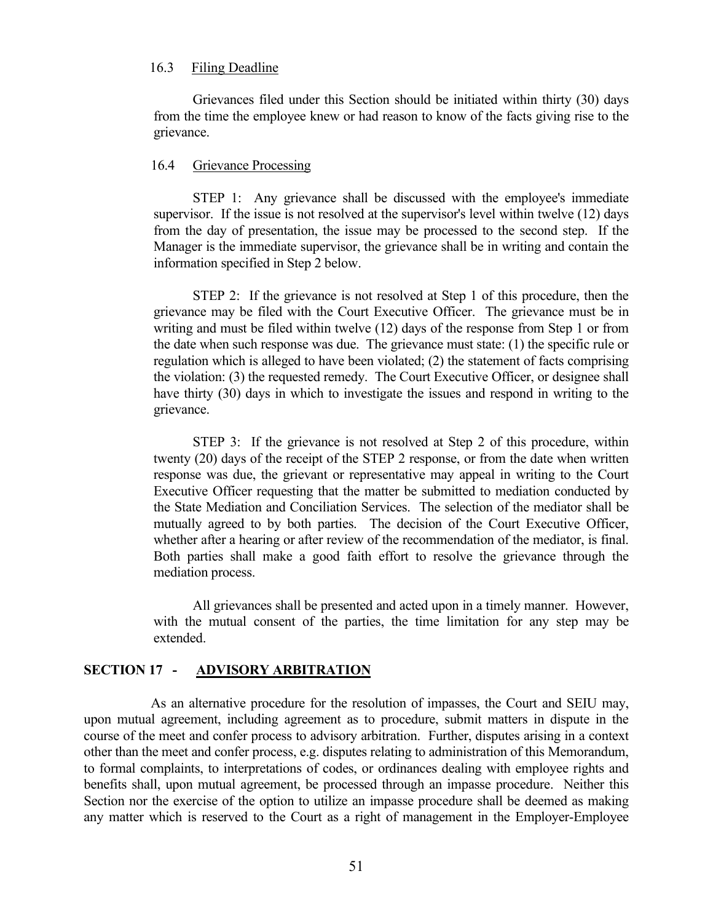### 16.3 Filing Deadline

Grievances filed under this Section should be initiated within thirty (30) days from the time the employee knew or had reason to know of the facts giving rise to the grievance.

### 16.4 Grievance Processing

STEP 1: Any grievance shall be discussed with the employee's immediate supervisor. If the issue is not resolved at the supervisor's level within twelve (12) days from the day of presentation, the issue may be processed to the second step. If the Manager is the immediate supervisor, the grievance shall be in writing and contain the information specified in Step 2 below.

STEP 2: If the grievance is not resolved at Step 1 of this procedure, then the grievance may be filed with the Court Executive Officer. The grievance must be in writing and must be filed within twelve (12) days of the response from Step 1 or from the date when such response was due. The grievance must state: (1) the specific rule or regulation which is alleged to have been violated; (2) the statement of facts comprising the violation: (3) the requested remedy. The Court Executive Officer, or designee shall have thirty (30) days in which to investigate the issues and respond in writing to the grievance.

STEP 3: If the grievance is not resolved at Step 2 of this procedure, within twenty (20) days of the receipt of the STEP 2 response, or from the date when written response was due, the grievant or representative may appeal in writing to the Court Executive Officer requesting that the matter be submitted to mediation conducted by the State Mediation and Conciliation Services. The selection of the mediator shall be mutually agreed to by both parties. The decision of the Court Executive Officer, whether after a hearing or after review of the recommendation of the mediator, is final. Both parties shall make a good faith effort to resolve the grievance through the mediation process.

All grievances shall be presented and acted upon in a timely manner. However, with the mutual consent of the parties, the time limitation for any step may be extended.

## SECTION 17 - ADVISORY ARBITRATION

As an alternative procedure for the resolution of impasses, the Court and SEIU may, upon mutual agreement, including agreement as to procedure, submit matters in dispute in the course of the meet and confer process to advisory arbitration. Further, disputes arising in a context other than the meet and confer process, e.g. disputes relating to administration of this Memorandum, to formal complaints, to interpretations of codes, or ordinances dealing with employee rights and benefits shall, upon mutual agreement, be processed through an impasse procedure. Neither this Section nor the exercise of the option to utilize an impasse procedure shall be deemed as making any matter which is reserved to the Court as a right of management in the Employer-Employee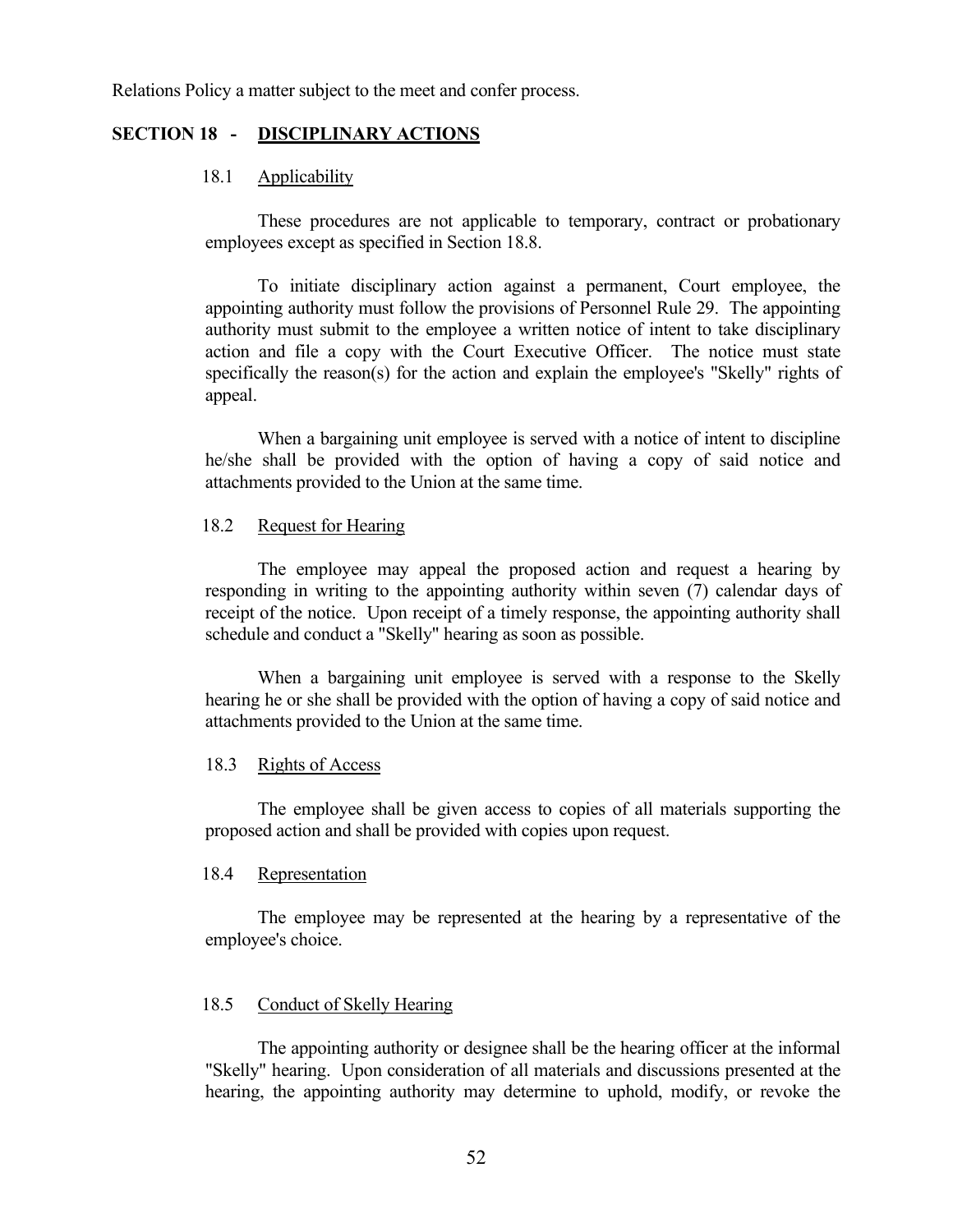Relations Policy a matter subject to the meet and confer process.

## SECTION 18 - DISCIPLINARY ACTIONS

### 18.1 Applicability

These procedures are not applicable to temporary, contract or probationary employees except as specified in Section 18.8.

To initiate disciplinary action against a permanent, Court employee, the appointing authority must follow the provisions of Personnel Rule 29. The appointing authority must submit to the employee a written notice of intent to take disciplinary action and file a copy with the Court Executive Officer. The notice must state specifically the reason(s) for the action and explain the employee's "Skelly" rights of appeal.

When a bargaining unit employee is served with a notice of intent to discipline he/she shall be provided with the option of having a copy of said notice and attachments provided to the Union at the same time.

### 18.2 Request for Hearing

The employee may appeal the proposed action and request a hearing by responding in writing to the appointing authority within seven (7) calendar days of receipt of the notice. Upon receipt of a timely response, the appointing authority shall schedule and conduct a "Skelly" hearing as soon as possible.

When a bargaining unit employee is served with a response to the Skelly hearing he or she shall be provided with the option of having a copy of said notice and attachments provided to the Union at the same time.

### 18.3 Rights of Access

The employee shall be given access to copies of all materials supporting the proposed action and shall be provided with copies upon request.

### 18.4 Representation

The employee may be represented at the hearing by a representative of the employee's choice.

### 18.5 Conduct of Skelly Hearing

The appointing authority or designee shall be the hearing officer at the informal "Skelly" hearing. Upon consideration of all materials and discussions presented at the hearing, the appointing authority may determine to uphold, modify, or revoke the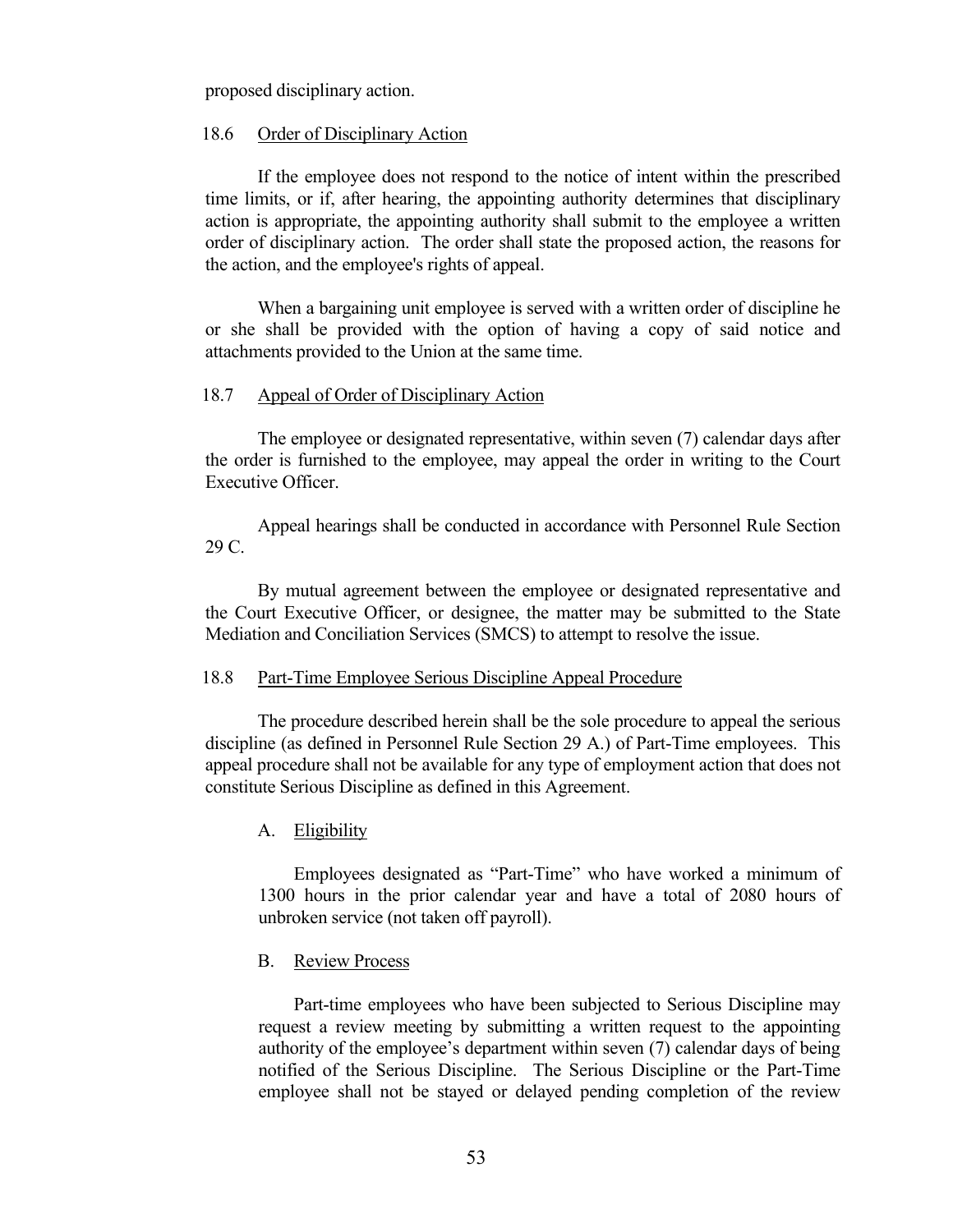proposed disciplinary action.

## 18.6 Order of Disciplinary Action

If the employee does not respond to the notice of intent within the prescribed time limits, or if, after hearing, the appointing authority determines that disciplinary action is appropriate, the appointing authority shall submit to the employee a written order of disciplinary action. The order shall state the proposed action, the reasons for the action, and the employee's rights of appeal.

When a bargaining unit employee is served with a written order of discipline he or she shall be provided with the option of having a copy of said notice and attachments provided to the Union at the same time.

## 18.7 Appeal of Order of Disciplinary Action

The employee or designated representative, within seven (7) calendar days after the order is furnished to the employee, may appeal the order in writing to the Court Executive Officer.

Appeal hearings shall be conducted in accordance with Personnel Rule Section 29 C.

By mutual agreement between the employee or designated representative and the Court Executive Officer, or designee, the matter may be submitted to the State Mediation and Conciliation Services (SMCS) to attempt to resolve the issue.

## 18.8 Part-Time Employee Serious Discipline Appeal Procedure

The procedure described herein shall be the sole procedure to appeal the serious discipline (as defined in Personnel Rule Section 29 A.) of Part-Time employees. This appeal procedure shall not be available for any type of employment action that does not constitute Serious Discipline as defined in this Agreement.

### A. Eligibility

Employees designated as "Part-Time" who have worked a minimum of 1300 hours in the prior calendar year and have a total of 2080 hours of unbroken service (not taken off payroll).

### B. Review Process

Part-time employees who have been subjected to Serious Discipline may request a review meeting by submitting a written request to the appointing authority of the employee's department within seven (7) calendar days of being notified of the Serious Discipline. The Serious Discipline or the Part-Time employee shall not be stayed or delayed pending completion of the review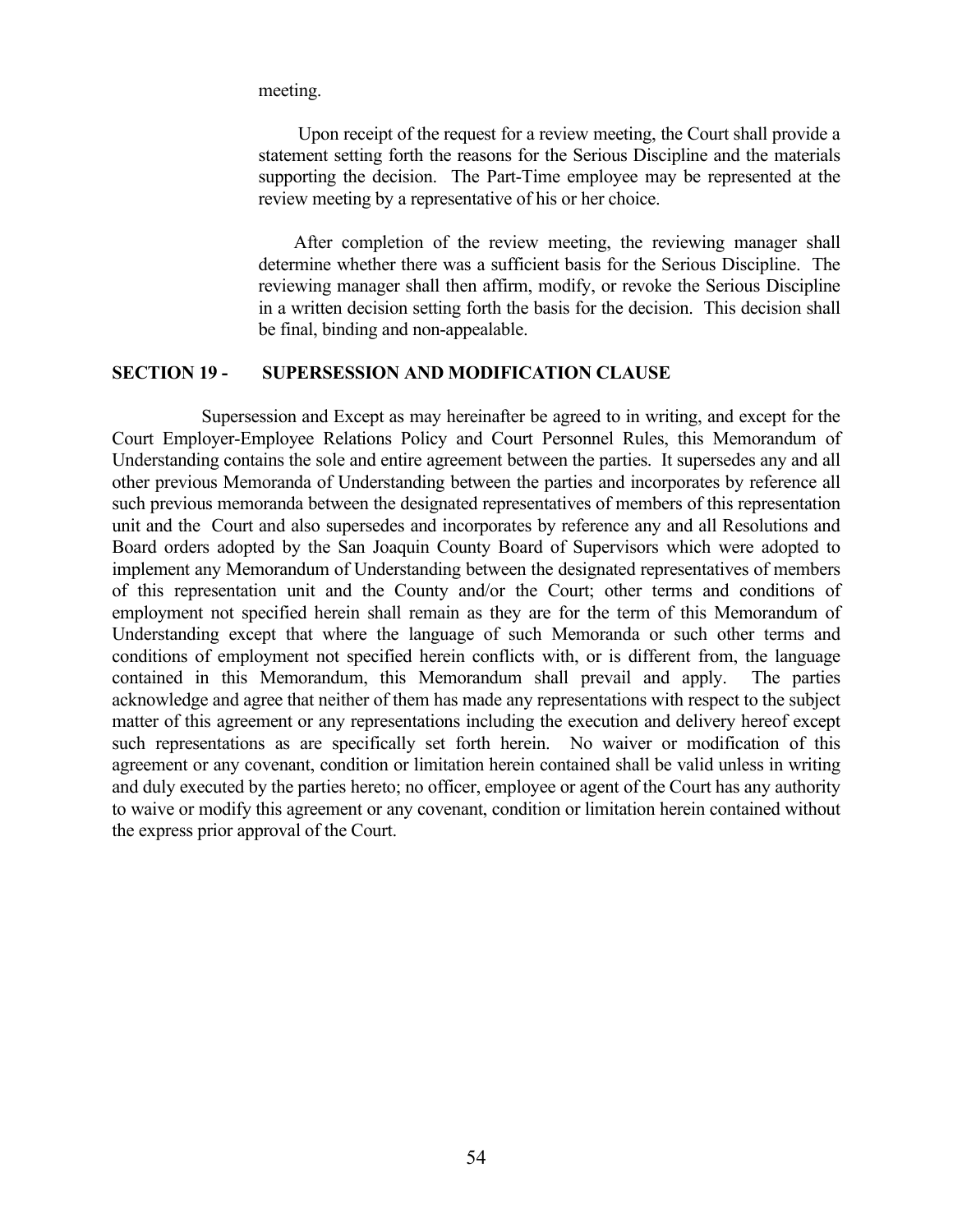meeting.

Upon receipt of the request for a review meeting, the Court shall provide a statement setting forth the reasons for the Serious Discipline and the materials supporting the decision. The Part-Time employee may be represented at the review meeting by a representative of his or her choice.

After completion of the review meeting, the reviewing manager shall determine whether there was a sufficient basis for the Serious Discipline. The reviewing manager shall then affirm, modify, or revoke the Serious Discipline in a written decision setting forth the basis for the decision. This decision shall be final, binding and non-appealable.

## SECTION 19 - SUPERSESSION AND MODIFICATION CLAUSE

Supersession and Except as may hereinafter be agreed to in writing, and except for the Court Employer-Employee Relations Policy and Court Personnel Rules, this Memorandum of Understanding contains the sole and entire agreement between the parties. It supersedes any and all other previous Memoranda of Understanding between the parties and incorporates by reference all such previous memoranda between the designated representatives of members of this representation unit and the Court and also supersedes and incorporates by reference any and all Resolutions and Board orders adopted by the San Joaquin County Board of Supervisors which were adopted to implement any Memorandum of Understanding between the designated representatives of members of this representation unit and the County and/or the Court; other terms and conditions of employment not specified herein shall remain as they are for the term of this Memorandum of Understanding except that where the language of such Memoranda or such other terms and conditions of employment not specified herein conflicts with, or is different from, the language contained in this Memorandum, this Memorandum shall prevail and apply. The parties acknowledge and agree that neither of them has made any representations with respect to the subject matter of this agreement or any representations including the execution and delivery hereof except such representations as are specifically set forth herein. No waiver or modification of this agreement or any covenant, condition or limitation herein contained shall be valid unless in writing and duly executed by the parties hereto; no officer, employee or agent of the Court has any authority to waive or modify this agreement or any covenant, condition or limitation herein contained without the express prior approval of the Court.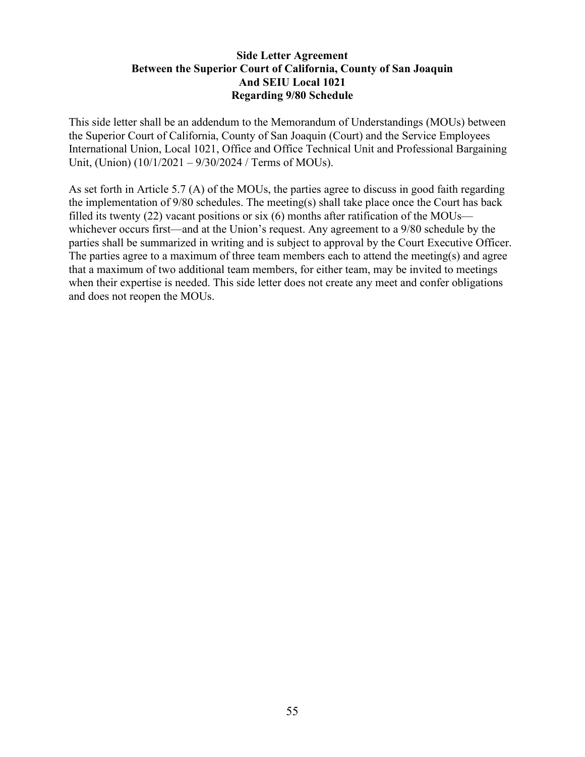**Side Letter Agreement**
**Between the Superior Court of California, County of San Joaquin**
**And SEIU Local 1021**
**Regarding 9/80 Schedule**

This side letter shall be an addendum to the Memorandum of Understandings (MOUs) between the Superior Court of California, County of San Joaquin (Court) and the Service Employees International Union, Local 1021, Office and Office Technical Unit and Professional Bargaining Unit, (Union) (10/1/2021 – 9/30/2024 / Terms of MOUs).

As set forth in Article 5.7 (A) of the MOUs, the parties agree to discuss in good faith regarding the implementation of 9/80 schedules. The meeting(s) shall take place once the Court has back filled its twenty (22) vacant positions or six (6) months after ratification of the MOUs—whichever occurs first—and at the Union's request. Any agreement to a 9/80 schedule by the parties shall be summarized in writing and is subject to approval by the Court Executive Officer. The parties agree to a maximum of three team members each to attend the meeting(s) and agree that a maximum of two additional team members, for either team, may be invited to meetings when their expertise is needed. This side letter does not create any meet and confer obligations and does not reopen the MOUs.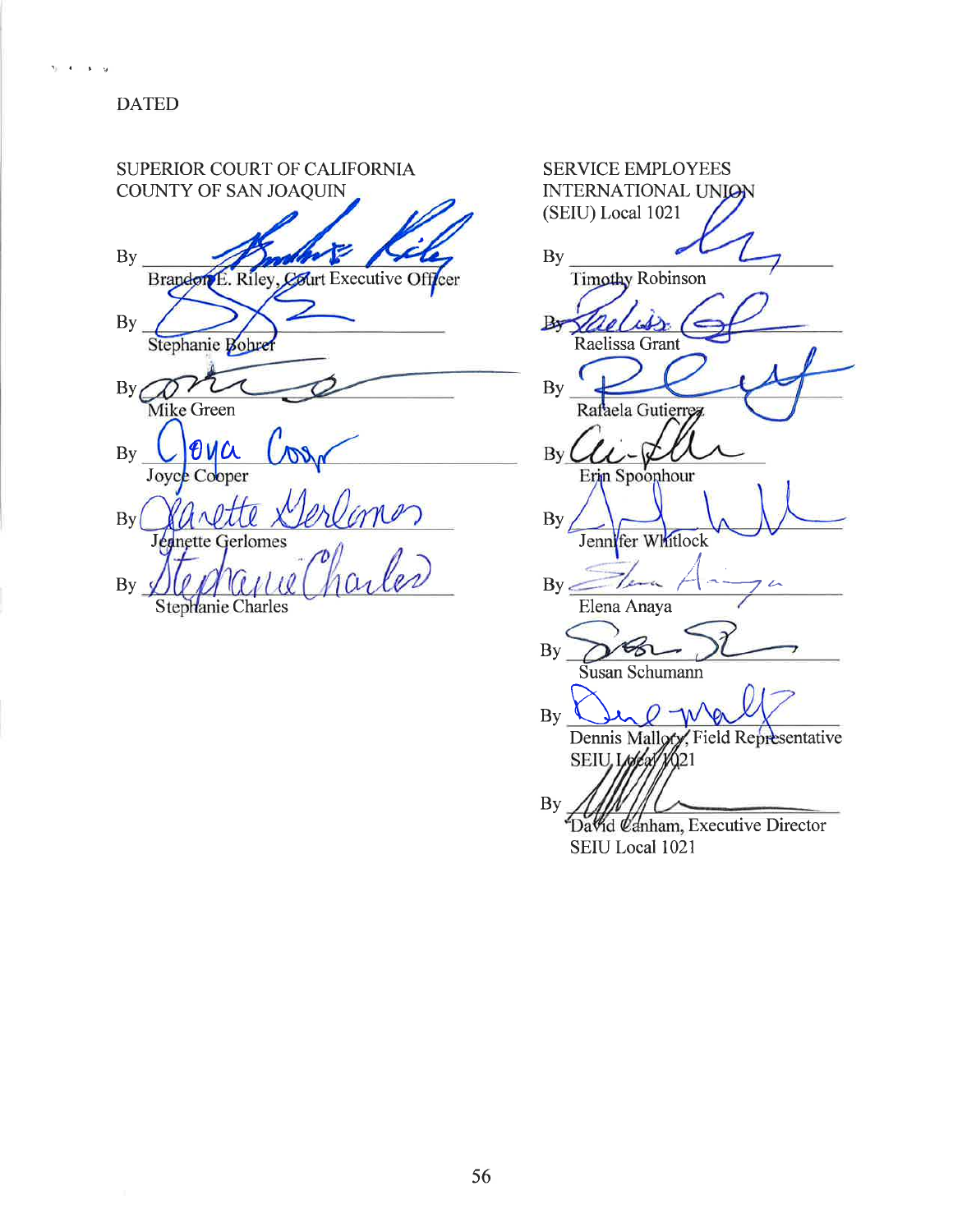DATED

SUPERIOR COURT OF CALIFORNIA
COUNTY OF SAN JOAQUIN

By ______________________________
Brandon E. Riley, Court Executive Officer

By ______________________________
Stephanie Bohrer

By ______________________________
Mike Green

By ______________________________
Joyce Cooper

By ______________________________
Jeanette Gerlomes

By ______________________________
Stephanie Charles

SERVICE EMPLOYEES
INTERNATIONAL UNION
(SEIU) Local 1021

By ______________________________
Timothy Robinson

By ______________________________
Raelissa Grant

By ______________________________
Rafaela Gutierrez

By ______________________________
Erin Spoonhour

By ______________________________
Jennifer Whitlock

By ______________________________
Elena Anaya

By ______________________________
Susan Schumann

By ______________________________
Dennis Mallory, Field Representative
SEIU Local 1021

By ______________________________
David Canham, Executive Director
SEIU Local 1021